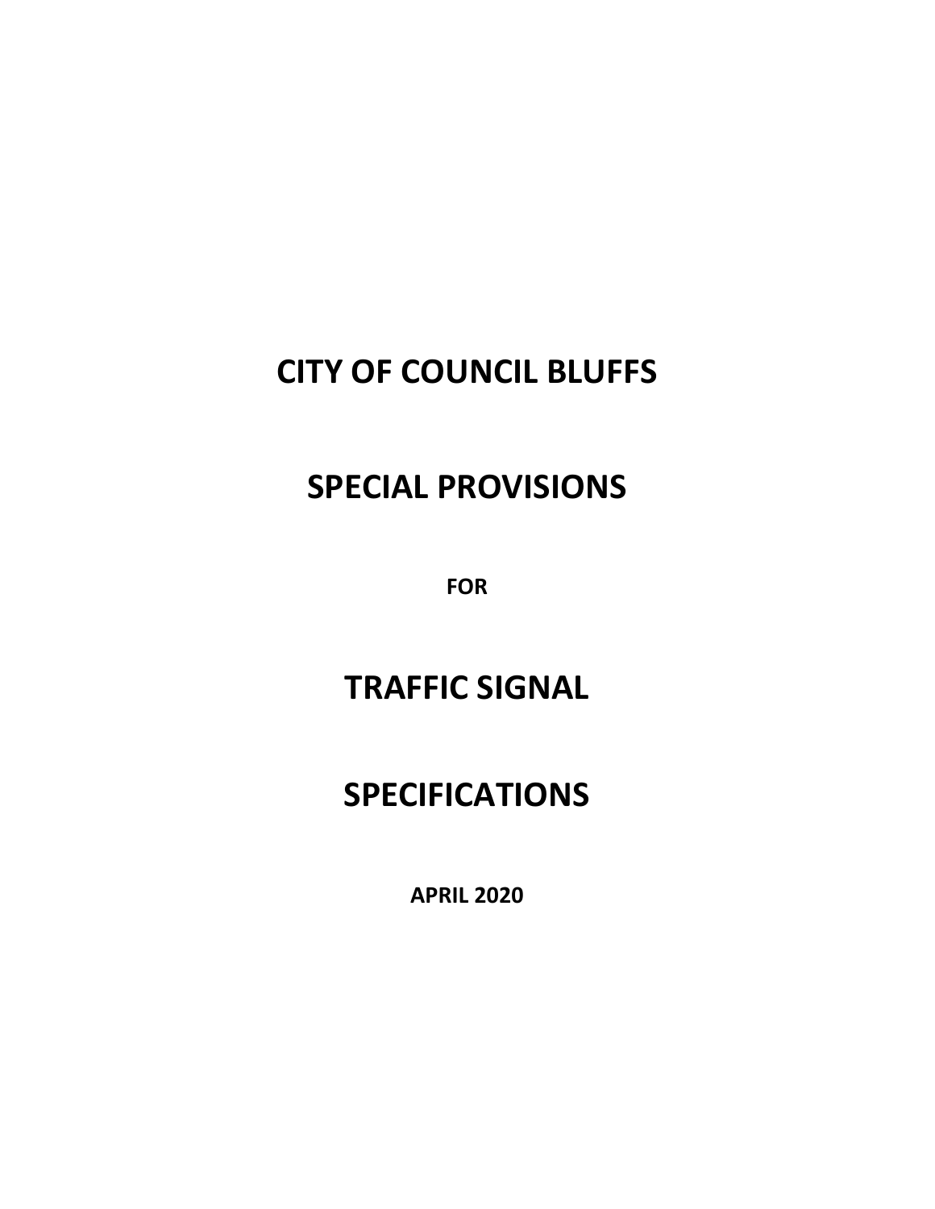# CITY OF COUNCIL BLUFFS

# SPECIAL PROVISIONS

**FOR**

# TRAFFIC SIGNAL

# SPECIFICATIONS

**APRIL 2020**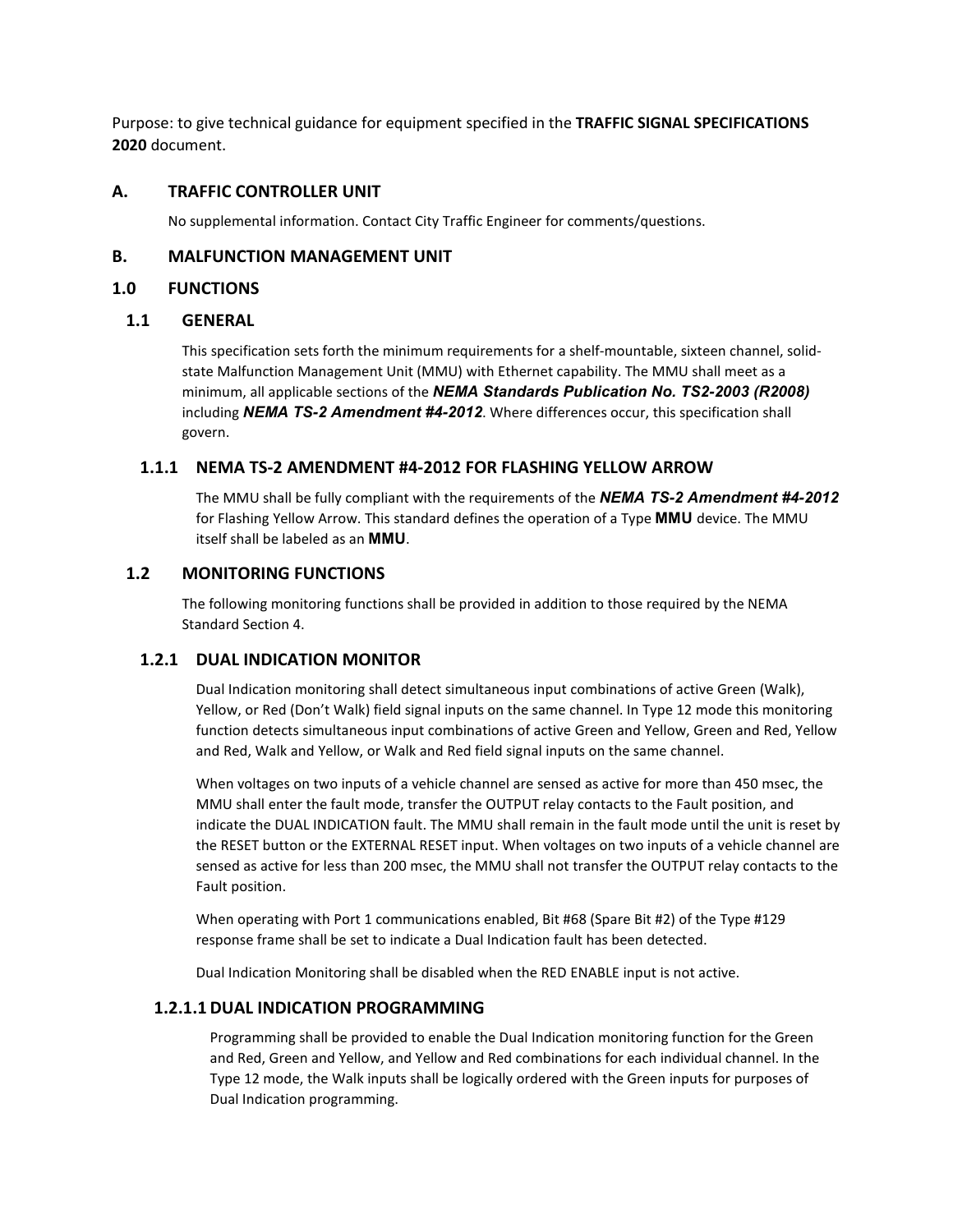Purpose: to give technical guidance for equipment specified in the **TRAFFIC SIGNAL SPECIFICATIONS 2020** document.

## A. TRAFFIC CONTROLLER UNIT

No supplemental information. Contact City Traffic Engineer for comments/questions.

## B. MALFUNCTION MANAGEMENT UNIT

## 1.0 FUNCTIONS

### 1.1 GENERAL

This specification sets forth the minimum requirements for a shelf-mountable, sixteen channel, solid-state Malfunction Management Unit (MMU) with Ethernet capability. The MMU shall meet as a minimum, all applicable sections of the ***NEMA Standards Publication No. TS2-2003 (R2008)*** including ***NEMA TS-2 Amendment #4-2012***. Where differences occur, this specification shall govern.

#### 1.1.1 NEMA TS-2 AMENDMENT #4-2012 FOR FLASHING YELLOW ARROW

The MMU shall be fully compliant with the requirements of the ***NEMA TS-2 Amendment #4-2012*** for Flashing Yellow Arrow. This standard defines the operation of a Type **MMU** device. The MMU itself shall be labeled as an **MMU**.

### 1.2 MONITORING FUNCTIONS

The following monitoring functions shall be provided in addition to those required by the NEMA Standard Section 4.

#### 1.2.1 DUAL INDICATION MONITOR

Dual Indication monitoring shall detect simultaneous input combinations of active Green (Walk), Yellow, or Red (Don't Walk) field signal inputs on the same channel. In Type 12 mode this monitoring function detects simultaneous input combinations of active Green and Yellow, Green and Red, Yellow and Red, Walk and Yellow, or Walk and Red field signal inputs on the same channel.

When voltages on two inputs of a vehicle channel are sensed as active for more than 450 msec, the MMU shall enter the fault mode, transfer the OUTPUT relay contacts to the Fault position, and indicate the DUAL INDICATION fault. The MMU shall remain in the fault mode until the unit is reset by the RESET button or the EXTERNAL RESET input. When voltages on two inputs of a vehicle channel are sensed as active for less than 200 msec, the MMU shall not transfer the OUTPUT relay contacts to the Fault position.

When operating with Port 1 communications enabled, Bit #68 (Spare Bit #2) of the Type #129 response frame shall be set to indicate a Dual Indication fault has been detected.

Dual Indication Monitoring shall be disabled when the RED ENABLE input is not active.

##### 1.2.1.1 DUAL INDICATION PROGRAMMING

Programming shall be provided to enable the Dual Indication monitoring function for the Green and Red, Green and Yellow, and Yellow and Red combinations for each individual channel. In the Type 12 mode, the Walk inputs shall be logically ordered with the Green inputs for purposes of Dual Indication programming.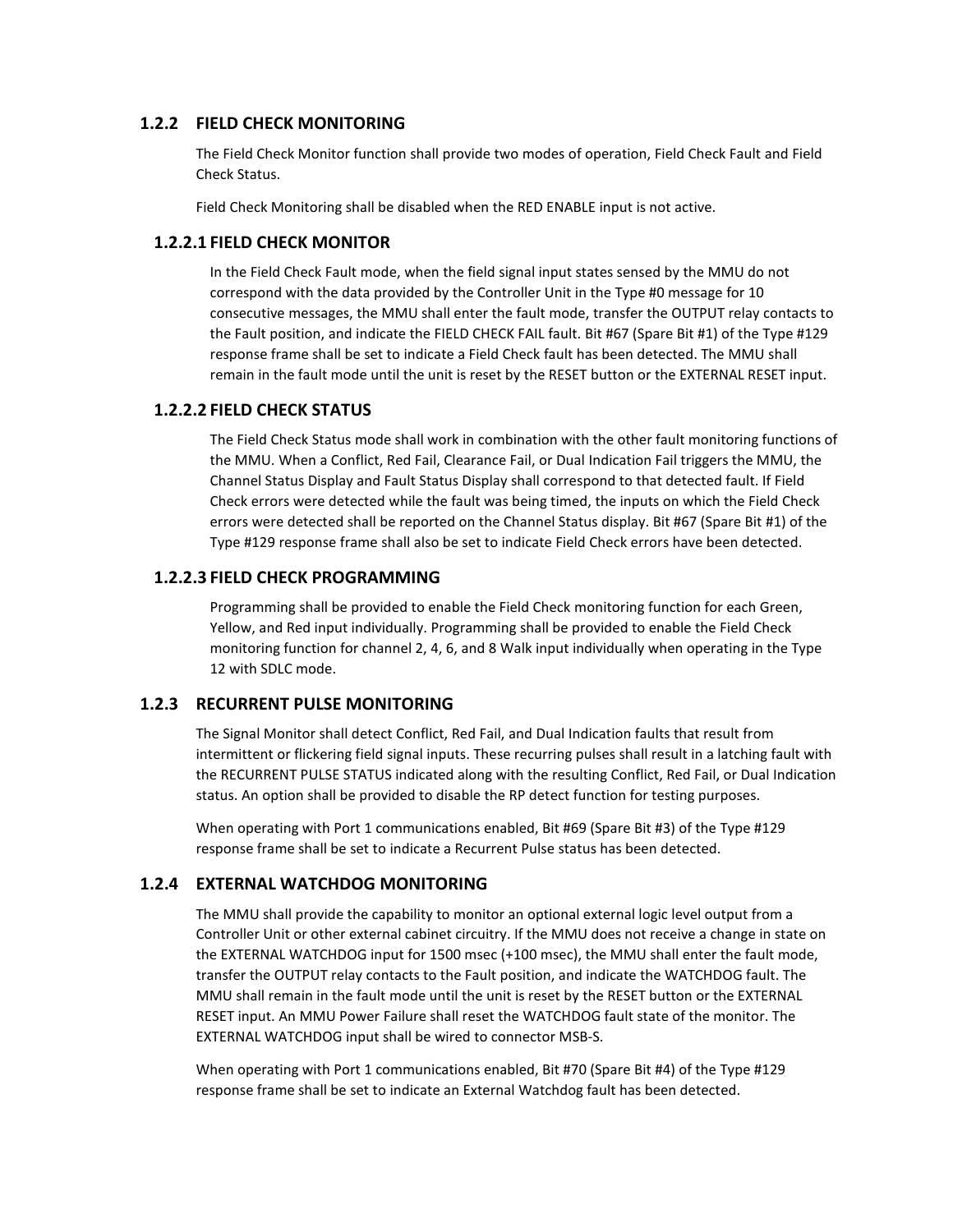### 1.2.2 FIELD CHECK MONITORING

The Field Check Monitor function shall provide two modes of operation, Field Check Fault and Field Check Status.

Field Check Monitoring shall be disabled when the RED ENABLE input is not active.

#### 1.2.2.1 FIELD CHECK MONITOR

In the Field Check Fault mode, when the field signal input states sensed by the MMU do not correspond with the data provided by the Controller Unit in the Type #0 message for 10 consecutive messages, the MMU shall enter the fault mode, transfer the OUTPUT relay contacts to the Fault position, and indicate the FIELD CHECK FAIL fault. Bit #67 (Spare Bit #1) of the Type #129 response frame shall be set to indicate a Field Check fault has been detected. The MMU shall remain in the fault mode until the unit is reset by the RESET button or the EXTERNAL RESET input.

#### 1.2.2.2 FIELD CHECK STATUS

The Field Check Status mode shall work in combination with the other fault monitoring functions of the MMU. When a Conflict, Red Fail, Clearance Fail, or Dual Indication Fail triggers the MMU, the Channel Status Display and Fault Status Display shall correspond to that detected fault. If Field Check errors were detected while the fault was being timed, the inputs on which the Field Check errors were detected shall be reported on the Channel Status display. Bit #67 (Spare Bit #1) of the Type #129 response frame shall also be set to indicate Field Check errors have been detected.

#### 1.2.2.3 FIELD CHECK PROGRAMMING

Programming shall be provided to enable the Field Check monitoring function for each Green, Yellow, and Red input individually. Programming shall be provided to enable the Field Check monitoring function for channel 2, 4, 6, and 8 Walk input individually when operating in the Type 12 with SDLC mode.

### 1.2.3 RECURRENT PULSE MONITORING

The Signal Monitor shall detect Conflict, Red Fail, and Dual Indication faults that result from intermittent or flickering field signal inputs. These recurring pulses shall result in a latching fault with the RECURRENT PULSE STATUS indicated along with the resulting Conflict, Red Fail, or Dual Indication status. An option shall be provided to disable the RP detect function for testing purposes.

When operating with Port 1 communications enabled, Bit #69 (Spare Bit #3) of the Type #129 response frame shall be set to indicate a Recurrent Pulse status has been detected.

### 1.2.4 EXTERNAL WATCHDOG MONITORING

The MMU shall provide the capability to monitor an optional external logic level output from a Controller Unit or other external cabinet circuitry. If the MMU does not receive a change in state on the EXTERNAL WATCHDOG input for 1500 msec (+100 msec), the MMU shall enter the fault mode, transfer the OUTPUT relay contacts to the Fault position, and indicate the WATCHDOG fault. The MMU shall remain in the fault mode until the unit is reset by the RESET button or the EXTERNAL RESET input. An MMU Power Failure shall reset the WATCHDOG fault state of the monitor. The EXTERNAL WATCHDOG input shall be wired to connector MSB-S.

When operating with Port 1 communications enabled, Bit #70 (Spare Bit #4) of the Type #129 response frame shall be set to indicate an External Watchdog fault has been detected.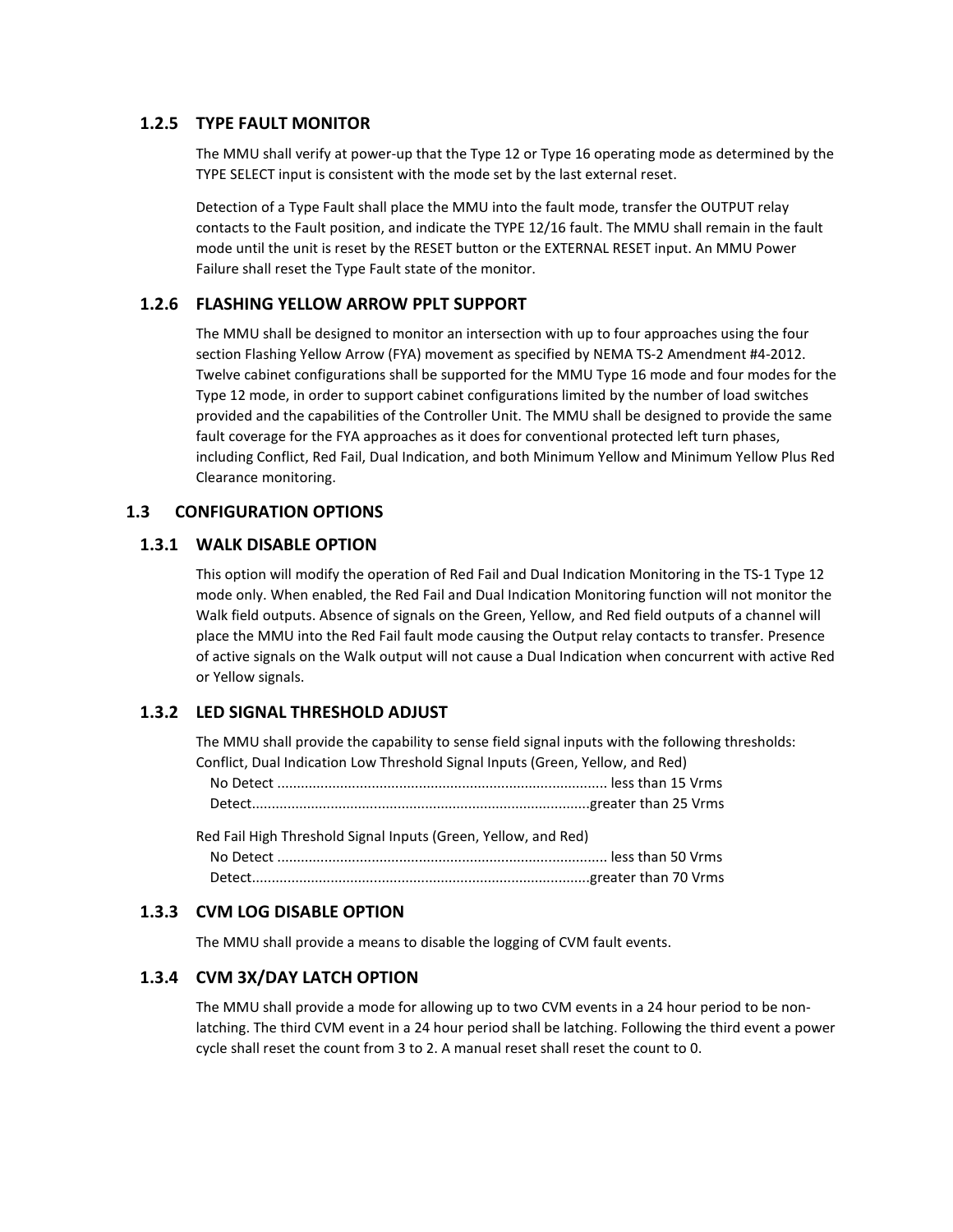### 1.2.5 TYPE FAULT MONITOR

The MMU shall verify at power-up that the Type 12 or Type 16 operating mode as determined by the TYPE SELECT input is consistent with the mode set by the last external reset.

Detection of a Type Fault shall place the MMU into the fault mode, transfer the OUTPUT relay contacts to the Fault position, and indicate the TYPE 12/16 fault. The MMU shall remain in the fault mode until the unit is reset by the RESET button or the EXTERNAL RESET input. An MMU Power Failure shall reset the Type Fault state of the monitor.

### 1.2.6 FLASHING YELLOW ARROW PPLT SUPPORT

The MMU shall be designed to monitor an intersection with up to four approaches using the four section Flashing Yellow Arrow (FYA) movement as specified by NEMA TS-2 Amendment #4-2012. Twelve cabinet configurations shall be supported for the MMU Type 16 mode and four modes for the Type 12 mode, in order to support cabinet configurations limited by the number of load switches provided and the capabilities of the Controller Unit. The MMU shall be designed to provide the same fault coverage for the FYA approaches as it does for conventional protected left turn phases, including Conflict, Red Fail, Dual Indication, and both Minimum Yellow and Minimum Yellow Plus Red Clearance monitoring.

## 1.3 CONFIGURATION OPTIONS

### 1.3.1 WALK DISABLE OPTION

This option will modify the operation of Red Fail and Dual Indication Monitoring in the TS-1 Type 12 mode only. When enabled, the Red Fail and Dual Indication Monitoring function will not monitor the Walk field outputs. Absence of signals on the Green, Yellow, and Red field outputs of a channel will place the MMU into the Red Fail fault mode causing the Output relay contacts to transfer. Presence of active signals on the Walk output will not cause a Dual Indication when concurrent with active Red or Yellow signals.

### 1.3.2 LED SIGNAL THRESHOLD ADJUST

The MMU shall provide the capability to sense field signal inputs with the following thresholds:
Conflict, Dual Indication Low Threshold Signal Inputs (Green, Yellow, and Red)
No Detect .................................................................................. less than 15 Vrms
Detect.....................................................................................greater than 25 Vrms

Red Fail High Threshold Signal Inputs (Green, Yellow, and Red)
No Detect .................................................................................. less than 50 Vrms
Detect.....................................................................................greater than 70 Vrms

### 1.3.3 CVM LOG DISABLE OPTION

The MMU shall provide a means to disable the logging of CVM fault events.

### 1.3.4 CVM 3X/DAY LATCH OPTION

The MMU shall provide a mode for allowing up to two CVM events in a 24 hour period to be non-latching. The third CVM event in a 24 hour period shall be latching. Following the third event a power cycle shall reset the count from 3 to 2. A manual reset shall reset the count to 0.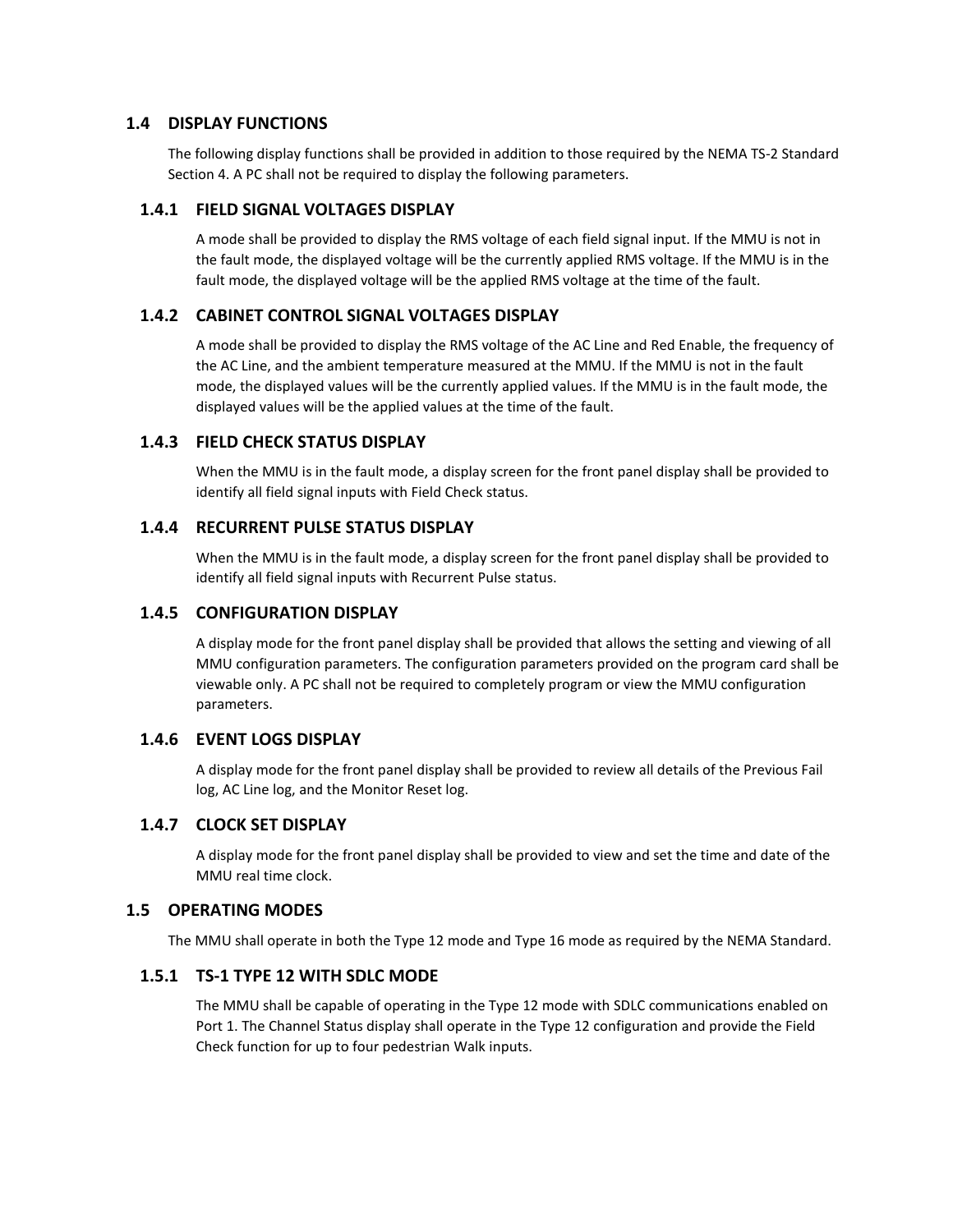## 1.4 DISPLAY FUNCTIONS

The following display functions shall be provided in addition to those required by the NEMA TS-2 Standard Section 4. A PC shall not be required to display the following parameters.

### 1.4.1 FIELD SIGNAL VOLTAGES DISPLAY

A mode shall be provided to display the RMS voltage of each field signal input. If the MMU is not in the fault mode, the displayed voltage will be the currently applied RMS voltage. If the MMU is in the fault mode, the displayed voltage will be the applied RMS voltage at the time of the fault.

### 1.4.2 CABINET CONTROL SIGNAL VOLTAGES DISPLAY

A mode shall be provided to display the RMS voltage of the AC Line and Red Enable, the frequency of the AC Line, and the ambient temperature measured at the MMU. If the MMU is not in the fault mode, the displayed values will be the currently applied values. If the MMU is in the fault mode, the displayed values will be the applied values at the time of the fault.

### 1.4.3 FIELD CHECK STATUS DISPLAY

When the MMU is in the fault mode, a display screen for the front panel display shall be provided to identify all field signal inputs with Field Check status.

### 1.4.4 RECURRENT PULSE STATUS DISPLAY

When the MMU is in the fault mode, a display screen for the front panel display shall be provided to identify all field signal inputs with Recurrent Pulse status.

### 1.4.5 CONFIGURATION DISPLAY

A display mode for the front panel display shall be provided that allows the setting and viewing of all MMU configuration parameters. The configuration parameters provided on the program card shall be viewable only. A PC shall not be required to completely program or view the MMU configuration parameters.

### 1.4.6 EVENT LOGS DISPLAY

A display mode for the front panel display shall be provided to review all details of the Previous Fail log, AC Line log, and the Monitor Reset log.

### 1.4.7 CLOCK SET DISPLAY

A display mode for the front panel display shall be provided to view and set the time and date of the MMU real time clock.

## 1.5 OPERATING MODES

The MMU shall operate in both the Type 12 mode and Type 16 mode as required by the NEMA Standard.

### 1.5.1 TS-1 TYPE 12 WITH SDLC MODE

The MMU shall be capable of operating in the Type 12 mode with SDLC communications enabled on Port 1. The Channel Status display shall operate in the Type 12 configuration and provide the Field Check function for up to four pedestrian Walk inputs.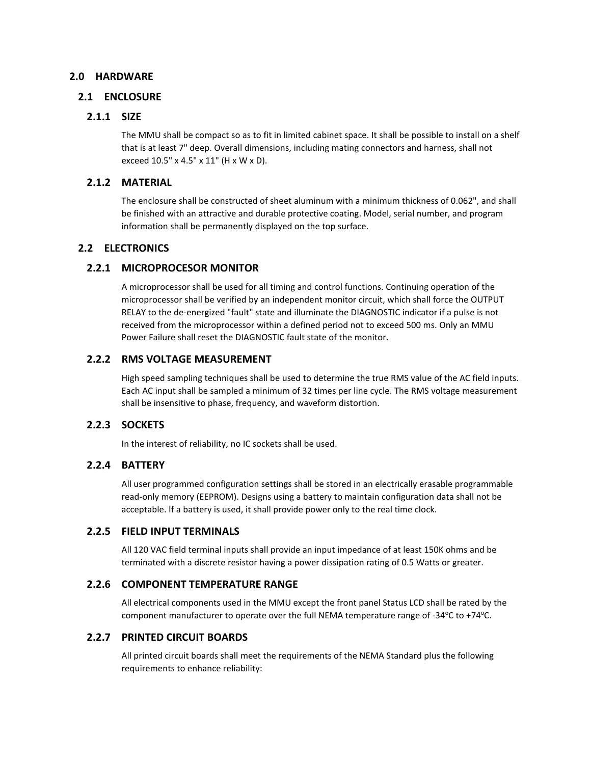# 2.0 HARDWARE

## 2.1 ENCLOSURE

### 2.1.1 SIZE

The MMU shall be compact so as to fit in limited cabinet space. It shall be possible to install on a shelf that is at least 7" deep. Overall dimensions, including mating connectors and harness, shall not exceed 10.5" x 4.5" x 11" (H x W x D).

### 2.1.2 MATERIAL

The enclosure shall be constructed of sheet aluminum with a minimum thickness of 0.062", and shall be finished with an attractive and durable protective coating. Model, serial number, and program information shall be permanently displayed on the top surface.

## 2.2 ELECTRONICS

### 2.2.1 MICROPROCESOR MONITOR

A microprocessor shall be used for all timing and control functions. Continuing operation of the microprocessor shall be verified by an independent monitor circuit, which shall force the OUTPUT RELAY to the de-energized "fault" state and illuminate the DIAGNOSTIC indicator if a pulse is not received from the microprocessor within a defined period not to exceed 500 ms. Only an MMU Power Failure shall reset the DIAGNOSTIC fault state of the monitor.

### 2.2.2 RMS VOLTAGE MEASUREMENT

High speed sampling techniques shall be used to determine the true RMS value of the AC field inputs. Each AC input shall be sampled a minimum of 32 times per line cycle. The RMS voltage measurement shall be insensitive to phase, frequency, and waveform distortion.

### 2.2.3 SOCKETS

In the interest of reliability, no IC sockets shall be used.

### 2.2.4 BATTERY

All user programmed configuration settings shall be stored in an electrically erasable programmable read-only memory (EEPROM). Designs using a battery to maintain configuration data shall not be acceptable. If a battery is used, it shall provide power only to the real time clock.

### 2.2.5 FIELD INPUT TERMINALS

All 120 VAC field terminal inputs shall provide an input impedance of at least 150K ohms and be terminated with a discrete resistor having a power dissipation rating of 0.5 Watts or greater.

### 2.2.6 COMPONENT TEMPERATURE RANGE

All electrical components used in the MMU except the front panel Status LCD shall be rated by the component manufacturer to operate over the full NEMA temperature range of -34°C to +74°C.

### 2.2.7 PRINTED CIRCUIT BOARDS

All printed circuit boards shall meet the requirements of the NEMA Standard plus the following requirements to enhance reliability: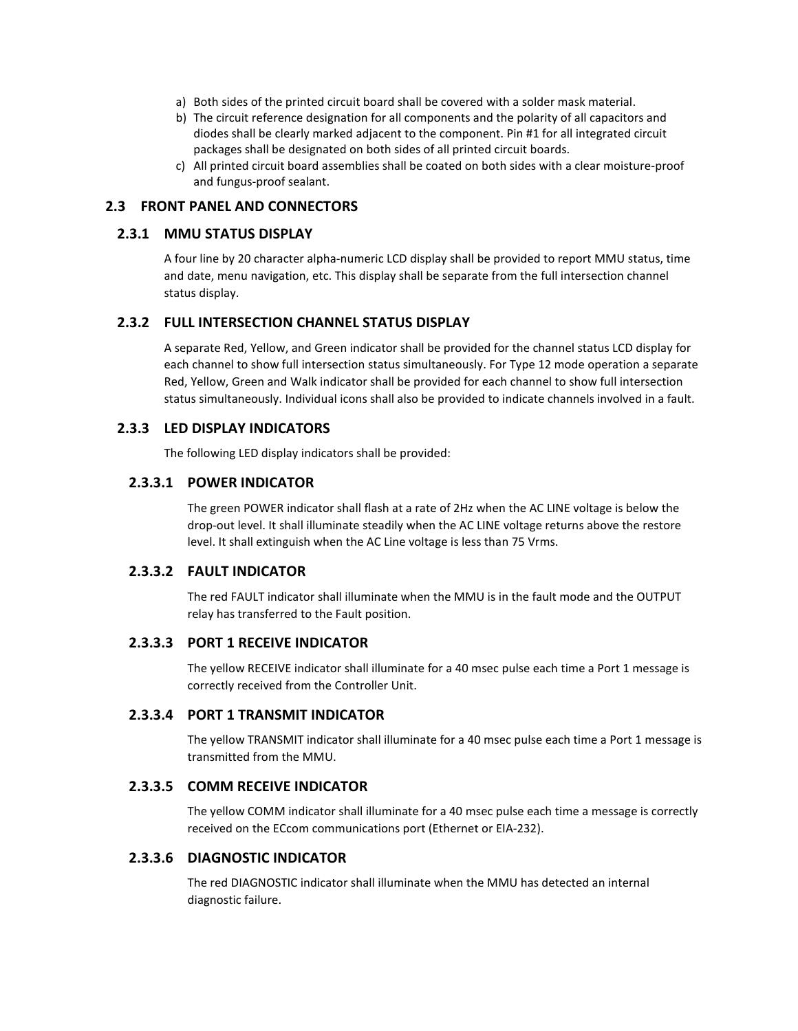a) Both sides of the printed circuit board shall be covered with a solder mask material.
b) The circuit reference designation for all components and the polarity of all capacitors and diodes shall be clearly marked adjacent to the component. Pin #1 for all integrated circuit packages shall be designated on both sides of all printed circuit boards.
c) All printed circuit board assemblies shall be coated on both sides with a clear moisture-proof and fungus-proof sealant.

## 2.3 FRONT PANEL AND CONNECTORS

### 2.3.1 MMU STATUS DISPLAY

A four line by 20 character alpha-numeric LCD display shall be provided to report MMU status, time and date, menu navigation, etc. This display shall be separate from the full intersection channel status display.

### 2.3.2 FULL INTERSECTION CHANNEL STATUS DISPLAY

A separate Red, Yellow, and Green indicator shall be provided for the channel status LCD display for each channel to show full intersection status simultaneously. For Type 12 mode operation a separate Red, Yellow, Green and Walk indicator shall be provided for each channel to show full intersection status simultaneously. Individual icons shall also be provided to indicate channels involved in a fault.

### 2.3.3 LED DISPLAY INDICATORS

The following LED display indicators shall be provided:

#### 2.3.3.1 POWER INDICATOR

The green POWER indicator shall flash at a rate of 2Hz when the AC LINE voltage is below the drop-out level. It shall illuminate steadily when the AC LINE voltage returns above the restore level. It shall extinguish when the AC Line voltage is less than 75 Vrms.

#### 2.3.3.2 FAULT INDICATOR

The red FAULT indicator shall illuminate when the MMU is in the fault mode and the OUTPUT relay has transferred to the Fault position.

#### 2.3.3.3 PORT 1 RECEIVE INDICATOR

The yellow RECEIVE indicator shall illuminate for a 40 msec pulse each time a Port 1 message is correctly received from the Controller Unit.

#### 2.3.3.4 PORT 1 TRANSMIT INDICATOR

The yellow TRANSMIT indicator shall illuminate for a 40 msec pulse each time a Port 1 message is transmitted from the MMU.

#### 2.3.3.5 COMM RECEIVE INDICATOR

The yellow COMM indicator shall illuminate for a 40 msec pulse each time a message is correctly received on the ECcom communications port (Ethernet or EIA-232).

#### 2.3.3.6 DIAGNOSTIC INDICATOR

The red DIAGNOSTIC indicator shall illuminate when the MMU has detected an internal diagnostic failure.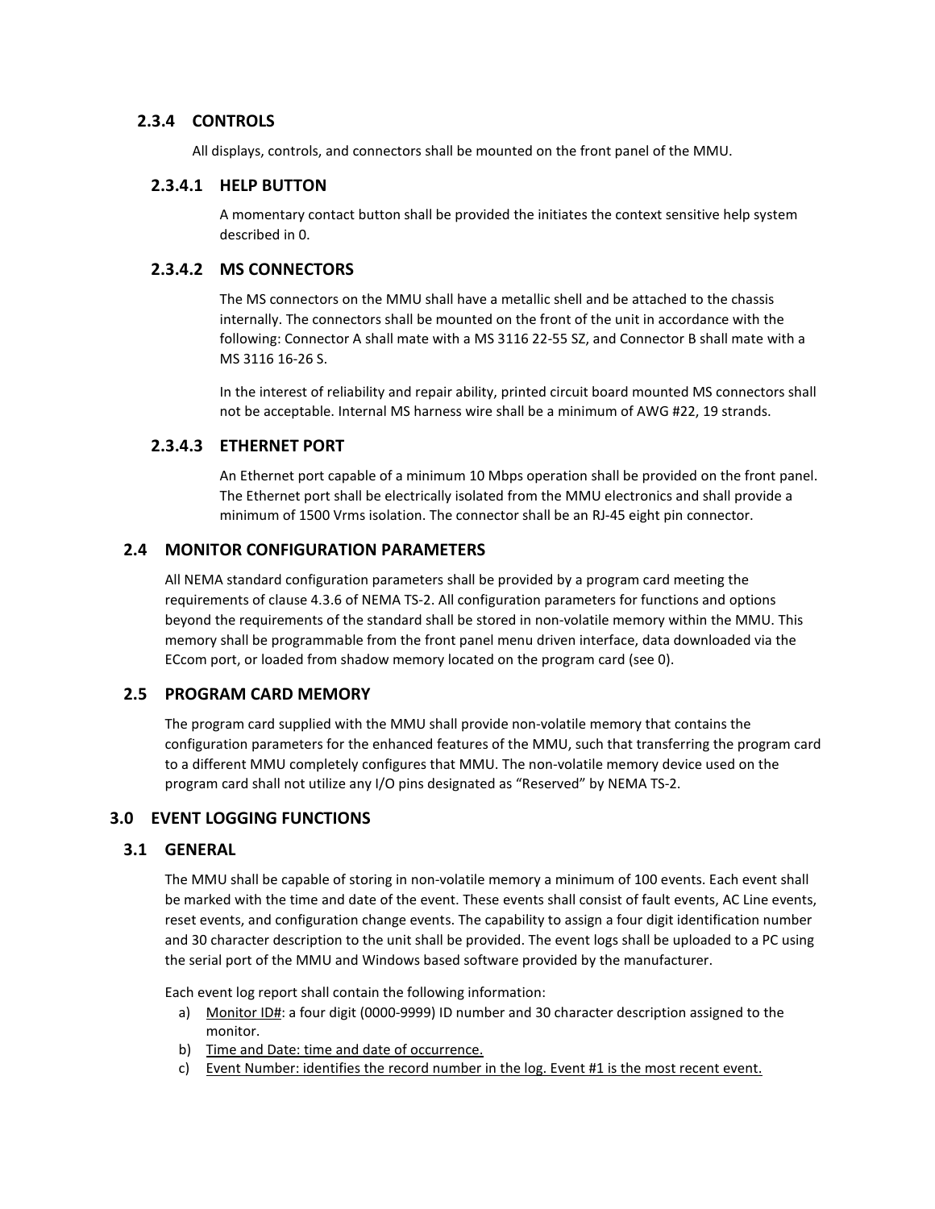### 2.3.4 CONTROLS

All displays, controls, and connectors shall be mounted on the front panel of the MMU.

#### 2.3.4.1 HELP BUTTON

A momentary contact button shall be provided the initiates the context sensitive help system described in 0.

#### 2.3.4.2 MS CONNECTORS

The MS connectors on the MMU shall have a metallic shell and be attached to the chassis internally. The connectors shall be mounted on the front of the unit in accordance with the following: Connector A shall mate with a MS 3116 22-55 SZ, and Connector B shall mate with a MS 3116 16-26 S.

In the interest of reliability and repair ability, printed circuit board mounted MS connectors shall not be acceptable. Internal MS harness wire shall be a minimum of AWG #22, 19 strands.

#### 2.3.4.3 ETHERNET PORT

An Ethernet port capable of a minimum 10 Mbps operation shall be provided on the front panel. The Ethernet port shall be electrically isolated from the MMU electronics and shall provide a minimum of 1500 Vrms isolation. The connector shall be an RJ-45 eight pin connector.

## 2.4 MONITOR CONFIGURATION PARAMETERS

All NEMA standard configuration parameters shall be provided by a program card meeting the requirements of clause 4.3.6 of NEMA TS-2. All configuration parameters for functions and options beyond the requirements of the standard shall be stored in non-volatile memory within the MMU. This memory shall be programmable from the front panel menu driven interface, data downloaded via the ECcom port, or loaded from shadow memory located on the program card (see 0).

## 2.5 PROGRAM CARD MEMORY

The program card supplied with the MMU shall provide non-volatile memory that contains the configuration parameters for the enhanced features of the MMU, such that transferring the program card to a different MMU completely configures that MMU. The non-volatile memory device used on the program card shall not utilize any I/O pins designated as "Reserved" by NEMA TS-2.

# 3.0 EVENT LOGGING FUNCTIONS

## 3.1 GENERAL

The MMU shall be capable of storing in non-volatile memory a minimum of 100 events. Each event shall be marked with the time and date of the event. These events shall consist of fault events, AC Line events, reset events, and configuration change events. The capability to assign a four digit identification number and 30 character description to the unit shall be provided. The event logs shall be uploaded to a PC using the serial port of the MMU and Windows based software provided by the manufacturer.

Each event log report shall contain the following information:

a) <u>Monitor ID#</u>: a four digit (0000-9999) ID number and 30 character description assigned to the monitor.
b) <u>Time and Date: time and date of occurrence.</u>
c) <u>Event Number: identifies the record number in the log. Event #1 is the most recent event.</u>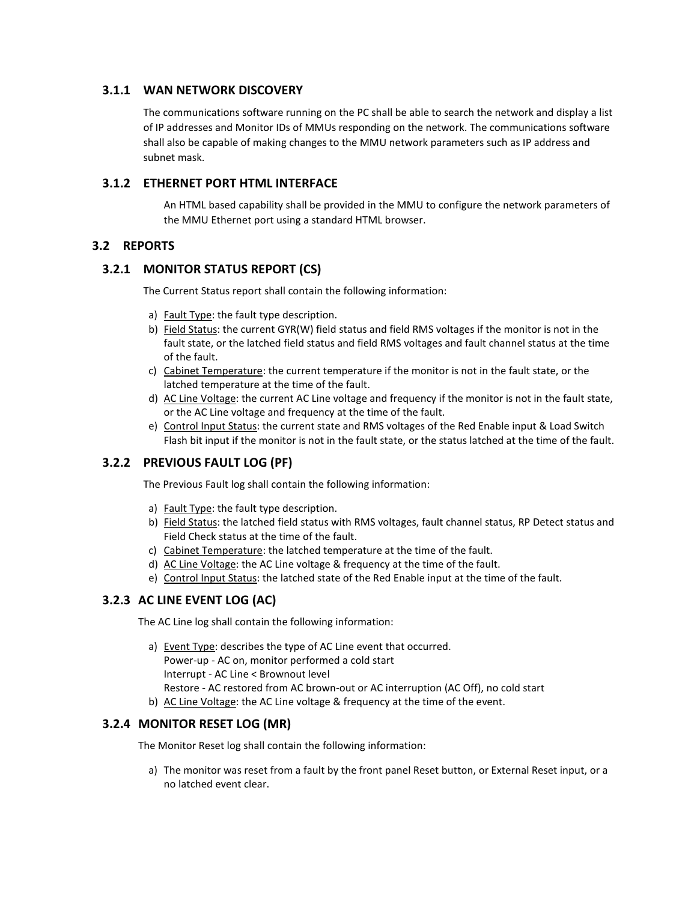### 3.1.1 WAN NETWORK DISCOVERY

The communications software running on the PC shall be able to search the network and display a list of IP addresses and Monitor IDs of MMUs responding on the network. The communications software shall also be capable of making changes to the MMU network parameters such as IP address and subnet mask.

### 3.1.2 ETHERNET PORT HTML INTERFACE

An HTML based capability shall be provided in the MMU to configure the network parameters of the MMU Ethernet port using a standard HTML browser.

## 3.2 REPORTS

### 3.2.1 MONITOR STATUS REPORT (CS)

The Current Status report shall contain the following information:

a) Fault Type: the fault type description.
b) Field Status: the current GYR(W) field status and field RMS voltages if the monitor is not in the fault state, or the latched field status and field RMS voltages and fault channel status at the time of the fault.
c) Cabinet Temperature: the current temperature if the monitor is not in the fault state, or the latched temperature at the time of the fault.
d) AC Line Voltage: the current AC Line voltage and frequency if the monitor is not in the fault state, or the AC Line voltage and frequency at the time of the fault.
e) Control Input Status: the current state and RMS voltages of the Red Enable input & Load Switch Flash bit input if the monitor is not in the fault state, or the status latched at the time of the fault.

### 3.2.2 PREVIOUS FAULT LOG (PF)

The Previous Fault log shall contain the following information:

a) Fault Type: the fault type description.
b) Field Status: the latched field status with RMS voltages, fault channel status, RP Detect status and Field Check status at the time of the fault.
c) Cabinet Temperature: the latched temperature at the time of the fault.
d) AC Line Voltage: the AC Line voltage & frequency at the time of the fault.
e) Control Input Status: the latched state of the Red Enable input at the time of the fault.

### 3.2.3 AC LINE EVENT LOG (AC)

The AC Line log shall contain the following information:

a) Event Type: describes the type of AC Line event that occurred.
   Power-up - AC on, monitor performed a cold start
   Interrupt - AC Line < Brownout level
   Restore - AC restored from AC brown-out or AC interruption (AC Off), no cold start
b) AC Line Voltage: the AC Line voltage & frequency at the time of the event.

### 3.2.4 MONITOR RESET LOG (MR)

The Monitor Reset log shall contain the following information:

a) The monitor was reset from a fault by the front panel Reset button, or External Reset input, or a no latched event clear.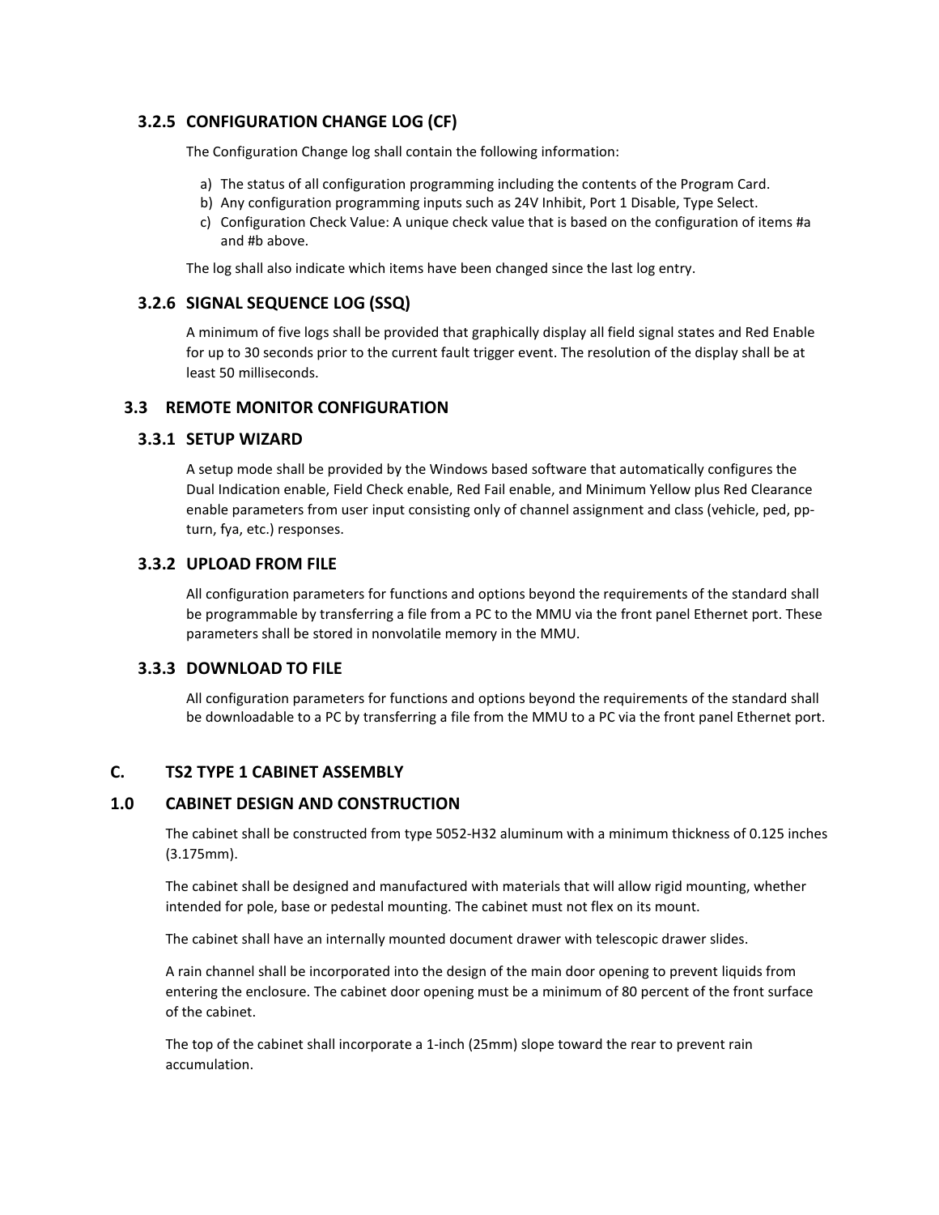### 3.2.5 CONFIGURATION CHANGE LOG (CF)

The Configuration Change log shall contain the following information:

a) The status of all configuration programming including the contents of the Program Card.
b) Any configuration programming inputs such as 24V Inhibit, Port 1 Disable, Type Select.
c) Configuration Check Value: A unique check value that is based on the configuration of items #a and #b above.

The log shall also indicate which items have been changed since the last log entry.

### 3.2.6 SIGNAL SEQUENCE LOG (SSQ)

A minimum of five logs shall be provided that graphically display all field signal states and Red Enable for up to 30 seconds prior to the current fault trigger event. The resolution of the display shall be at least 50 milliseconds.

## 3.3 REMOTE MONITOR CONFIGURATION

### 3.3.1 SETUP WIZARD

A setup mode shall be provided by the Windows based software that automatically configures the Dual Indication enable, Field Check enable, Red Fail enable, and Minimum Yellow plus Red Clearance enable parameters from user input consisting only of channel assignment and class (vehicle, ped, pp-turn, fya, etc.) responses.

### 3.3.2 UPLOAD FROM FILE

All configuration parameters for functions and options beyond the requirements of the standard shall be programmable by transferring a file from a PC to the MMU via the front panel Ethernet port. These parameters shall be stored in nonvolatile memory in the MMU.

### 3.3.3 DOWNLOAD TO FILE

All configuration parameters for functions and options beyond the requirements of the standard shall be downloadable to a PC by transferring a file from the MMU to a PC via the front panel Ethernet port.

# C. TS2 TYPE 1 CABINET ASSEMBLY

## 1.0 CABINET DESIGN AND CONSTRUCTION

The cabinet shall be constructed from type 5052-H32 aluminum with a minimum thickness of 0.125 inches (3.175mm).

The cabinet shall be designed and manufactured with materials that will allow rigid mounting, whether intended for pole, base or pedestal mounting. The cabinet must not flex on its mount.

The cabinet shall have an internally mounted document drawer with telescopic drawer slides.

A rain channel shall be incorporated into the design of the main door opening to prevent liquids from entering the enclosure. The cabinet door opening must be a minimum of 80 percent of the front surface of the cabinet.

The top of the cabinet shall incorporate a 1-inch (25mm) slope toward the rear to prevent rain accumulation.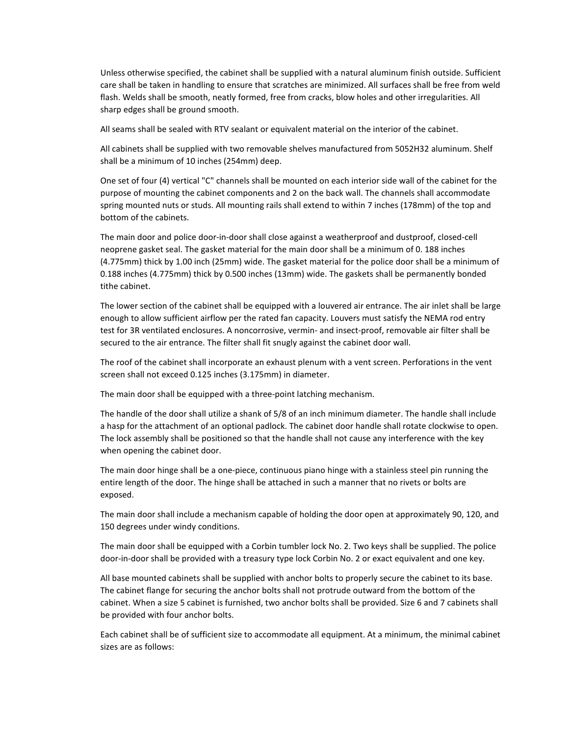Unless otherwise specified, the cabinet shall be supplied with a natural aluminum finish outside. Sufficient care shall be taken in handling to ensure that scratches are minimized. All surfaces shall be free from weld flash. Welds shall be smooth, neatly formed, free from cracks, blow holes and other irregularities. All sharp edges shall be ground smooth.

All seams shall be sealed with RTV sealant or equivalent material on the interior of the cabinet.

All cabinets shall be supplied with two removable shelves manufactured from 5052H32 aluminum. Shelf shall be a minimum of 10 inches (254mm) deep.

One set of four (4) vertical "C" channels shall be mounted on each interior side wall of the cabinet for the purpose of mounting the cabinet components and 2 on the back wall. The channels shall accommodate spring mounted nuts or studs. All mounting rails shall extend to within 7 inches (178mm) of the top and bottom of the cabinets.

The main door and police door-in-door shall close against a weatherproof and dustproof, closed-cell neoprene gasket seal. The gasket material for the main door shall be a minimum of 0. 188 inches (4.775mm) thick by 1.00 inch (25mm) wide. The gasket material for the police door shall be a minimum of 0.188 inches (4.775mm) thick by 0.500 inches (13mm) wide. The gaskets shall be permanently bonded tithe cabinet.

The lower section of the cabinet shall be equipped with a louvered air entrance. The air inlet shall be large enough to allow sufficient airflow per the rated fan capacity. Louvers must satisfy the NEMA rod entry test for 3R ventilated enclosures. A noncorrosive, vermin- and insect-proof, removable air filter shall be secured to the air entrance. The filter shall fit snugly against the cabinet door wall.

The roof of the cabinet shall incorporate an exhaust plenum with a vent screen. Perforations in the vent screen shall not exceed 0.125 inches (3.175mm) in diameter.

The main door shall be equipped with a three-point latching mechanism.

The handle of the door shall utilize a shank of 5/8 of an inch minimum diameter. The handle shall include a hasp for the attachment of an optional padlock. The cabinet door handle shall rotate clockwise to open. The lock assembly shall be positioned so that the handle shall not cause any interference with the key when opening the cabinet door.

The main door hinge shall be a one-piece, continuous piano hinge with a stainless steel pin running the entire length of the door. The hinge shall be attached in such a manner that no rivets or bolts are exposed.

The main door shall include a mechanism capable of holding the door open at approximately 90, 120, and 150 degrees under windy conditions.

The main door shall be equipped with a Corbin tumbler lock No. 2. Two keys shall be supplied. The police door-in-door shall be provided with a treasury type lock Corbin No. 2 or exact equivalent and one key.

All base mounted cabinets shall be supplied with anchor bolts to properly secure the cabinet to its base. The cabinet flange for securing the anchor bolts shall not protrude outward from the bottom of the cabinet. When a size 5 cabinet is furnished, two anchor bolts shall be provided. Size 6 and 7 cabinets shall be provided with four anchor bolts.

Each cabinet shall be of sufficient size to accommodate all equipment. At a minimum, the minimal cabinet sizes are as follows: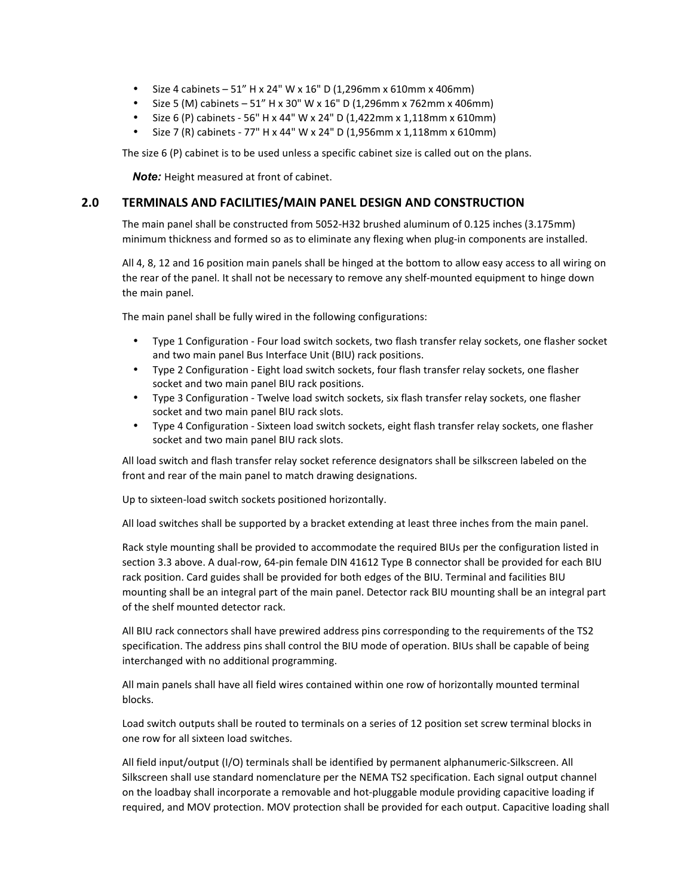- Size 4 cabinets – 51" H x 24" W x 16" D (1,296mm x 610mm x 406mm)
- Size 5 (M) cabinets – 51" H x 30" W x 16" D (1,296mm x 762mm x 406mm)
- Size 6 (P) cabinets - 56" H x 44" W x 24" D (1,422mm x 1,118mm x 610mm)
- Size 7 (R) cabinets - 77" H x 44" W x 24" D (1,956mm x 1,118mm x 610mm)

The size 6 (P) cabinet is to be used unless a specific cabinet size is called out on the plans.

***Note:*** Height measured at front of cabinet.

## 2.0 TERMINALS AND FACILITIES/MAIN PANEL DESIGN AND CONSTRUCTION

The main panel shall be constructed from 5052-H32 brushed aluminum of 0.125 inches (3.175mm) minimum thickness and formed so as to eliminate any flexing when plug-in components are installed.

All 4, 8, 12 and 16 position main panels shall be hinged at the bottom to allow easy access to all wiring on the rear of the panel. It shall not be necessary to remove any shelf-mounted equipment to hinge down the main panel.

The main panel shall be fully wired in the following configurations:

- Type 1 Configuration - Four load switch sockets, two flash transfer relay sockets, one flasher socket and two main panel Bus Interface Unit (BIU) rack positions.
- Type 2 Configuration - Eight load switch sockets, four flash transfer relay sockets, one flasher socket and two main panel BIU rack positions.
- Type 3 Configuration - Twelve load switch sockets, six flash transfer relay sockets, one flasher socket and two main panel BIU rack slots.
- Type 4 Configuration - Sixteen load switch sockets, eight flash transfer relay sockets, one flasher socket and two main panel BIU rack slots.

All load switch and flash transfer relay socket reference designators shall be silkscreen labeled on the front and rear of the main panel to match drawing designations.

Up to sixteen-load switch sockets positioned horizontally.

All load switches shall be supported by a bracket extending at least three inches from the main panel.

Rack style mounting shall be provided to accommodate the required BIUs per the configuration listed in section 3.3 above. A dual-row, 64-pin female DIN 41612 Type B connector shall be provided for each BIU rack position. Card guides shall be provided for both edges of the BIU. Terminal and facilities BIU mounting shall be an integral part of the main panel. Detector rack BIU mounting shall be an integral part of the shelf mounted detector rack.

All BIU rack connectors shall have prewired address pins corresponding to the requirements of the TS2 specification. The address pins shall control the BIU mode of operation. BIUs shall be capable of being interchanged with no additional programming.

All main panels shall have all field wires contained within one row of horizontally mounted terminal blocks.

Load switch outputs shall be routed to terminals on a series of 12 position set screw terminal blocks in one row for all sixteen load switches.

All field input/output (I/O) terminals shall be identified by permanent alphanumeric-Silkscreen. All Silkscreen shall use standard nomenclature per the NEMA TS2 specification. Each signal output channel on the loadbay shall incorporate a removable and hot-pluggable module providing capacitive loading if required, and MOV protection. MOV protection shall be provided for each output. Capacitive loading shall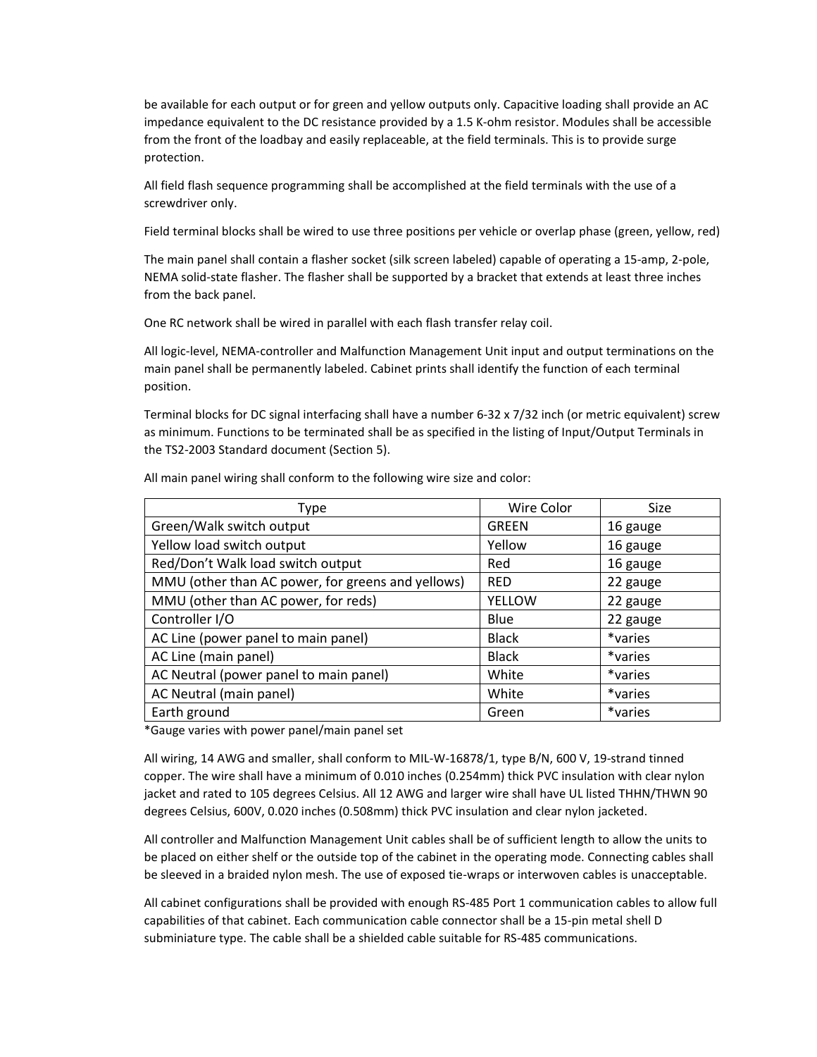be available for each output or for green and yellow outputs only. Capacitive loading shall provide an AC impedance equivalent to the DC resistance provided by a 1.5 K-ohm resistor. Modules shall be accessible from the front of the loadbay and easily replaceable, at the field terminals. This is to provide surge protection.

All field flash sequence programming shall be accomplished at the field terminals with the use of a screwdriver only.

Field terminal blocks shall be wired to use three positions per vehicle or overlap phase (green, yellow, red)

The main panel shall contain a flasher socket (silk screen labeled) capable of operating a 15-amp, 2-pole, NEMA solid-state flasher. The flasher shall be supported by a bracket that extends at least three inches from the back panel.

One RC network shall be wired in parallel with each flash transfer relay coil.

All logic-level, NEMA-controller and Malfunction Management Unit input and output terminations on the main panel shall be permanently labeled. Cabinet prints shall identify the function of each terminal position.

Terminal blocks for DC signal interfacing shall have a number 6-32 x 7/32 inch (or metric equivalent) screw as minimum. Functions to be terminated shall be as specified in the listing of Input/Output Terminals in the TS2-2003 Standard document (Section 5).

All main panel wiring shall conform to the following wire size and color:

| Type | Wire Color | Size |
|---|---|---|
| Green/Walk switch output | GREEN | 16 gauge |
| Yellow load switch output | Yellow | 16 gauge |
| Red/Don't Walk load switch output | Red | 16 gauge |
| MMU (other than AC power, for greens and yellows) | RED | 22 gauge |
| MMU (other than AC power, for reds) | YELLOW | 22 gauge |
| Controller I/O | Blue | 22 gauge |
| AC Line (power panel to main panel) | Black | *varies |
| AC Line (main panel) | Black | *varies |
| AC Neutral (power panel to main panel) | White | *varies |
| AC Neutral (main panel) | White | *varies |
| Earth ground | Green | *varies |

*Gauge varies with power panel/main panel set

All wiring, 14 AWG and smaller, shall conform to MIL-W-16878/1, type B/N, 600 V, 19-strand tinned copper. The wire shall have a minimum of 0.010 inches (0.254mm) thick PVC insulation with clear nylon jacket and rated to 105 degrees Celsius. All 12 AWG and larger wire shall have UL listed THHN/THWN 90 degrees Celsius, 600V, 0.020 inches (0.508mm) thick PVC insulation and clear nylon jacketed.

All controller and Malfunction Management Unit cables shall be of sufficient length to allow the units to be placed on either shelf or the outside top of the cabinet in the operating mode. Connecting cables shall be sleeved in a braided nylon mesh. The use of exposed tie-wraps or interwoven cables is unacceptable.

All cabinet configurations shall be provided with enough RS-485 Port 1 communication cables to allow full capabilities of that cabinet. Each communication cable connector shall be a 15-pin metal shell D subminiature type. The cable shall be a shielded cable suitable for RS-485 communications.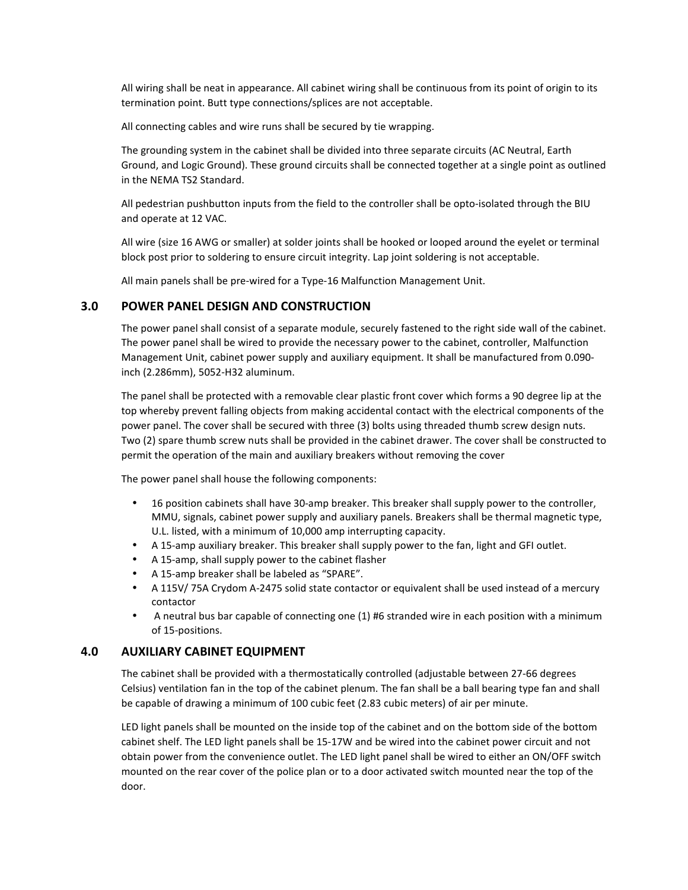All wiring shall be neat in appearance. All cabinet wiring shall be continuous from its point of origin to its termination point. Butt type connections/splices are not acceptable.

All connecting cables and wire runs shall be secured by tie wrapping.

The grounding system in the cabinet shall be divided into three separate circuits (AC Neutral, Earth Ground, and Logic Ground). These ground circuits shall be connected together at a single point as outlined in the NEMA TS2 Standard.

All pedestrian pushbutton inputs from the field to the controller shall be opto-isolated through the BIU and operate at 12 VAC.

All wire (size 16 AWG or smaller) at solder joints shall be hooked or looped around the eyelet or terminal block post prior to soldering to ensure circuit integrity. Lap joint soldering is not acceptable.

All main panels shall be pre-wired for a Type-16 Malfunction Management Unit.

## 3.0 POWER PANEL DESIGN AND CONSTRUCTION

The power panel shall consist of a separate module, securely fastened to the right side wall of the cabinet. The power panel shall be wired to provide the necessary power to the cabinet, controller, Malfunction Management Unit, cabinet power supply and auxiliary equipment. It shall be manufactured from 0.090-inch (2.286mm), 5052-H32 aluminum.

The panel shall be protected with a removable clear plastic front cover which forms a 90 degree lip at the top whereby prevent falling objects from making accidental contact with the electrical components of the power panel. The cover shall be secured with three (3) bolts using threaded thumb screw design nuts. Two (2) spare thumb screw nuts shall be provided in the cabinet drawer. The cover shall be constructed to permit the operation of the main and auxiliary breakers without removing the cover

The power panel shall house the following components:

- 16 position cabinets shall have 30-amp breaker. This breaker shall supply power to the controller, MMU, signals, cabinet power supply and auxiliary panels. Breakers shall be thermal magnetic type, U.L. listed, with a minimum of 10,000 amp interrupting capacity.
- A 15-amp auxiliary breaker. This breaker shall supply power to the fan, light and GFI outlet.
- A 15-amp, shall supply power to the cabinet flasher
- A 15-amp breaker shall be labeled as "SPARE".
- A 115V/ 75A Crydom A-2475 solid state contactor or equivalent shall be used instead of a mercury contactor
- A neutral bus bar capable of connecting one (1) #6 stranded wire in each position with a minimum of 15-positions.

## 4.0 AUXILIARY CABINET EQUIPMENT

The cabinet shall be provided with a thermostatically controlled (adjustable between 27-66 degrees Celsius) ventilation fan in the top of the cabinet plenum. The fan shall be a ball bearing type fan and shall be capable of drawing a minimum of 100 cubic feet (2.83 cubic meters) of air per minute.

LED light panels shall be mounted on the inside top of the cabinet and on the bottom side of the bottom cabinet shelf. The LED light panels shall be 15-17W and be wired into the cabinet power circuit and not obtain power from the convenience outlet. The LED light panel shall be wired to either an ON/OFF switch mounted on the rear cover of the police plan or to a door activated switch mounted near the top of the door.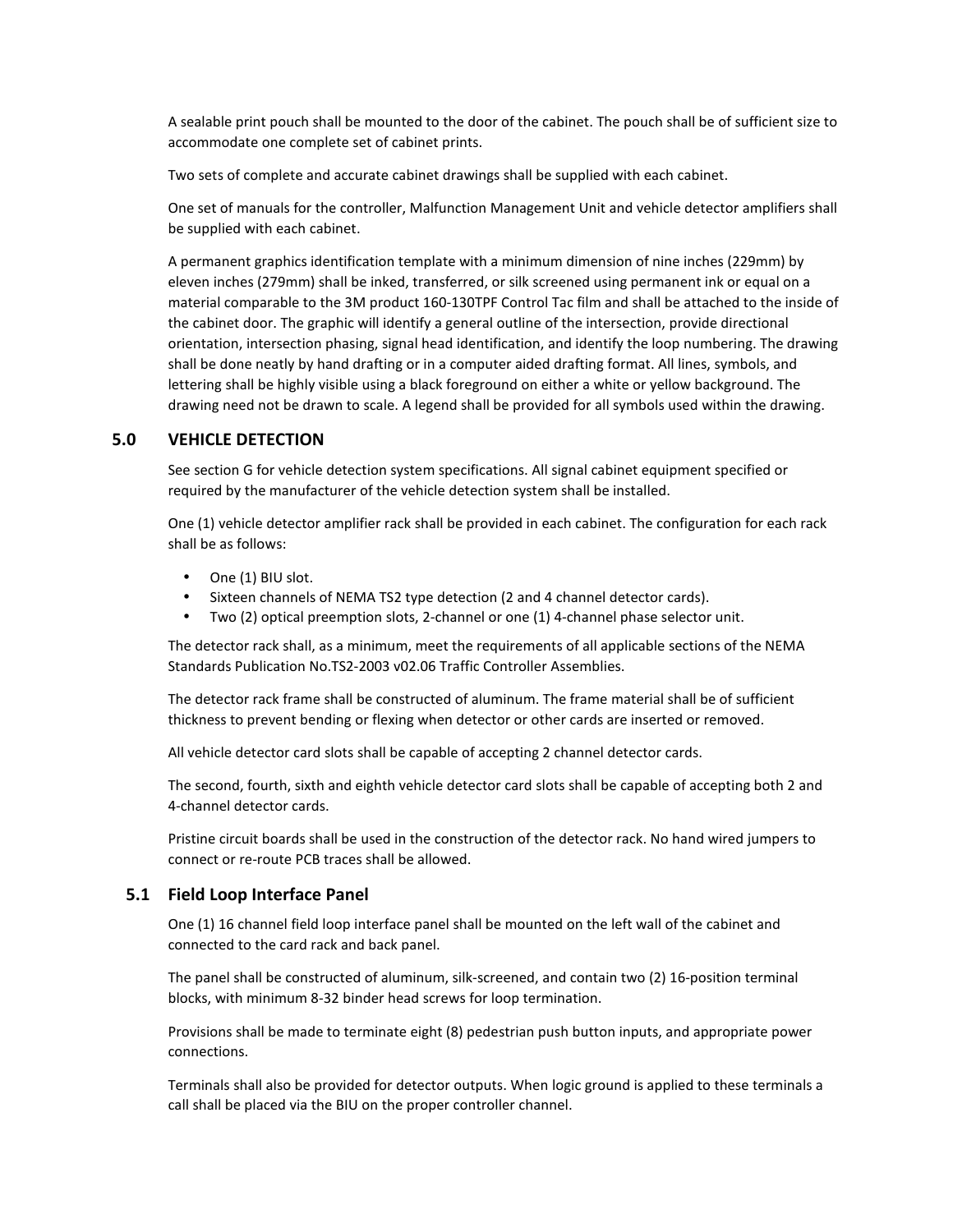A sealable print pouch shall be mounted to the door of the cabinet. The pouch shall be of sufficient size to accommodate one complete set of cabinet prints.

Two sets of complete and accurate cabinet drawings shall be supplied with each cabinet.

One set of manuals for the controller, Malfunction Management Unit and vehicle detector amplifiers shall be supplied with each cabinet.

A permanent graphics identification template with a minimum dimension of nine inches (229mm) by eleven inches (279mm) shall be inked, transferred, or silk screened using permanent ink or equal on a material comparable to the 3M product 160-130TPF Control Tac film and shall be attached to the inside of the cabinet door. The graphic will identify a general outline of the intersection, provide directional orientation, intersection phasing, signal head identification, and identify the loop numbering. The drawing shall be done neatly by hand drafting or in a computer aided drafting format. All lines, symbols, and lettering shall be highly visible using a black foreground on either a white or yellow background. The drawing need not be drawn to scale. A legend shall be provided for all symbols used within the drawing.

## 5.0 VEHICLE DETECTION

See section G for vehicle detection system specifications. All signal cabinet equipment specified or required by the manufacturer of the vehicle detection system shall be installed.

One (1) vehicle detector amplifier rack shall be provided in each cabinet. The configuration for each rack shall be as follows:

- One (1) BIU slot.
- Sixteen channels of NEMA TS2 type detection (2 and 4 channel detector cards).
- Two (2) optical preemption slots, 2-channel or one (1) 4-channel phase selector unit.

The detector rack shall, as a minimum, meet the requirements of all applicable sections of the NEMA Standards Publication No.TS2-2003 v02.06 Traffic Controller Assemblies.

The detector rack frame shall be constructed of aluminum. The frame material shall be of sufficient thickness to prevent bending or flexing when detector or other cards are inserted or removed.

All vehicle detector card slots shall be capable of accepting 2 channel detector cards.

The second, fourth, sixth and eighth vehicle detector card slots shall be capable of accepting both 2 and 4-channel detector cards.

Pristine circuit boards shall be used in the construction of the detector rack. No hand wired jumpers to connect or re-route PCB traces shall be allowed.

### 5.1 Field Loop Interface Panel

One (1) 16 channel field loop interface panel shall be mounted on the left wall of the cabinet and connected to the card rack and back panel.

The panel shall be constructed of aluminum, silk-screened, and contain two (2) 16-position terminal blocks, with minimum 8-32 binder head screws for loop termination.

Provisions shall be made to terminate eight (8) pedestrian push button inputs, and appropriate power connections.

Terminals shall also be provided for detector outputs. When logic ground is applied to these terminals a call shall be placed via the BIU on the proper controller channel.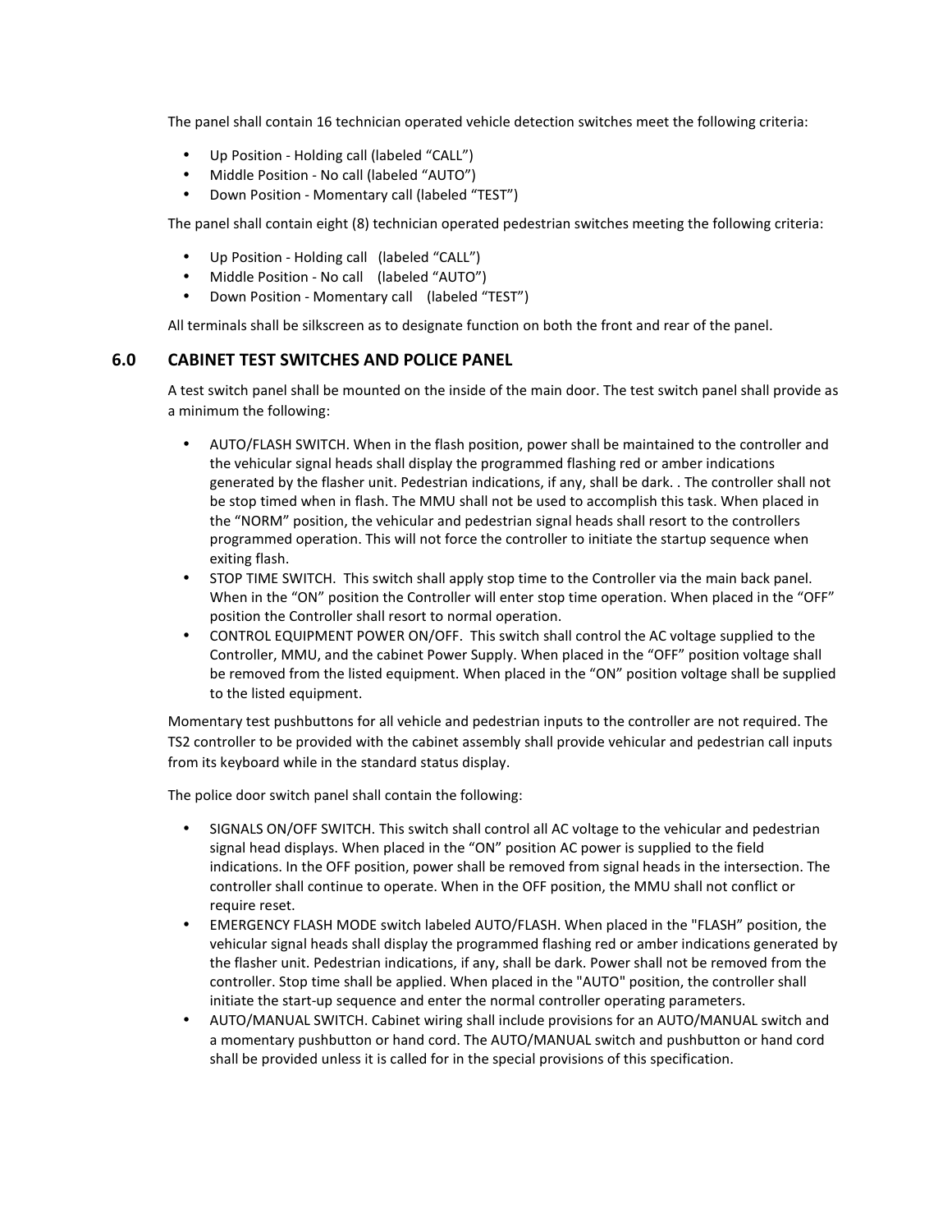The panel shall contain 16 technician operated vehicle detection switches meet the following criteria:

- Up Position - Holding call (labeled “CALL”)
- Middle Position - No call (labeled “AUTO”)
- Down Position - Momentary call (labeled “TEST”)

The panel shall contain eight (8) technician operated pedestrian switches meeting the following criteria:

- Up Position - Holding call (labeled “CALL”)
- Middle Position - No call (labeled “AUTO”)
- Down Position - Momentary call (labeled “TEST”)

All terminals shall be silkscreen as to designate function on both the front and rear of the panel.

## 6.0 CABINET TEST SWITCHES AND POLICE PANEL

A test switch panel shall be mounted on the inside of the main door. The test switch panel shall provide as a minimum the following:

- AUTO/FLASH SWITCH. When in the flash position, power shall be maintained to the controller and the vehicular signal heads shall display the programmed flashing red or amber indications generated by the flasher unit. Pedestrian indications, if any, shall be dark. . The controller shall not be stop timed when in flash. The MMU shall not be used to accomplish this task. When placed in the “NORM” position, the vehicular and pedestrian signal heads shall resort to the controllers programmed operation. This will not force the controller to initiate the startup sequence when exiting flash.
- STOP TIME SWITCH. This switch shall apply stop time to the Controller via the main back panel. When in the “ON” position the Controller will enter stop time operation. When placed in the “OFF” position the Controller shall resort to normal operation.
- CONTROL EQUIPMENT POWER ON/OFF. This switch shall control the AC voltage supplied to the Controller, MMU, and the cabinet Power Supply. When placed in the “OFF” position voltage shall be removed from the listed equipment. When placed in the “ON” position voltage shall be supplied to the listed equipment.

Momentary test pushbuttons for all vehicle and pedestrian inputs to the controller are not required. The TS2 controller to be provided with the cabinet assembly shall provide vehicular and pedestrian call inputs from its keyboard while in the standard status display.

The police door switch panel shall contain the following:

- SIGNALS ON/OFF SWITCH. This switch shall control all AC voltage to the vehicular and pedestrian signal head displays. When placed in the “ON” position AC power is supplied to the field indications. In the OFF position, power shall be removed from signal heads in the intersection. The controller shall continue to operate. When in the OFF position, the MMU shall not conflict or require reset.
- EMERGENCY FLASH MODE switch labeled AUTO/FLASH. When placed in the "FLASH" position, the vehicular signal heads shall display the programmed flashing red or amber indications generated by the flasher unit. Pedestrian indications, if any, shall be dark. Power shall not be removed from the controller. Stop time shall be applied. When placed in the "AUTO" position, the controller shall initiate the start-up sequence and enter the normal controller operating parameters.
- AUTO/MANUAL SWITCH. Cabinet wiring shall include provisions for an AUTO/MANUAL switch and a momentary pushbutton or hand cord. The AUTO/MANUAL switch and pushbutton or hand cord shall be provided unless it is called for in the special provisions of this specification.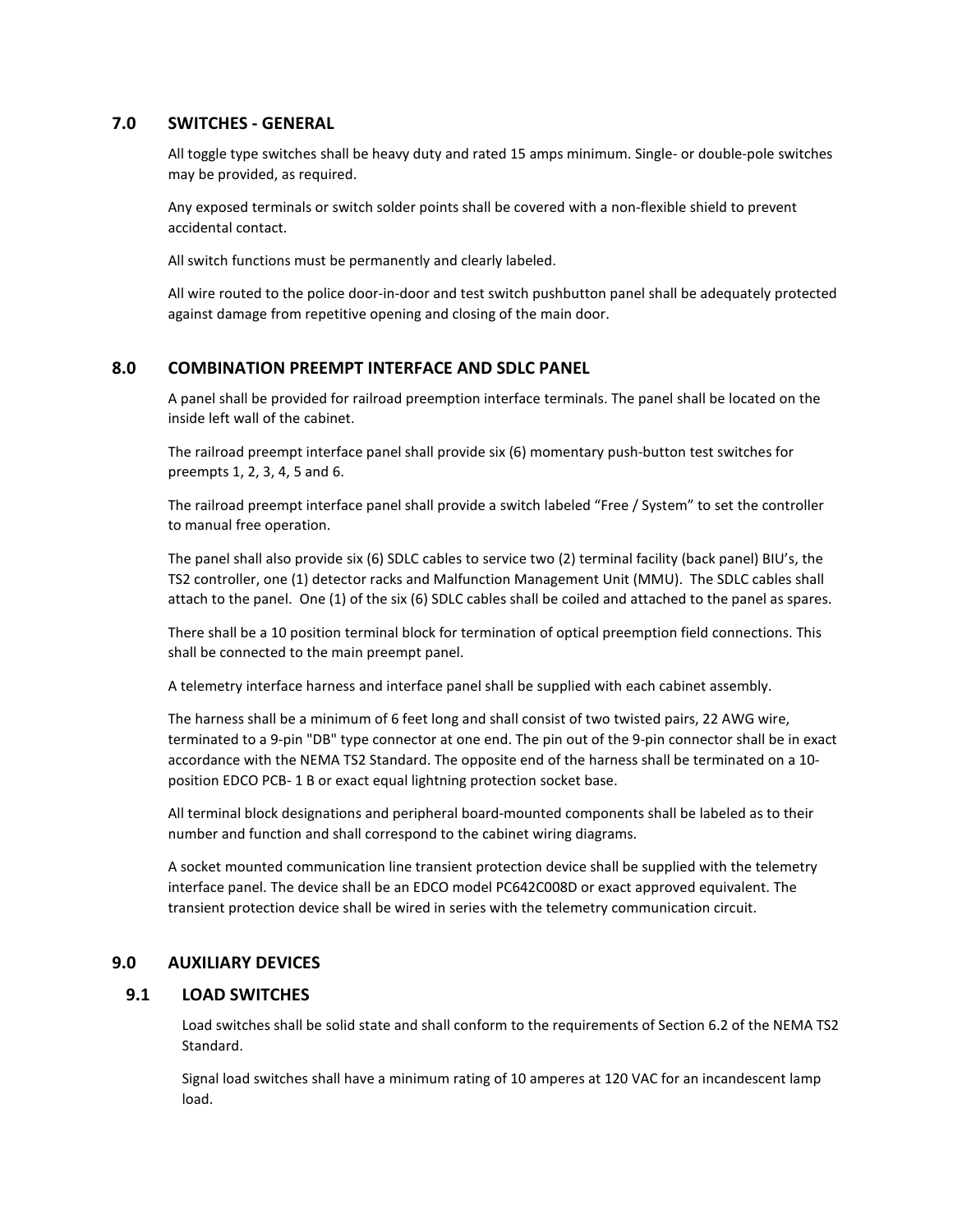## 7.0 SWITCHES - GENERAL

All toggle type switches shall be heavy duty and rated 15 amps minimum. Single- or double-pole switches may be provided, as required.

Any exposed terminals or switch solder points shall be covered with a non-flexible shield to prevent accidental contact.

All switch functions must be permanently and clearly labeled.

All wire routed to the police door-in-door and test switch pushbutton panel shall be adequately protected against damage from repetitive opening and closing of the main door.

## 8.0 COMBINATION PREEMPT INTERFACE AND SDLC PANEL

A panel shall be provided for railroad preemption interface terminals. The panel shall be located on the inside left wall of the cabinet.

The railroad preempt interface panel shall provide six (6) momentary push-button test switches for preempts 1, 2, 3, 4, 5 and 6.

The railroad preempt interface panel shall provide a switch labeled "Free / System" to set the controller to manual free operation.

The panel shall also provide six (6) SDLC cables to service two (2) terminal facility (back panel) BIU's, the TS2 controller, one (1) detector racks and Malfunction Management Unit (MMU). The SDLC cables shall attach to the panel. One (1) of the six (6) SDLC cables shall be coiled and attached to the panel as spares.

There shall be a 10 position terminal block for termination of optical preemption field connections. This shall be connected to the main preempt panel.

A telemetry interface harness and interface panel shall be supplied with each cabinet assembly.

The harness shall be a minimum of 6 feet long and shall consist of two twisted pairs, 22 AWG wire, terminated to a 9-pin "DB" type connector at one end. The pin out of the 9-pin connector shall be in exact accordance with the NEMA TS2 Standard. The opposite end of the harness shall be terminated on a 10-position EDCO PCB- 1 B or exact equal lightning protection socket base.

All terminal block designations and peripheral board-mounted components shall be labeled as to their number and function and shall correspond to the cabinet wiring diagrams.

A socket mounted communication line transient protection device shall be supplied with the telemetry interface panel. The device shall be an EDCO model PC642C008D or exact approved equivalent. The transient protection device shall be wired in series with the telemetry communication circuit.

## 9.0 AUXILIARY DEVICES

### 9.1 LOAD SWITCHES

Load switches shall be solid state and shall conform to the requirements of Section 6.2 of the NEMA TS2 Standard.

Signal load switches shall have a minimum rating of 10 amperes at 120 VAC for an incandescent lamp load.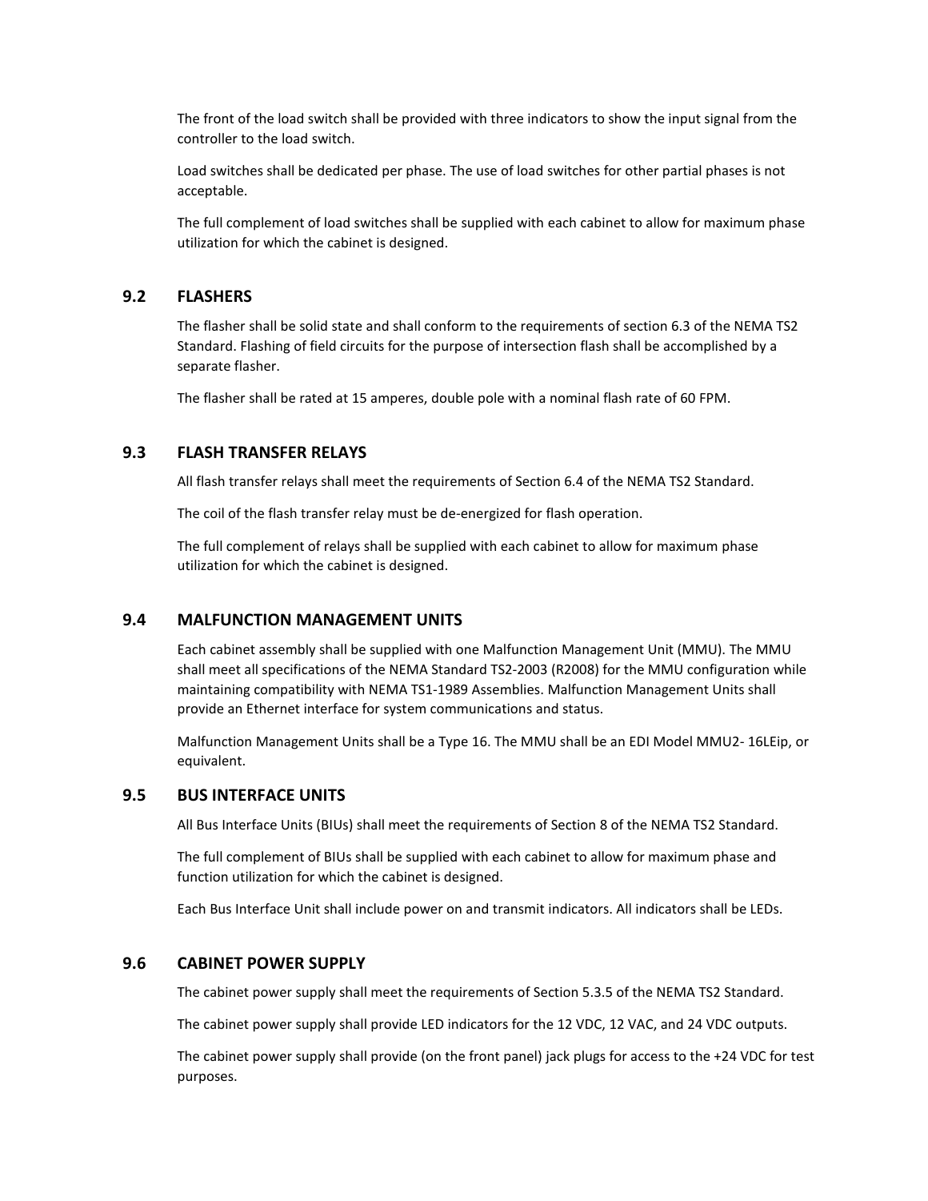The front of the load switch shall be provided with three indicators to show the input signal from the controller to the load switch.

Load switches shall be dedicated per phase. The use of load switches for other partial phases is not acceptable.

The full complement of load switches shall be supplied with each cabinet to allow for maximum phase utilization for which the cabinet is designed.

## 9.2 FLASHERS

The flasher shall be solid state and shall conform to the requirements of section 6.3 of the NEMA TS2 Standard. Flashing of field circuits for the purpose of intersection flash shall be accomplished by a separate flasher.

The flasher shall be rated at 15 amperes, double pole with a nominal flash rate of 60 FPM.

## 9.3 FLASH TRANSFER RELAYS

All flash transfer relays shall meet the requirements of Section 6.4 of the NEMA TS2 Standard.

The coil of the flash transfer relay must be de-energized for flash operation.

The full complement of relays shall be supplied with each cabinet to allow for maximum phase utilization for which the cabinet is designed.

## 9.4 MALFUNCTION MANAGEMENT UNITS

Each cabinet assembly shall be supplied with one Malfunction Management Unit (MMU). The MMU shall meet all specifications of the NEMA Standard TS2-2003 (R2008) for the MMU configuration while maintaining compatibility with NEMA TS1-1989 Assemblies. Malfunction Management Units shall provide an Ethernet interface for system communications and status.

Malfunction Management Units shall be a Type 16. The MMU shall be an EDI Model MMU2- 16LEip, or equivalent.

## 9.5 BUS INTERFACE UNITS

All Bus Interface Units (BIUs) shall meet the requirements of Section 8 of the NEMA TS2 Standard.

The full complement of BIUs shall be supplied with each cabinet to allow for maximum phase and function utilization for which the cabinet is designed.

Each Bus Interface Unit shall include power on and transmit indicators. All indicators shall be LEDs.

## 9.6 CABINET POWER SUPPLY

The cabinet power supply shall meet the requirements of Section 5.3.5 of the NEMA TS2 Standard.

The cabinet power supply shall provide LED indicators for the 12 VDC, 12 VAC, and 24 VDC outputs.

The cabinet power supply shall provide (on the front panel) jack plugs for access to the +24 VDC for test purposes.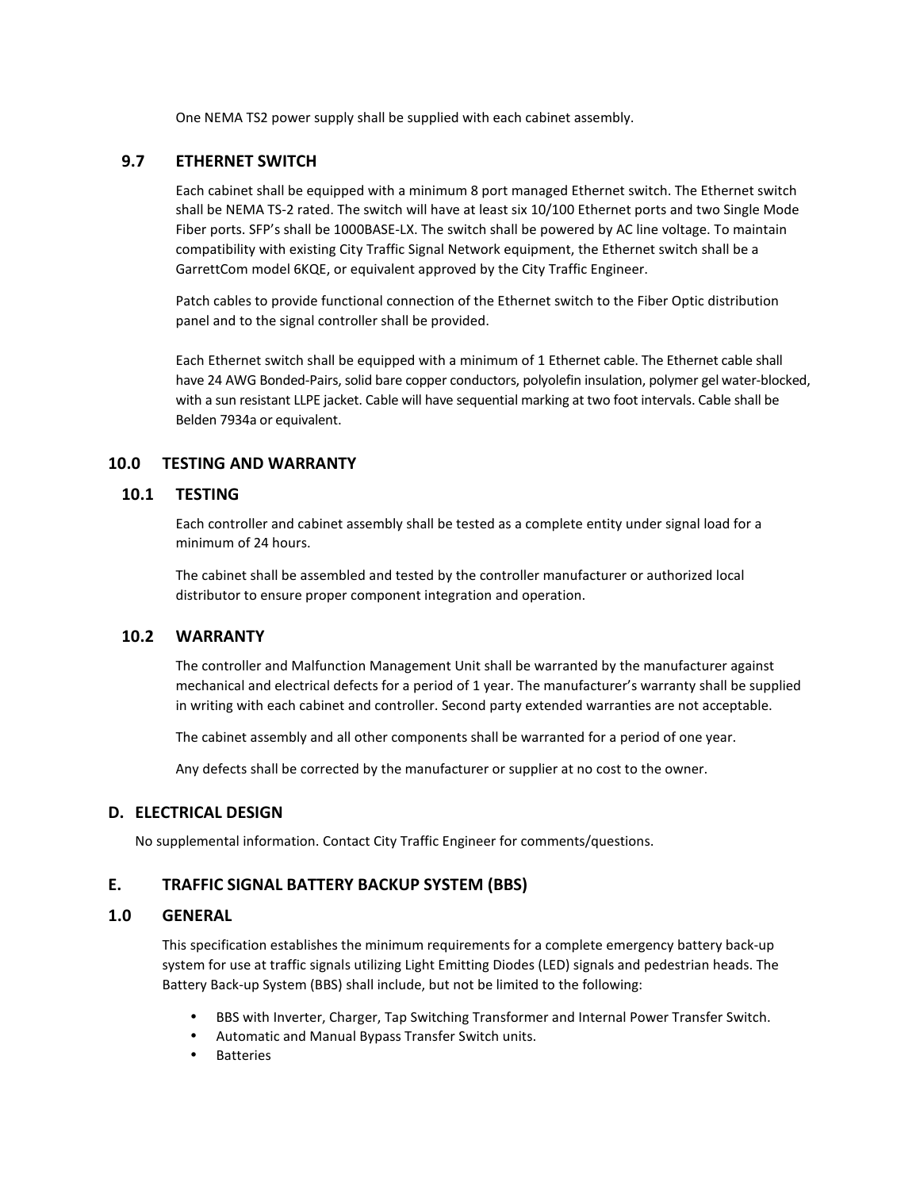One NEMA TS2 power supply shall be supplied with each cabinet assembly.

### 9.7 ETHERNET SWITCH

Each cabinet shall be equipped with a minimum 8 port managed Ethernet switch. The Ethernet switch shall be NEMA TS-2 rated. The switch will have at least six 10/100 Ethernet ports and two Single Mode Fiber ports. SFP's shall be 1000BASE-LX. The switch shall be powered by AC line voltage. To maintain compatibility with existing City Traffic Signal Network equipment, the Ethernet switch shall be a GarrettCom model 6KQE, or equivalent approved by the City Traffic Engineer.

Patch cables to provide functional connection of the Ethernet switch to the Fiber Optic distribution panel and to the signal controller shall be provided.

Each Ethernet switch shall be equipped with a minimum of 1 Ethernet cable. The Ethernet cable shall have 24 AWG Bonded-Pairs, solid bare copper conductors, polyolefin insulation, polymer gel water-blocked, with a sun resistant LLPE jacket. Cable will have sequential marking at two foot intervals. Cable shall be Belden 7934a or equivalent.

## 10.0 TESTING AND WARRANTY

### 10.1 TESTING

Each controller and cabinet assembly shall be tested as a complete entity under signal load for a minimum of 24 hours.

The cabinet shall be assembled and tested by the controller manufacturer or authorized local distributor to ensure proper component integration and operation.

### 10.2 WARRANTY

The controller and Malfunction Management Unit shall be warranted by the manufacturer against mechanical and electrical defects for a period of 1 year. The manufacturer's warranty shall be supplied in writing with each cabinet and controller. Second party extended warranties are not acceptable.

The cabinet assembly and all other components shall be warranted for a period of one year.

Any defects shall be corrected by the manufacturer or supplier at no cost to the owner.

## D. ELECTRICAL DESIGN

No supplemental information. Contact City Traffic Engineer for comments/questions.

## E. TRAFFIC SIGNAL BATTERY BACKUP SYSTEM (BBS)

## 1.0 GENERAL

This specification establishes the minimum requirements for a complete emergency battery back-up system for use at traffic signals utilizing Light Emitting Diodes (LED) signals and pedestrian heads. The Battery Back-up System (BBS) shall include, but not be limited to the following:

- BBS with Inverter, Charger, Tap Switching Transformer and Internal Power Transfer Switch.
- Automatic and Manual Bypass Transfer Switch units.
- Batteries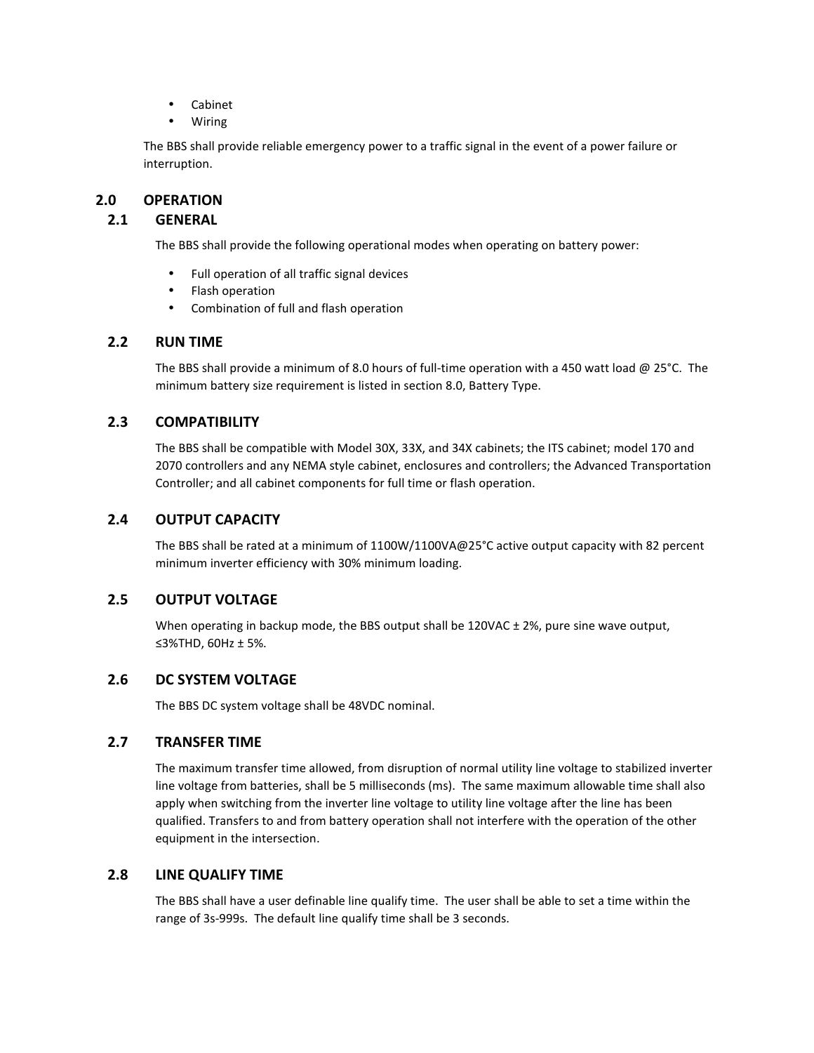- Cabinet
- Wiring

The BBS shall provide reliable emergency power to a traffic signal in the event of a power failure or interruption.

# 2.0 OPERATION

## 2.1 GENERAL

The BBS shall provide the following operational modes when operating on battery power:

- Full operation of all traffic signal devices
- Flash operation
- Combination of full and flash operation

## 2.2 RUN TIME

The BBS shall provide a minimum of 8.0 hours of full-time operation with a 450 watt load @ 25°C. The minimum battery size requirement is listed in section 8.0, Battery Type.

## 2.3 COMPATIBILITY

The BBS shall be compatible with Model 30X, 33X, and 34X cabinets; the ITS cabinet; model 170 and 2070 controllers and any NEMA style cabinet, enclosures and controllers; the Advanced Transportation Controller; and all cabinet components for full time or flash operation.

## 2.4 OUTPUT CAPACITY

The BBS shall be rated at a minimum of 1100W/1100VA@25°C active output capacity with 82 percent minimum inverter efficiency with 30% minimum loading.

## 2.5 OUTPUT VOLTAGE

When operating in backup mode, the BBS output shall be 120VAC ± 2%, pure sine wave output, ≤3%THD, 60Hz ± 5%.

## 2.6 DC SYSTEM VOLTAGE

The BBS DC system voltage shall be 48VDC nominal.

## 2.7 TRANSFER TIME

The maximum transfer time allowed, from disruption of normal utility line voltage to stabilized inverter line voltage from batteries, shall be 5 milliseconds (ms). The same maximum allowable time shall also apply when switching from the inverter line voltage to utility line voltage after the line has been qualified. Transfers to and from battery operation shall not interfere with the operation of the other equipment in the intersection.

## 2.8 LINE QUALIFY TIME

The BBS shall have a user definable line qualify time. The user shall be able to set a time within the range of 3s-999s. The default line qualify time shall be 3 seconds.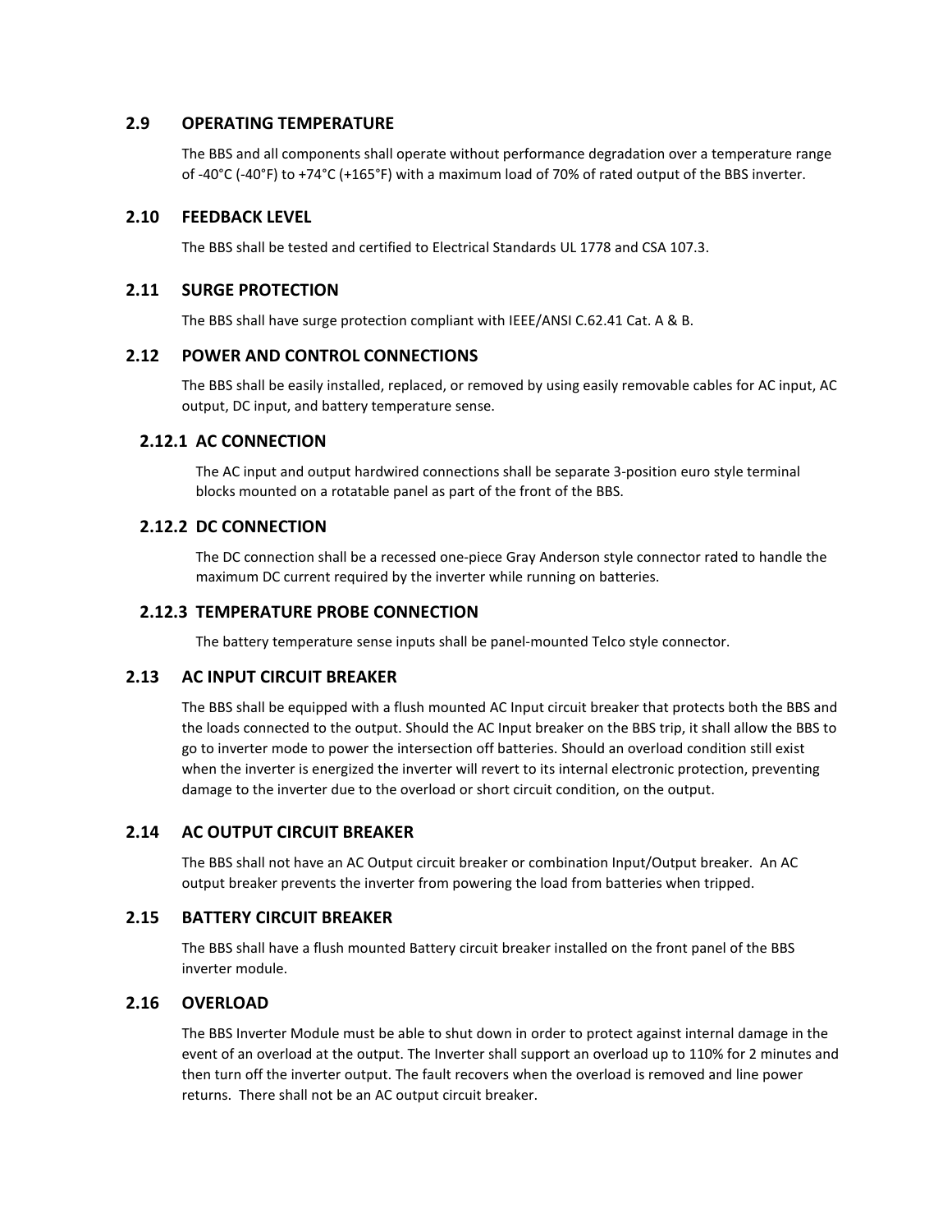## 2.9 OPERATING TEMPERATURE

The BBS and all components shall operate without performance degradation over a temperature range of -40°C (-40°F) to +74°C (+165°F) with a maximum load of 70% of rated output of the BBS inverter.

## 2.10 FEEDBACK LEVEL

The BBS shall be tested and certified to Electrical Standards UL 1778 and CSA 107.3.

## 2.11 SURGE PROTECTION

The BBS shall have surge protection compliant with IEEE/ANSI C.62.41 Cat. A & B.

## 2.12 POWER AND CONTROL CONNECTIONS

The BBS shall be easily installed, replaced, or removed by using easily removable cables for AC input, AC output, DC input, and battery temperature sense.

### 2.12.1 AC CONNECTION

The AC input and output hardwired connections shall be separate 3-position euro style terminal blocks mounted on a rotatable panel as part of the front of the BBS.

### 2.12.2 DC CONNECTION

The DC connection shall be a recessed one-piece Gray Anderson style connector rated to handle the maximum DC current required by the inverter while running on batteries.

### 2.12.3 TEMPERATURE PROBE CONNECTION

The battery temperature sense inputs shall be panel-mounted Telco style connector.

## 2.13 AC INPUT CIRCUIT BREAKER

The BBS shall be equipped with a flush mounted AC Input circuit breaker that protects both the BBS and the loads connected to the output. Should the AC Input breaker on the BBS trip, it shall allow the BBS to go to inverter mode to power the intersection off batteries. Should an overload condition still exist when the inverter is energized the inverter will revert to its internal electronic protection, preventing damage to the inverter due to the overload or short circuit condition, on the output.

## 2.14 AC OUTPUT CIRCUIT BREAKER

The BBS shall not have an AC Output circuit breaker or combination Input/Output breaker. An AC output breaker prevents the inverter from powering the load from batteries when tripped.

## 2.15 BATTERY CIRCUIT BREAKER

The BBS shall have a flush mounted Battery circuit breaker installed on the front panel of the BBS inverter module.

## 2.16 OVERLOAD

The BBS Inverter Module must be able to shut down in order to protect against internal damage in the event of an overload at the output. The Inverter shall support an overload up to 110% for 2 minutes and then turn off the inverter output. The fault recovers when the overload is removed and line power returns. There shall not be an AC output circuit breaker.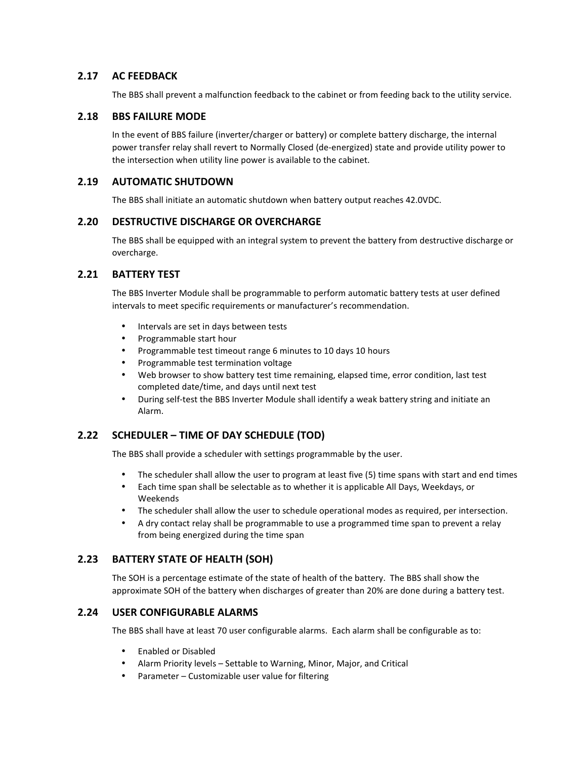## 2.17 AC FEEDBACK

The BBS shall prevent a malfunction feedback to the cabinet or from feeding back to the utility service.

## 2.18 BBS FAILURE MODE

In the event of BBS failure (inverter/charger or battery) or complete battery discharge, the internal power transfer relay shall revert to Normally Closed (de-energized) state and provide utility power to the intersection when utility line power is available to the cabinet.

## 2.19 AUTOMATIC SHUTDOWN

The BBS shall initiate an automatic shutdown when battery output reaches 42.0VDC.

## 2.20 DESTRUCTIVE DISCHARGE OR OVERCHARGE

The BBS shall be equipped with an integral system to prevent the battery from destructive discharge or overcharge.

## 2.21 BATTERY TEST

The BBS Inverter Module shall be programmable to perform automatic battery tests at user defined intervals to meet specific requirements or manufacturer's recommendation.

- Intervals are set in days between tests
- Programmable start hour
- Programmable test timeout range 6 minutes to 10 days 10 hours
- Programmable test termination voltage
- Web browser to show battery test time remaining, elapsed time, error condition, last test completed date/time, and days until next test
- During self-test the BBS Inverter Module shall identify a weak battery string and initiate an Alarm.

## 2.22 SCHEDULER – TIME OF DAY SCHEDULE (TOD)

The BBS shall provide a scheduler with settings programmable by the user.

- The scheduler shall allow the user to program at least five (5) time spans with start and end times
- Each time span shall be selectable as to whether it is applicable All Days, Weekdays, or Weekends
- The scheduler shall allow the user to schedule operational modes as required, per intersection.
- A dry contact relay shall be programmable to use a programmed time span to prevent a relay from being energized during the time span

## 2.23 BATTERY STATE OF HEALTH (SOH)

The SOH is a percentage estimate of the state of health of the battery. The BBS shall show the approximate SOH of the battery when discharges of greater than 20% are done during a battery test.

## 2.24 USER CONFIGURABLE ALARMS

The BBS shall have at least 70 user configurable alarms. Each alarm shall be configurable as to:

- Enabled or Disabled
- Alarm Priority levels – Settable to Warning, Minor, Major, and Critical
- Parameter – Customizable user value for filtering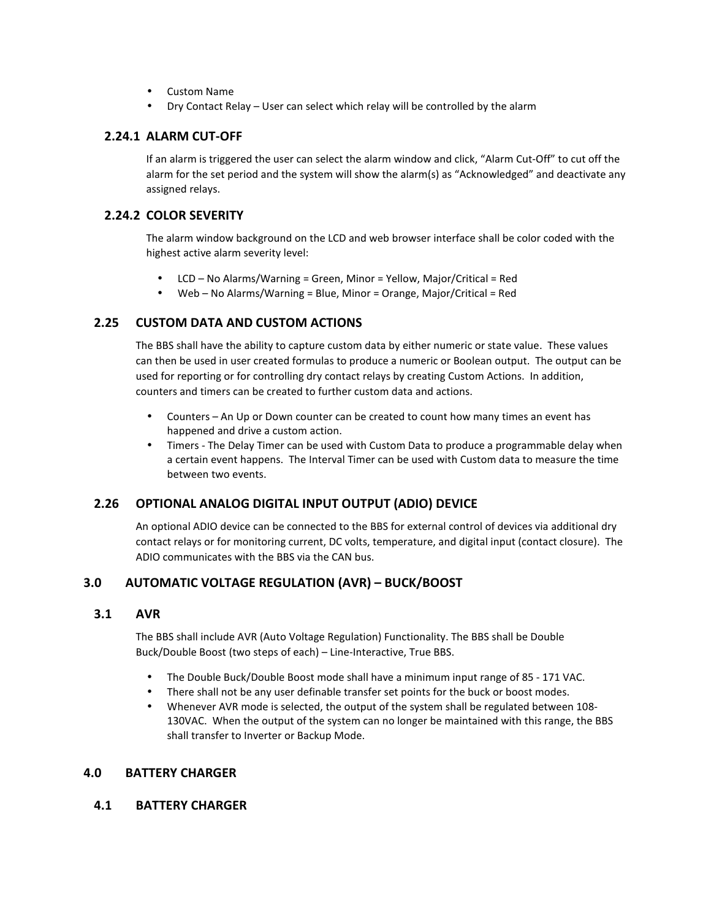- Custom Name
- Dry Contact Relay – User can select which relay will be controlled by the alarm

### 2.24.1 ALARM CUT-OFF

If an alarm is triggered the user can select the alarm window and click, "Alarm Cut-Off" to cut off the alarm for the set period and the system will show the alarm(s) as "Acknowledged" and deactivate any assigned relays.

### 2.24.2 COLOR SEVERITY

The alarm window background on the LCD and web browser interface shall be color coded with the highest active alarm severity level:

- LCD – No Alarms/Warning = Green, Minor = Yellow, Major/Critical = Red
- Web – No Alarms/Warning = Blue, Minor = Orange, Major/Critical = Red

## 2.25 CUSTOM DATA AND CUSTOM ACTIONS

The BBS shall have the ability to capture custom data by either numeric or state value. These values can then be used in user created formulas to produce a numeric or Boolean output. The output can be used for reporting or for controlling dry contact relays by creating Custom Actions. In addition, counters and timers can be created to further custom data and actions.

- Counters – An Up or Down counter can be created to count how many times an event has happened and drive a custom action.
- Timers - The Delay Timer can be used with Custom Data to produce a programmable delay when a certain event happens. The Interval Timer can be used with Custom data to measure the time between two events.

## 2.26 OPTIONAL ANALOG DIGITAL INPUT OUTPUT (ADIO) DEVICE

An optional ADIO device can be connected to the BBS for external control of devices via additional dry contact relays or for monitoring current, DC volts, temperature, and digital input (contact closure). The ADIO communicates with the BBS via the CAN bus.

# 3.0 AUTOMATIC VOLTAGE REGULATION (AVR) – BUCK/BOOST

## 3.1 AVR

The BBS shall include AVR (Auto Voltage Regulation) Functionality. The BBS shall be Double Buck/Double Boost (two steps of each) – Line-Interactive, True BBS.

- The Double Buck/Double Boost mode shall have a minimum input range of 85 - 171 VAC.
- There shall not be any user definable transfer set points for the buck or boost modes.
- Whenever AVR mode is selected, the output of the system shall be regulated between 108-130VAC. When the output of the system can no longer be maintained with this range, the BBS shall transfer to Inverter or Backup Mode.

# 4.0 BATTERY CHARGER

## 4.1 BATTERY CHARGER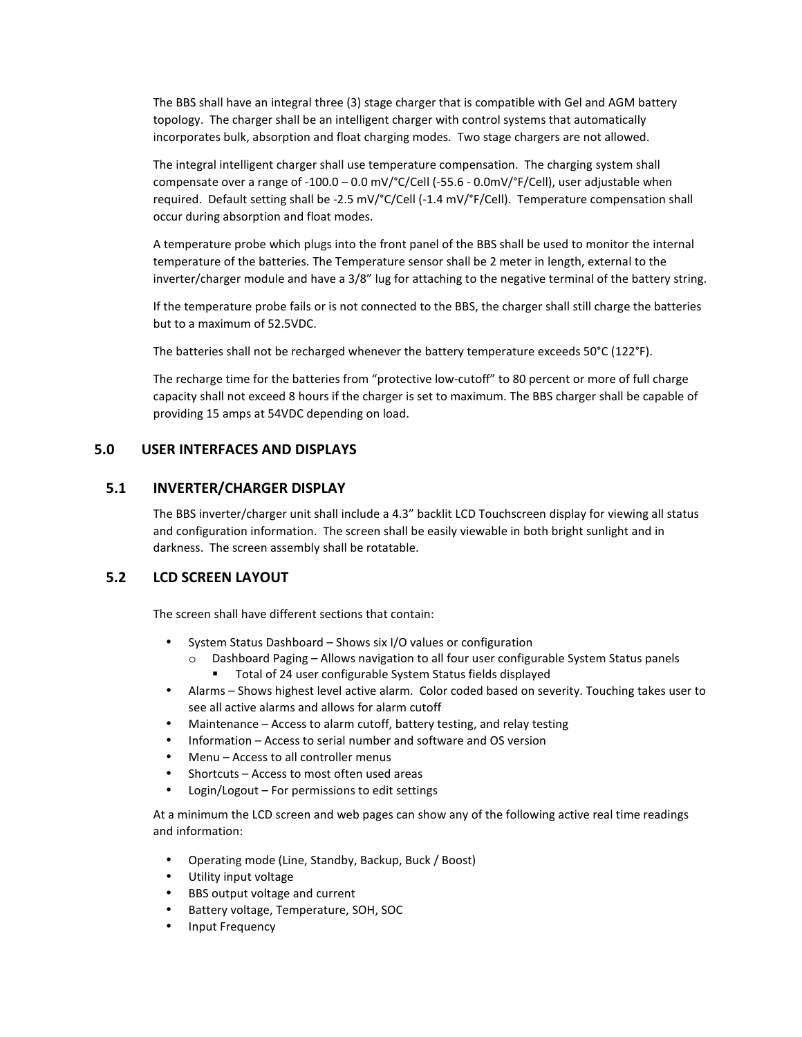The BBS shall have an integral three (3) stage charger that is compatible with Gel and AGM battery topology. The charger shall be an intelligent charger with control systems that automatically incorporates bulk, absorption and float charging modes. Two stage chargers are not allowed.

The integral intelligent charger shall use temperature compensation. The charging system shall compensate over a range of -100.0 – 0.0 mV/°C/Cell (-55.6 - 0.0mV/°F/Cell), user adjustable when required. Default setting shall be -2.5 mV/°C/Cell (-1.4 mV/°F/Cell). Temperature compensation shall occur during absorption and float modes.

A temperature probe which plugs into the front panel of the BBS shall be used to monitor the internal temperature of the batteries. The Temperature sensor shall be 2 meter in length, external to the inverter/charger module and have a 3/8" lug for attaching to the negative terminal of the battery string.

If the temperature probe fails or is not connected to the BBS, the charger shall still charge the batteries but to a maximum of 52.5VDC.

The batteries shall not be recharged whenever the battery temperature exceeds 50°C (122°F).

The recharge time for the batteries from "protective low-cutoff" to 80 percent or more of full charge capacity shall not exceed 8 hours if the charger is set to maximum. The BBS charger shall be capable of providing 15 amps at 54VDC depending on load.

## 5.0 USER INTERFACES AND DISPLAYS

### 5.1 INVERTER/CHARGER DISPLAY

The BBS inverter/charger unit shall include a 4.3" backlit LCD Touchscreen display for viewing all status and configuration information. The screen shall be easily viewable in both bright sunlight and in darkness. The screen assembly shall be rotatable.

### 5.2 LCD SCREEN LAYOUT

The screen shall have different sections that contain:

- System Status Dashboard – Shows six I/O values or configuration
  - Dashboard Paging – Allows navigation to all four user configurable System Status panels
    - Total of 24 user configurable System Status fields displayed
- Alarms – Shows highest level active alarm. Color coded based on severity. Touching takes user to see all active alarms and allows for alarm cutoff
- Maintenance – Access to alarm cutoff, battery testing, and relay testing
- Information – Access to serial number and software and OS version
- Menu – Access to all controller menus
- Shortcuts – Access to most often used areas
- Login/Logout – For permissions to edit settings

At a minimum the LCD screen and web pages can show any of the following active real time readings and information:

- Operating mode (Line, Standby, Backup, Buck / Boost)
- Utility input voltage
- BBS output voltage and current
- Battery voltage, Temperature, SOH, SOC
- Input Frequency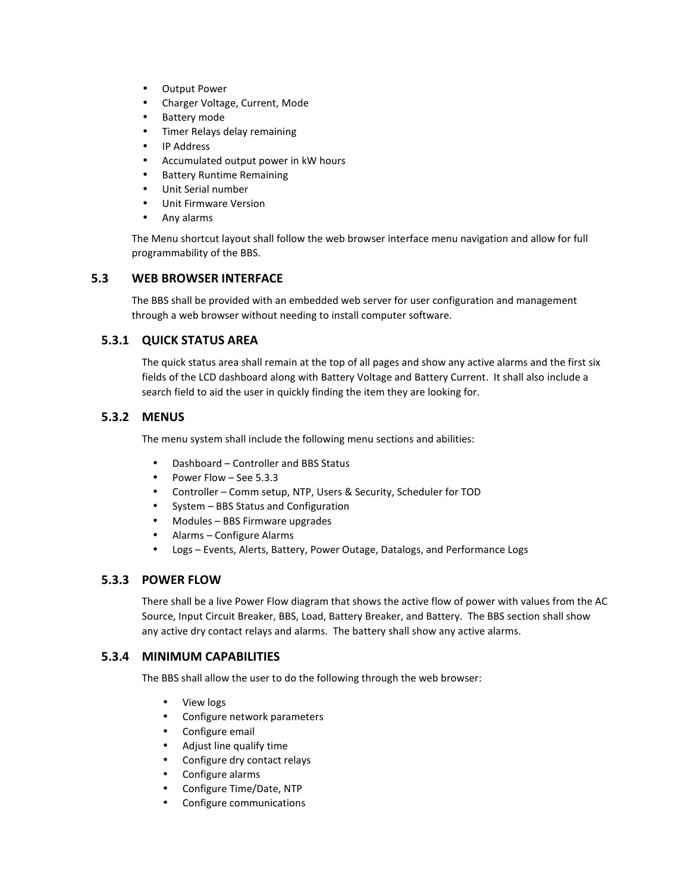- Output Power
- Charger Voltage, Current, Mode
- Battery mode
- Timer Relays delay remaining
- IP Address
- Accumulated output power in kW hours
- Battery Runtime Remaining
- Unit Serial number
- Unit Firmware Version
- Any alarms

The Menu shortcut layout shall follow the web browser interface menu navigation and allow for full programmability of the BBS.

## 5.3 WEB BROWSER INTERFACE

The BBS shall be provided with an embedded web server for user configuration and management through a web browser without needing to install computer software.

### 5.3.1 QUICK STATUS AREA

The quick status area shall remain at the top of all pages and show any active alarms and the first six fields of the LCD dashboard along with Battery Voltage and Battery Current. It shall also include a search field to aid the user in quickly finding the item they are looking for.

### 5.3.2 MENUS

The menu system shall include the following menu sections and abilities:

- Dashboard – Controller and BBS Status
- Power Flow – See 5.3.3
- Controller – Comm setup, NTP, Users & Security, Scheduler for TOD
- System – BBS Status and Configuration
- Modules – BBS Firmware upgrades
- Alarms – Configure Alarms
- Logs – Events, Alerts, Battery, Power Outage, Datalogs, and Performance Logs

### 5.3.3 POWER FLOW

There shall be a live Power Flow diagram that shows the active flow of power with values from the AC Source, Input Circuit Breaker, BBS, Load, Battery Breaker, and Battery. The BBS section shall show any active dry contact relays and alarms. The battery shall show any active alarms.

### 5.3.4 MINIMUM CAPABILITIES

The BBS shall allow the user to do the following through the web browser:

- View logs
- Configure network parameters
- Configure email
- Adjust line qualify time
- Configure dry contact relays
- Configure alarms
- Configure Time/Date, NTP
- Configure communications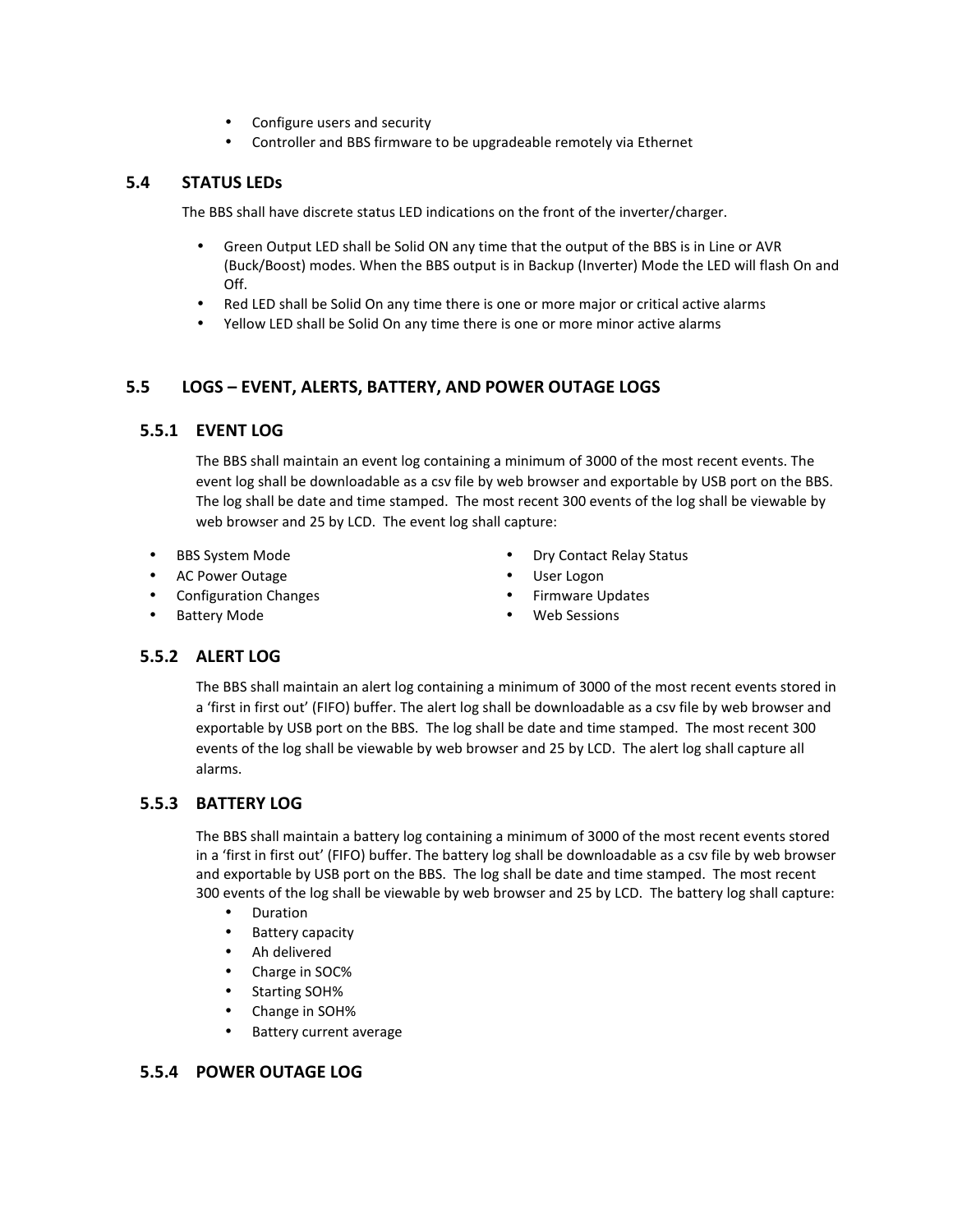- Configure users and security
- Controller and BBS firmware to be upgradeable remotely via Ethernet

## 5.4 STATUS LEDs

The BBS shall have discrete status LED indications on the front of the inverter/charger.

- Green Output LED shall be Solid ON any time that the output of the BBS is in Line or AVR (Buck/Boost) modes. When the BBS output is in Backup (Inverter) Mode the LED will flash On and Off.
- Red LED shall be Solid On any time there is one or more major or critical active alarms
- Yellow LED shall be Solid On any time there is one or more minor active alarms

## 5.5 LOGS – EVENT, ALERTS, BATTERY, AND POWER OUTAGE LOGS

### 5.5.1 EVENT LOG

The BBS shall maintain an event log containing a minimum of 3000 of the most recent events. The event log shall be downloadable as a csv file by web browser and exportable by USB port on the BBS. The log shall be date and time stamped. The most recent 300 events of the log shall be viewable by web browser and 25 by LCD. The event log shall capture:

- BBS System Mode
- AC Power Outage
- Configuration Changes
- Battery Mode
- Dry Contact Relay Status
- User Logon
- Firmware Updates
- Web Sessions

### 5.5.2 ALERT LOG

The BBS shall maintain an alert log containing a minimum of 3000 of the most recent events stored in a 'first in first out' (FIFO) buffer. The alert log shall be downloadable as a csv file by web browser and exportable by USB port on the BBS. The log shall be date and time stamped. The most recent 300 events of the log shall be viewable by web browser and 25 by LCD. The alert log shall capture all alarms.

### 5.5.3 BATTERY LOG

The BBS shall maintain a battery log containing a minimum of 3000 of the most recent events stored in a 'first in first out' (FIFO) buffer. The battery log shall be downloadable as a csv file by web browser and exportable by USB port on the BBS. The log shall be date and time stamped. The most recent 300 events of the log shall be viewable by web browser and 25 by LCD. The battery log shall capture:

- Duration
- Battery capacity
- Ah delivered
- Charge in SOC%
- Starting SOH%
- Change in SOH%
- Battery current average

### 5.5.4 POWER OUTAGE LOG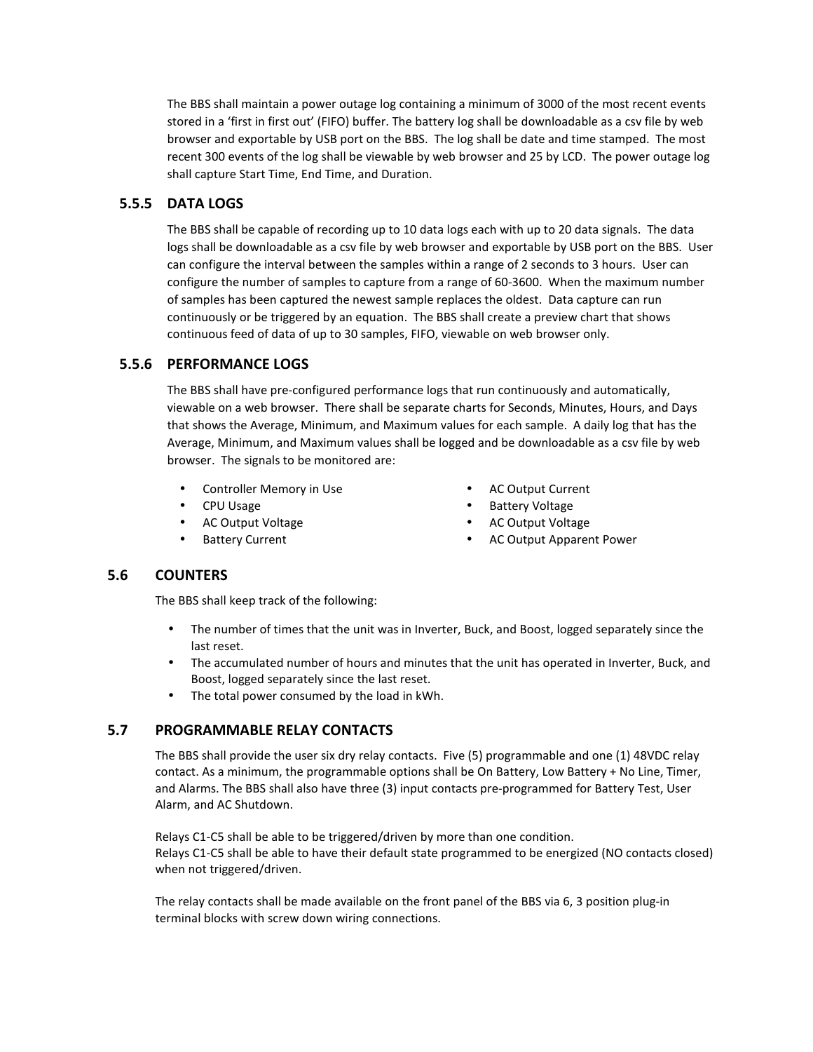The BBS shall maintain a power outage log containing a minimum of 3000 of the most recent events stored in a 'first in first out' (FIFO) buffer. The battery log shall be downloadable as a csv file by web browser and exportable by USB port on the BBS. The log shall be date and time stamped. The most recent 300 events of the log shall be viewable by web browser and 25 by LCD. The power outage log shall capture Start Time, End Time, and Duration.

### 5.5.5 DATA LOGS

The BBS shall be capable of recording up to 10 data logs each with up to 20 data signals. The data logs shall be downloadable as a csv file by web browser and exportable by USB port on the BBS. User can configure the interval between the samples within a range of 2 seconds to 3 hours. User can configure the number of samples to capture from a range of 60-3600. When the maximum number of samples has been captured the newest sample replaces the oldest. Data capture can run continuously or be triggered by an equation. The BBS shall create a preview chart that shows continuous feed of data of up to 30 samples, FIFO, viewable on web browser only.

### 5.5.6 PERFORMANCE LOGS

The BBS shall have pre-configured performance logs that run continuously and automatically, viewable on a web browser. There shall be separate charts for Seconds, Minutes, Hours, and Days that shows the Average, Minimum, and Maximum values for each sample. A daily log that has the Average, Minimum, and Maximum values shall be logged and be downloadable as a csv file by web browser. The signals to be monitored are:

- Controller Memory in Use
- CPU Usage
- AC Output Voltage
- Battery Current
- AC Output Current
- Battery Voltage
- AC Output Voltage
- AC Output Apparent Power

## 5.6 COUNTERS

The BBS shall keep track of the following:

- The number of times that the unit was in Inverter, Buck, and Boost, logged separately since the last reset.
- The accumulated number of hours and minutes that the unit has operated in Inverter, Buck, and Boost, logged separately since the last reset.
- The total power consumed by the load in kWh.

## 5.7 PROGRAMMABLE RELAY CONTACTS

The BBS shall provide the user six dry relay contacts. Five (5) programmable and one (1) 48VDC relay contact. As a minimum, the programmable options shall be On Battery, Low Battery + No Line, Timer, and Alarms. The BBS shall also have three (3) input contacts pre-programmed for Battery Test, User Alarm, and AC Shutdown.

Relays C1-C5 shall be able to be triggered/driven by more than one condition.
Relays C1-C5 shall be able to have their default state programmed to be energized (NO contacts closed) when not triggered/driven.

The relay contacts shall be made available on the front panel of the BBS via 6, 3 position plug-in terminal blocks with screw down wiring connections.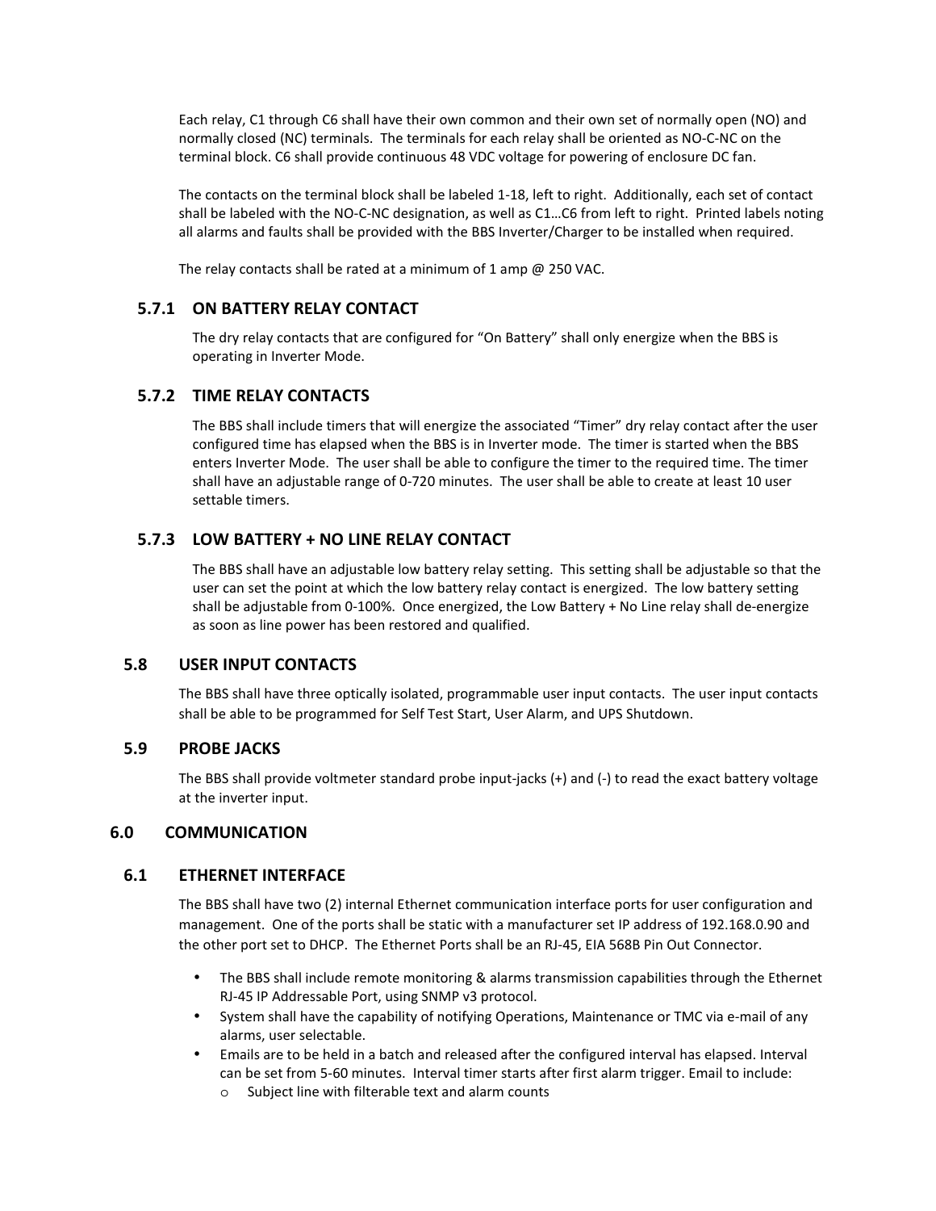Each relay, C1 through C6 shall have their own common and their own set of normally open (NO) and normally closed (NC) terminals. The terminals for each relay shall be oriented as NO-C-NC on the terminal block. C6 shall provide continuous 48 VDC voltage for powering of enclosure DC fan.

The contacts on the terminal block shall be labeled 1-18, left to right. Additionally, each set of contact shall be labeled with the NO-C-NC designation, as well as C1…C6 from left to right. Printed labels noting all alarms and faults shall be provided with the BBS Inverter/Charger to be installed when required.

The relay contacts shall be rated at a minimum of 1 amp @ 250 VAC.

### 5.7.1 ON BATTERY RELAY CONTACT

The dry relay contacts that are configured for "On Battery" shall only energize when the BBS is operating in Inverter Mode.

### 5.7.2 TIME RELAY CONTACTS

The BBS shall include timers that will energize the associated "Timer" dry relay contact after the user configured time has elapsed when the BBS is in Inverter mode. The timer is started when the BBS enters Inverter Mode. The user shall be able to configure the timer to the required time. The timer shall have an adjustable range of 0-720 minutes. The user shall be able to create at least 10 user settable timers.

### 5.7.3 LOW BATTERY + NO LINE RELAY CONTACT

The BBS shall have an adjustable low battery relay setting. This setting shall be adjustable so that the user can set the point at which the low battery relay contact is energized. The low battery setting shall be adjustable from 0-100%. Once energized, the Low Battery + No Line relay shall de-energize as soon as line power has been restored and qualified.

### 5.8 USER INPUT CONTACTS

The BBS shall have three optically isolated, programmable user input contacts. The user input contacts shall be able to be programmed for Self Test Start, User Alarm, and UPS Shutdown.

### 5.9 PROBE JACKS

The BBS shall provide voltmeter standard probe input-jacks (+) and (-) to read the exact battery voltage at the inverter input.

## 6.0 COMMUNICATION

### 6.1 ETHERNET INTERFACE

The BBS shall have two (2) internal Ethernet communication interface ports for user configuration and management. One of the ports shall be static with a manufacturer set IP address of 192.168.0.90 and the other port set to DHCP. The Ethernet Ports shall be an RJ-45, EIA 568B Pin Out Connector.

- The BBS shall include remote monitoring & alarms transmission capabilities through the Ethernet RJ-45 IP Addressable Port, using SNMP v3 protocol.
- System shall have the capability of notifying Operations, Maintenance or TMC via e-mail of any alarms, user selectable.
- Emails are to be held in a batch and released after the configured interval has elapsed. Interval can be set from 5-60 minutes. Interval timer starts after first alarm trigger. Email to include:
  - Subject line with filterable text and alarm counts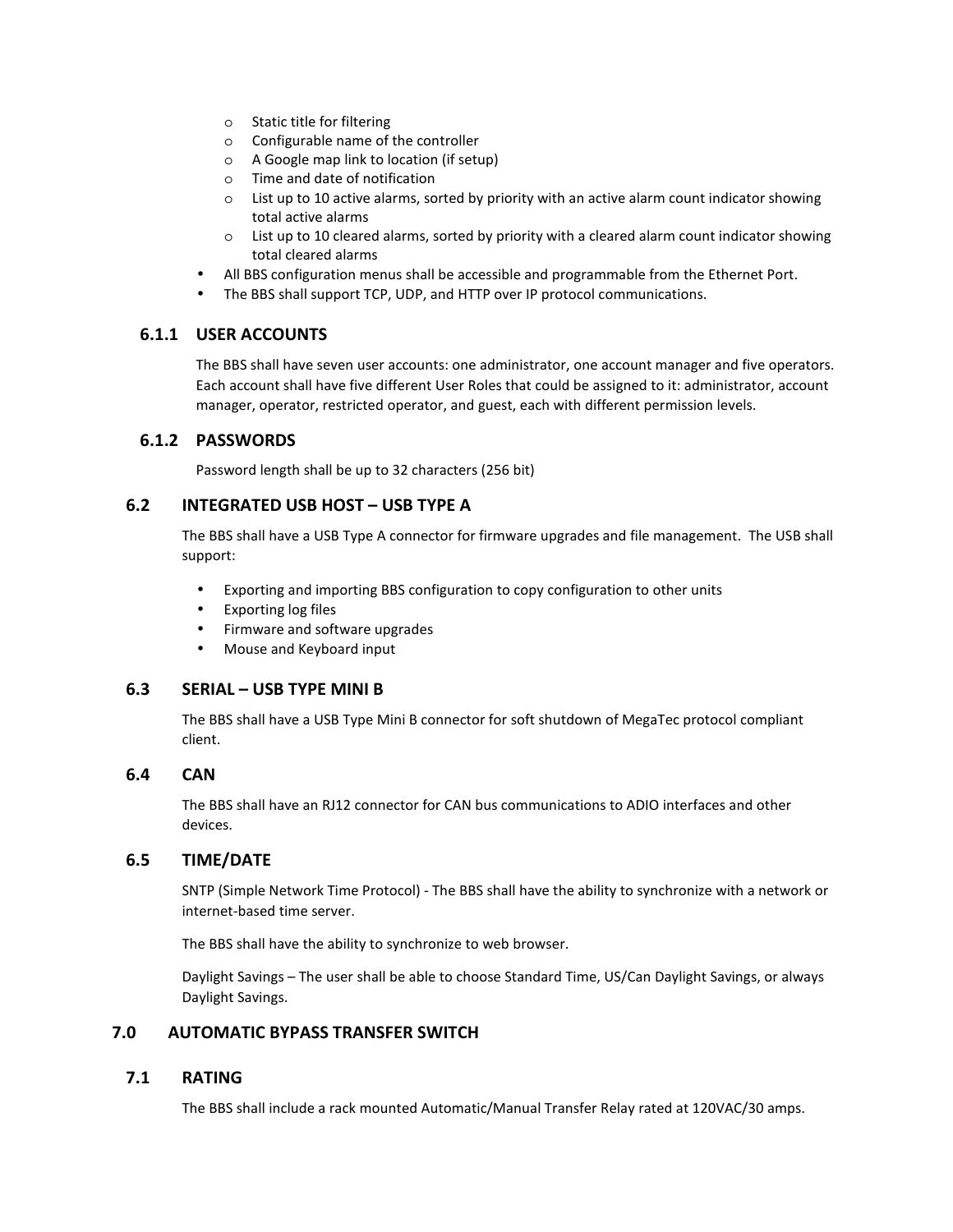- Static title for filtering
  - Configurable name of the controller
  - A Google map link to location (if setup)
  - Time and date of notification
  - List up to 10 active alarms, sorted by priority with an active alarm count indicator showing total active alarms
  - List up to 10 cleared alarms, sorted by priority with a cleared alarm count indicator showing total cleared alarms
- All BBS configuration menus shall be accessible and programmable from the Ethernet Port.
- The BBS shall support TCP, UDP, and HTTP over IP protocol communications.

### 6.1.1 USER ACCOUNTS

The BBS shall have seven user accounts: one administrator, one account manager and five operators. Each account shall have five different User Roles that could be assigned to it: administrator, account manager, operator, restricted operator, and guest, each with different permission levels.

### 6.1.2 PASSWORDS

Password length shall be up to 32 characters (256 bit)

## 6.2 INTEGRATED USB HOST – USB TYPE A

The BBS shall have a USB Type A connector for firmware upgrades and file management. The USB shall support:

- Exporting and importing BBS configuration to copy configuration to other units
- Exporting log files
- Firmware and software upgrades
- Mouse and Keyboard input

## 6.3 SERIAL – USB TYPE MINI B

The BBS shall have a USB Type Mini B connector for soft shutdown of MegaTec protocol compliant client.

## 6.4 CAN

The BBS shall have an RJ12 connector for CAN bus communications to ADIO interfaces and other devices.

## 6.5 TIME/DATE

SNTP (Simple Network Time Protocol) - The BBS shall have the ability to synchronize with a network or internet-based time server.

The BBS shall have the ability to synchronize to web browser.

Daylight Savings – The user shall be able to choose Standard Time, US/Can Daylight Savings, or always Daylight Savings.

# 7.0 AUTOMATIC BYPASS TRANSFER SWITCH

## 7.1 RATING

The BBS shall include a rack mounted Automatic/Manual Transfer Relay rated at 120VAC/30 amps.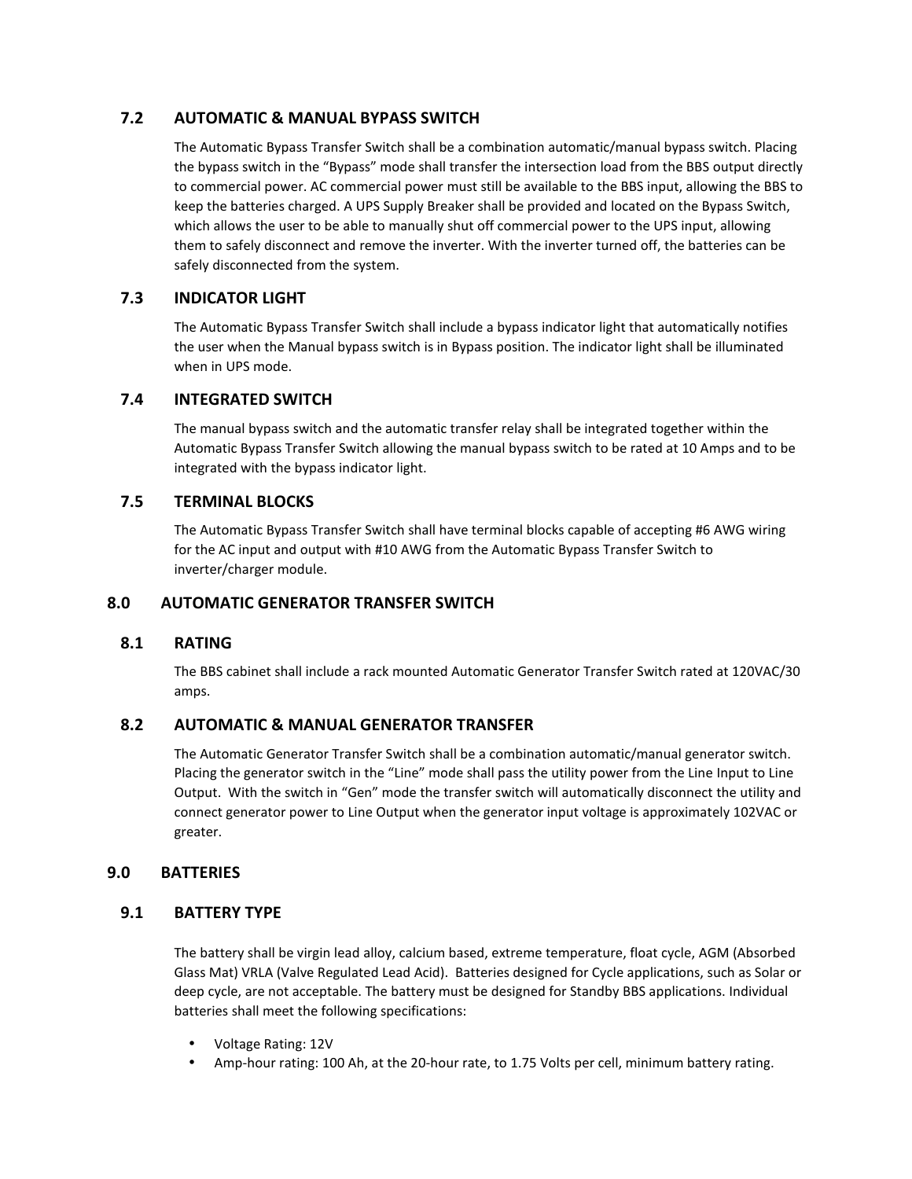### 7.2 AUTOMATIC & MANUAL BYPASS SWITCH

The Automatic Bypass Transfer Switch shall be a combination automatic/manual bypass switch. Placing the bypass switch in the "Bypass" mode shall transfer the intersection load from the BBS output directly to commercial power. AC commercial power must still be available to the BBS input, allowing the BBS to keep the batteries charged. A UPS Supply Breaker shall be provided and located on the Bypass Switch, which allows the user to be able to manually shut off commercial power to the UPS input, allowing them to safely disconnect and remove the inverter. With the inverter turned off, the batteries can be safely disconnected from the system.

### 7.3 INDICATOR LIGHT

The Automatic Bypass Transfer Switch shall include a bypass indicator light that automatically notifies the user when the Manual bypass switch is in Bypass position. The indicator light shall be illuminated when in UPS mode.

### 7.4 INTEGRATED SWITCH

The manual bypass switch and the automatic transfer relay shall be integrated together within the Automatic Bypass Transfer Switch allowing the manual bypass switch to be rated at 10 Amps and to be integrated with the bypass indicator light.

### 7.5 TERMINAL BLOCKS

The Automatic Bypass Transfer Switch shall have terminal blocks capable of accepting #6 AWG wiring for the AC input and output with #10 AWG from the Automatic Bypass Transfer Switch to inverter/charger module.

## 8.0 AUTOMATIC GENERATOR TRANSFER SWITCH

### 8.1 RATING

The BBS cabinet shall include a rack mounted Automatic Generator Transfer Switch rated at 120VAC/30 amps.

### 8.2 AUTOMATIC & MANUAL GENERATOR TRANSFER

The Automatic Generator Transfer Switch shall be a combination automatic/manual generator switch. Placing the generator switch in the "Line" mode shall pass the utility power from the Line Input to Line Output. With the switch in "Gen" mode the transfer switch will automatically disconnect the utility and connect generator power to Line Output when the generator input voltage is approximately 102VAC or greater.

## 9.0 BATTERIES

### 9.1 BATTERY TYPE

The battery shall be virgin lead alloy, calcium based, extreme temperature, float cycle, AGM (Absorbed Glass Mat) VRLA (Valve Regulated Lead Acid). Batteries designed for Cycle applications, such as Solar or deep cycle, are not acceptable. The battery must be designed for Standby BBS applications. Individual batteries shall meet the following specifications:

- Voltage Rating: 12V
- Amp-hour rating: 100 Ah, at the 20-hour rate, to 1.75 Volts per cell, minimum battery rating.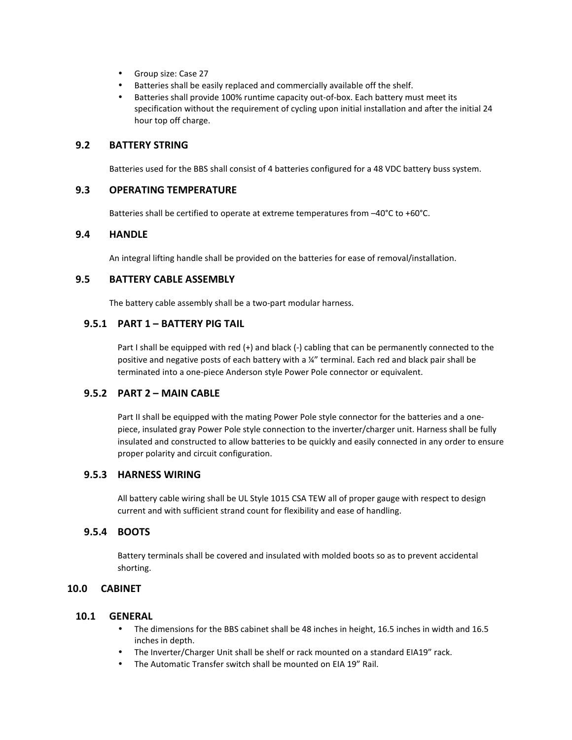- Group size: Case 27
- Batteries shall be easily replaced and commercially available off the shelf.
- Batteries shall provide 100% runtime capacity out-of-box. Each battery must meet its specification without the requirement of cycling upon initial installation and after the initial 24 hour top off charge.

## 9.2 BATTERY STRING

Batteries used for the BBS shall consist of 4 batteries configured for a 48 VDC battery buss system.

## 9.3 OPERATING TEMPERATURE

Batteries shall be certified to operate at extreme temperatures from –40°C to +60°C.

## 9.4 HANDLE

An integral lifting handle shall be provided on the batteries for ease of removal/installation.

## 9.5 BATTERY CABLE ASSEMBLY

The battery cable assembly shall be a two-part modular harness.

### 9.5.1 PART 1 – BATTERY PIG TAIL

Part I shall be equipped with red (+) and black (-) cabling that can be permanently connected to the positive and negative posts of each battery with a ¼" terminal. Each red and black pair shall be terminated into a one-piece Anderson style Power Pole connector or equivalent.

### 9.5.2 PART 2 – MAIN CABLE

Part II shall be equipped with the mating Power Pole style connector for the batteries and a one-piece, insulated gray Power Pole style connection to the inverter/charger unit. Harness shall be fully insulated and constructed to allow batteries to be quickly and easily connected in any order to ensure proper polarity and circuit configuration.

### 9.5.3 HARNESS WIRING

All battery cable wiring shall be UL Style 1015 CSA TEW all of proper gauge with respect to design current and with sufficient strand count for flexibility and ease of handling.

### 9.5.4 BOOTS

Battery terminals shall be covered and insulated with molded boots so as to prevent accidental shorting.

# 10.0 CABINET

## 10.1 GENERAL

- The dimensions for the BBS cabinet shall be 48 inches in height, 16.5 inches in width and 16.5 inches in depth.
- The Inverter/Charger Unit shall be shelf or rack mounted on a standard EIA19" rack.
- The Automatic Transfer switch shall be mounted on EIA 19" Rail.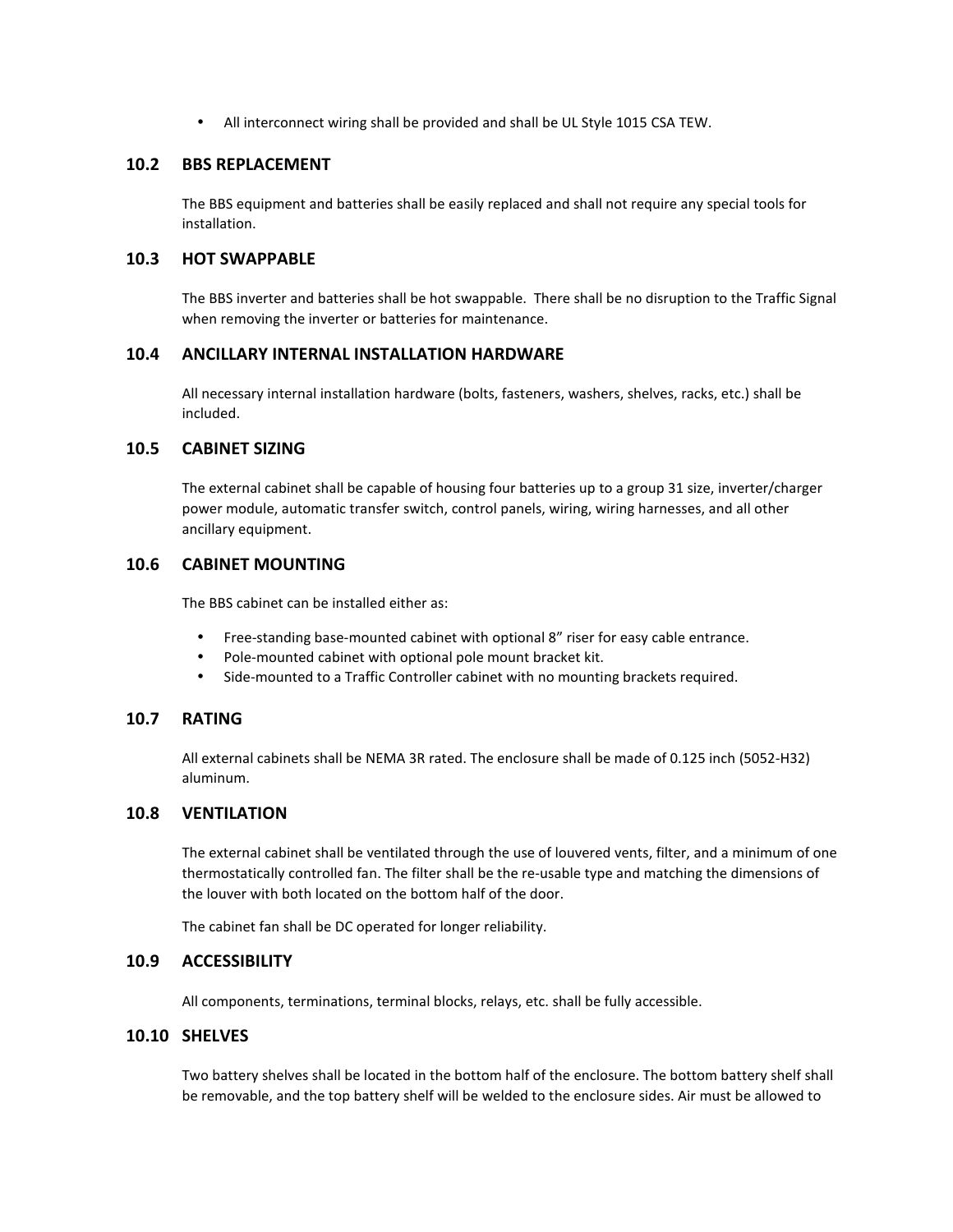- All interconnect wiring shall be provided and shall be UL Style 1015 CSA TEW.

## 10.2 BBS REPLACEMENT

The BBS equipment and batteries shall be easily replaced and shall not require any special tools for installation.

## 10.3 HOT SWAPPABLE

The BBS inverter and batteries shall be hot swappable. There shall be no disruption to the Traffic Signal when removing the inverter or batteries for maintenance.

## 10.4 ANCILLARY INTERNAL INSTALLATION HARDWARE

All necessary internal installation hardware (bolts, fasteners, washers, shelves, racks, etc.) shall be included.

## 10.5 CABINET SIZING

The external cabinet shall be capable of housing four batteries up to a group 31 size, inverter/charger power module, automatic transfer switch, control panels, wiring, wiring harnesses, and all other ancillary equipment.

## 10.6 CABINET MOUNTING

The BBS cabinet can be installed either as:

- Free-standing base-mounted cabinet with optional 8" riser for easy cable entrance.
- Pole-mounted cabinet with optional pole mount bracket kit.
- Side-mounted to a Traffic Controller cabinet with no mounting brackets required.

## 10.7 RATING

All external cabinets shall be NEMA 3R rated. The enclosure shall be made of 0.125 inch (5052-H32) aluminum.

## 10.8 VENTILATION

The external cabinet shall be ventilated through the use of louvered vents, filter, and a minimum of one thermostatically controlled fan. The filter shall be the re-usable type and matching the dimensions of the louver with both located on the bottom half of the door.

The cabinet fan shall be DC operated for longer reliability.

## 10.9 ACCESSIBILITY

All components, terminations, terminal blocks, relays, etc. shall be fully accessible.

## 10.10 SHELVES

Two battery shelves shall be located in the bottom half of the enclosure. The bottom battery shelf shall be removable, and the top battery shelf will be welded to the enclosure sides. Air must be allowed to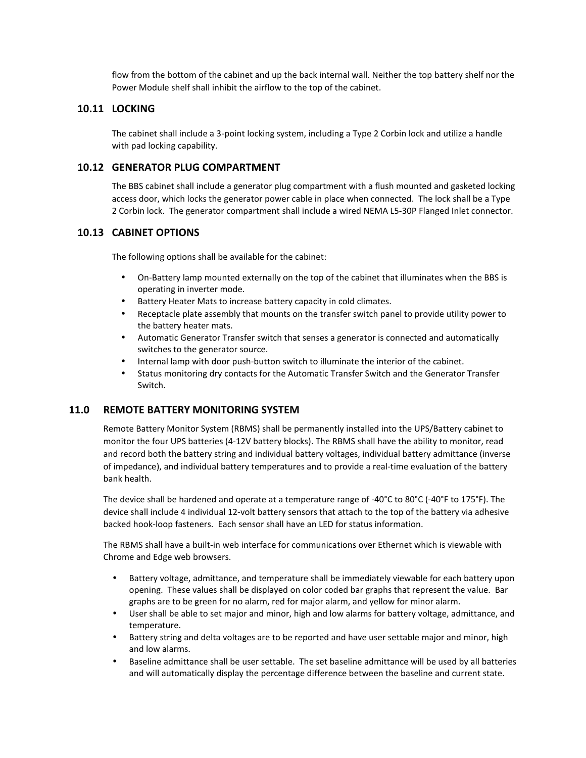flow from the bottom of the cabinet and up the back internal wall. Neither the top battery shelf nor the Power Module shelf shall inhibit the airflow to the top of the cabinet.

### 10.11 LOCKING

The cabinet shall include a 3-point locking system, including a Type 2 Corbin lock and utilize a handle with pad locking capability.

### 10.12 GENERATOR PLUG COMPARTMENT

The BBS cabinet shall include a generator plug compartment with a flush mounted and gasketed locking access door, which locks the generator power cable in place when connected. The lock shall be a Type 2 Corbin lock. The generator compartment shall include a wired NEMA L5-30P Flanged Inlet connector.

### 10.13 CABINET OPTIONS

The following options shall be available for the cabinet:

- On-Battery lamp mounted externally on the top of the cabinet that illuminates when the BBS is operating in inverter mode.
- Battery Heater Mats to increase battery capacity in cold climates.
- Receptacle plate assembly that mounts on the transfer switch panel to provide utility power to the battery heater mats.
- Automatic Generator Transfer switch that senses a generator is connected and automatically switches to the generator source.
- Internal lamp with door push-button switch to illuminate the interior of the cabinet.
- Status monitoring dry contacts for the Automatic Transfer Switch and the Generator Transfer Switch.

## 11.0 REMOTE BATTERY MONITORING SYSTEM

Remote Battery Monitor System (RBMS) shall be permanently installed into the UPS/Battery cabinet to monitor the four UPS batteries (4-12V battery blocks). The RBMS shall have the ability to monitor, read and record both the battery string and individual battery voltages, individual battery admittance (inverse of impedance), and individual battery temperatures and to provide a real-time evaluation of the battery bank health.

The device shall be hardened and operate at a temperature range of -40°C to 80°C (-40°F to 175°F). The device shall include 4 individual 12-volt battery sensors that attach to the top of the battery via adhesive backed hook-loop fasteners. Each sensor shall have an LED for status information.

The RBMS shall have a built-in web interface for communications over Ethernet which is viewable with Chrome and Edge web browsers.

- Battery voltage, admittance, and temperature shall be immediately viewable for each battery upon opening. These values shall be displayed on color coded bar graphs that represent the value. Bar graphs are to be green for no alarm, red for major alarm, and yellow for minor alarm.
- User shall be able to set major and minor, high and low alarms for battery voltage, admittance, and temperature.
- Battery string and delta voltages are to be reported and have user settable major and minor, high and low alarms.
- Baseline admittance shall be user settable. The set baseline admittance will be used by all batteries and will automatically display the percentage difference between the baseline and current state.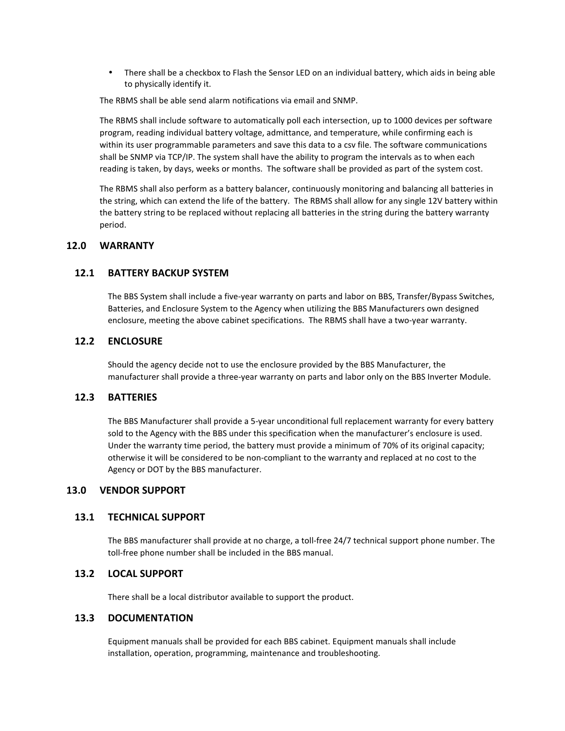- There shall be a checkbox to Flash the Sensor LED on an individual battery, which aids in being able to physically identify it.

The RBMS shall be able send alarm notifications via email and SNMP.

The RBMS shall include software to automatically poll each intersection, up to 1000 devices per software program, reading individual battery voltage, admittance, and temperature, while confirming each is within its user programmable parameters and save this data to a csv file. The software communications shall be SNMP via TCP/IP. The system shall have the ability to program the intervals as to when each reading is taken, by days, weeks or months. The software shall be provided as part of the system cost.

The RBMS shall also perform as a battery balancer, continuously monitoring and balancing all batteries in the string, which can extend the life of the battery. The RBMS shall allow for any single 12V battery within the battery string to be replaced without replacing all batteries in the string during the battery warranty period.

## 12.0 WARRANTY

### 12.1 BATTERY BACKUP SYSTEM

The BBS System shall include a five-year warranty on parts and labor on BBS, Transfer/Bypass Switches, Batteries, and Enclosure System to the Agency when utilizing the BBS Manufacturers own designed enclosure, meeting the above cabinet specifications. The RBMS shall have a two-year warranty.

### 12.2 ENCLOSURE

Should the agency decide not to use the enclosure provided by the BBS Manufacturer, the manufacturer shall provide a three-year warranty on parts and labor only on the BBS Inverter Module.

### 12.3 BATTERIES

The BBS Manufacturer shall provide a 5-year unconditional full replacement warranty for every battery sold to the Agency with the BBS under this specification when the manufacturer's enclosure is used. Under the warranty time period, the battery must provide a minimum of 70% of its original capacity; otherwise it will be considered to be non-compliant to the warranty and replaced at no cost to the Agency or DOT by the BBS manufacturer.

## 13.0 VENDOR SUPPORT

### 13.1 TECHNICAL SUPPORT

The BBS manufacturer shall provide at no charge, a toll-free 24/7 technical support phone number. The toll-free phone number shall be included in the BBS manual.

### 13.2 LOCAL SUPPORT

There shall be a local distributor available to support the product.

### 13.3 DOCUMENTATION

Equipment manuals shall be provided for each BBS cabinet. Equipment manuals shall include installation, operation, programming, maintenance and troubleshooting.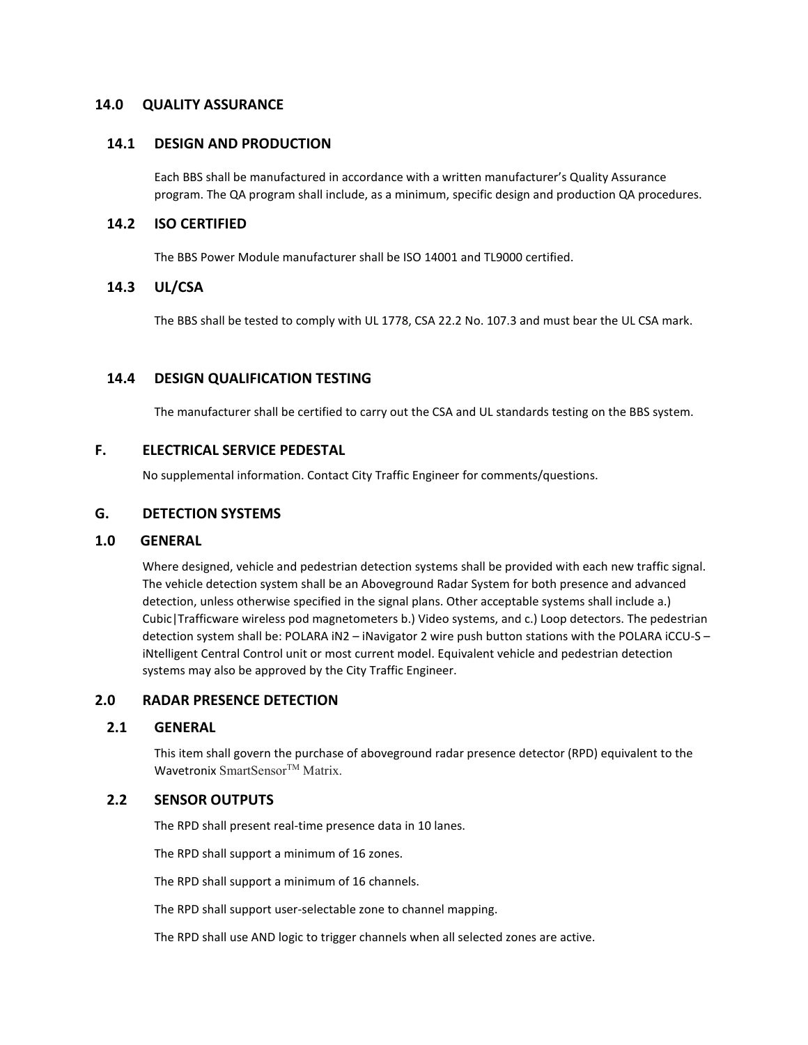## 14.0 QUALITY ASSURANCE

### 14.1 DESIGN AND PRODUCTION

Each BBS shall be manufactured in accordance with a written manufacturer's Quality Assurance program. The QA program shall include, as a minimum, specific design and production QA procedures.

### 14.2 ISO CERTIFIED

The BBS Power Module manufacturer shall be ISO 14001 and TL9000 certified.

### 14.3 UL/CSA

The BBS shall be tested to comply with UL 1778, CSA 22.2 No. 107.3 and must bear the UL CSA mark.

### 14.4 DESIGN QUALIFICATION TESTING

The manufacturer shall be certified to carry out the CSA and UL standards testing on the BBS system.

## F. ELECTRICAL SERVICE PEDESTAL

No supplemental information. Contact City Traffic Engineer for comments/questions.

## G. DETECTION SYSTEMS

## 1.0 GENERAL

Where designed, vehicle and pedestrian detection systems shall be provided with each new traffic signal. The vehicle detection system shall be an Aboveground Radar System for both presence and advanced detection, unless otherwise specified in the signal plans. Other acceptable systems shall include a.) Cubic|Trafficware wireless pod magnetometers b.) Video systems, and c.) Loop detectors. The pedestrian detection system shall be: POLARA iN2 – iNavigator 2 wire push button stations with the POLARA iCCU-S – iNtelligent Central Control unit or most current model. Equivalent vehicle and pedestrian detection systems may also be approved by the City Traffic Engineer.

## 2.0 RADAR PRESENCE DETECTION

### 2.1 GENERAL

This item shall govern the purchase of aboveground radar presence detector (RPD) equivalent to the Wavetronix SmartSensor™ Matrix.

### 2.2 SENSOR OUTPUTS

The RPD shall present real-time presence data in 10 lanes.

The RPD shall support a minimum of 16 zones.

The RPD shall support a minimum of 16 channels.

The RPD shall support user-selectable zone to channel mapping.

The RPD shall use AND logic to trigger channels when all selected zones are active.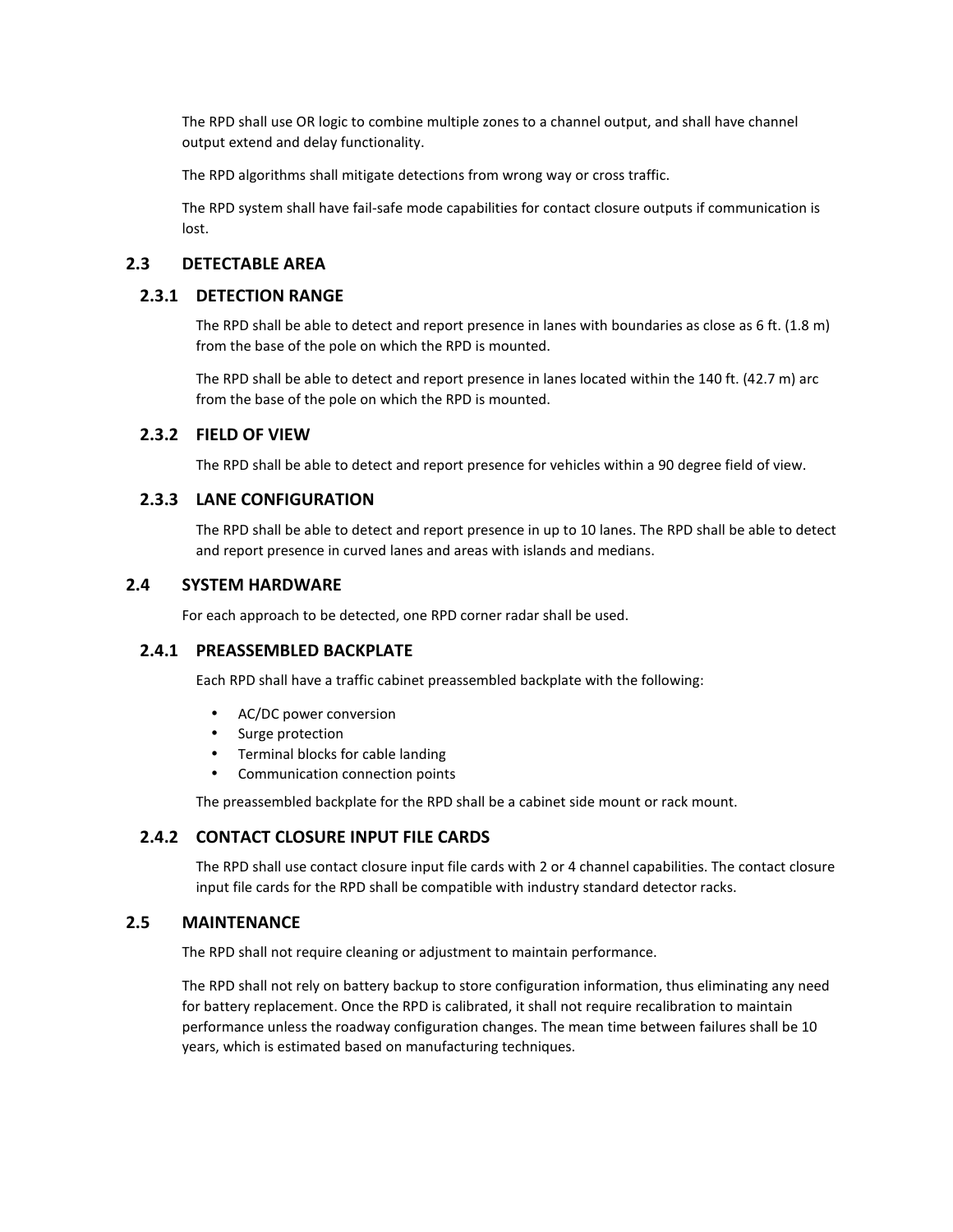The RPD shall use OR logic to combine multiple zones to a channel output, and shall have channel output extend and delay functionality.

The RPD algorithms shall mitigate detections from wrong way or cross traffic.

The RPD system shall have fail-safe mode capabilities for contact closure outputs if communication is lost.

## 2.3 DETECTABLE AREA

### 2.3.1 DETECTION RANGE

The RPD shall be able to detect and report presence in lanes with boundaries as close as 6 ft. (1.8 m) from the base of the pole on which the RPD is mounted.

The RPD shall be able to detect and report presence in lanes located within the 140 ft. (42.7 m) arc from the base of the pole on which the RPD is mounted.

### 2.3.2 FIELD OF VIEW

The RPD shall be able to detect and report presence for vehicles within a 90 degree field of view.

### 2.3.3 LANE CONFIGURATION

The RPD shall be able to detect and report presence in up to 10 lanes. The RPD shall be able to detect and report presence in curved lanes and areas with islands and medians.

## 2.4 SYSTEM HARDWARE

For each approach to be detected, one RPD corner radar shall be used.

### 2.4.1 PREASSEMBLED BACKPLATE

Each RPD shall have a traffic cabinet preassembled backplate with the following:

- AC/DC power conversion
- Surge protection
- Terminal blocks for cable landing
- Communication connection points

The preassembled backplate for the RPD shall be a cabinet side mount or rack mount.

### 2.4.2 CONTACT CLOSURE INPUT FILE CARDS

The RPD shall use contact closure input file cards with 2 or 4 channel capabilities. The contact closure input file cards for the RPD shall be compatible with industry standard detector racks.

## 2.5 MAINTENANCE

The RPD shall not require cleaning or adjustment to maintain performance.

The RPD shall not rely on battery backup to store configuration information, thus eliminating any need for battery replacement. Once the RPD is calibrated, it shall not require recalibration to maintain performance unless the roadway configuration changes. The mean time between failures shall be 10 years, which is estimated based on manufacturing techniques.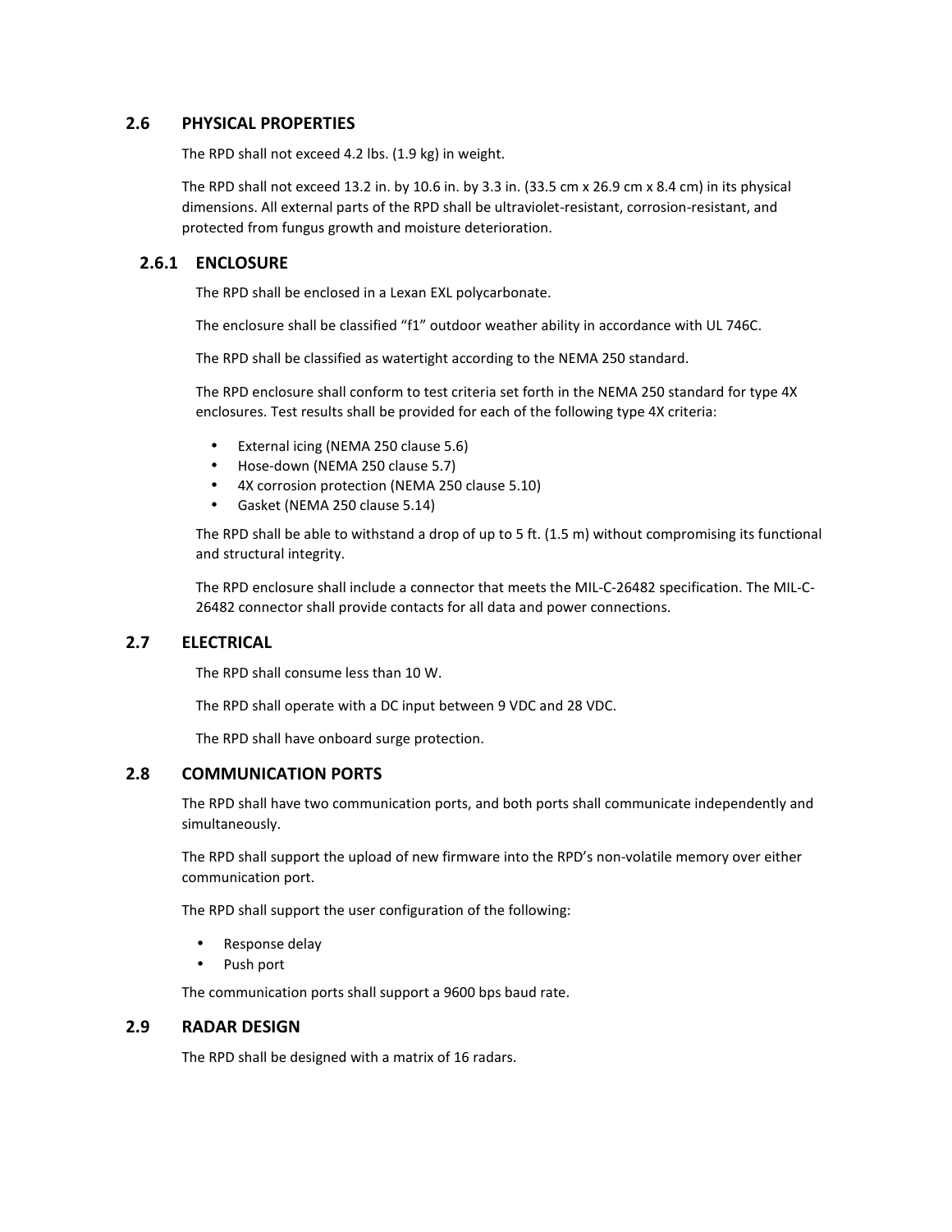## 2.6 PHYSICAL PROPERTIES

The RPD shall not exceed 4.2 lbs. (1.9 kg) in weight.

The RPD shall not exceed 13.2 in. by 10.6 in. by 3.3 in. (33.5 cm x 26.9 cm x 8.4 cm) in its physical dimensions. All external parts of the RPD shall be ultraviolet-resistant, corrosion-resistant, and protected from fungus growth and moisture deterioration.

### 2.6.1 ENCLOSURE

The RPD shall be enclosed in a Lexan EXL polycarbonate.

The enclosure shall be classified “f1” outdoor weather ability in accordance with UL 746C.

The RPD shall be classified as watertight according to the NEMA 250 standard.

The RPD enclosure shall conform to test criteria set forth in the NEMA 250 standard for type 4X enclosures. Test results shall be provided for each of the following type 4X criteria:

- External icing (NEMA 250 clause 5.6)
- Hose-down (NEMA 250 clause 5.7)
- 4X corrosion protection (NEMA 250 clause 5.10)
- Gasket (NEMA 250 clause 5.14)

The RPD shall be able to withstand a drop of up to 5 ft. (1.5 m) without compromising its functional and structural integrity.

The RPD enclosure shall include a connector that meets the MIL-C-26482 specification. The MIL-C-26482 connector shall provide contacts for all data and power connections.

## 2.7 ELECTRICAL

The RPD shall consume less than 10 W.

The RPD shall operate with a DC input between 9 VDC and 28 VDC.

The RPD shall have onboard surge protection.

## 2.8 COMMUNICATION PORTS

The RPD shall have two communication ports, and both ports shall communicate independently and simultaneously.

The RPD shall support the upload of new firmware into the RPD’s non-volatile memory over either communication port.

The RPD shall support the user configuration of the following:

- Response delay
- Push port

The communication ports shall support a 9600 bps baud rate.

## 2.9 RADAR DESIGN

The RPD shall be designed with a matrix of 16 radars.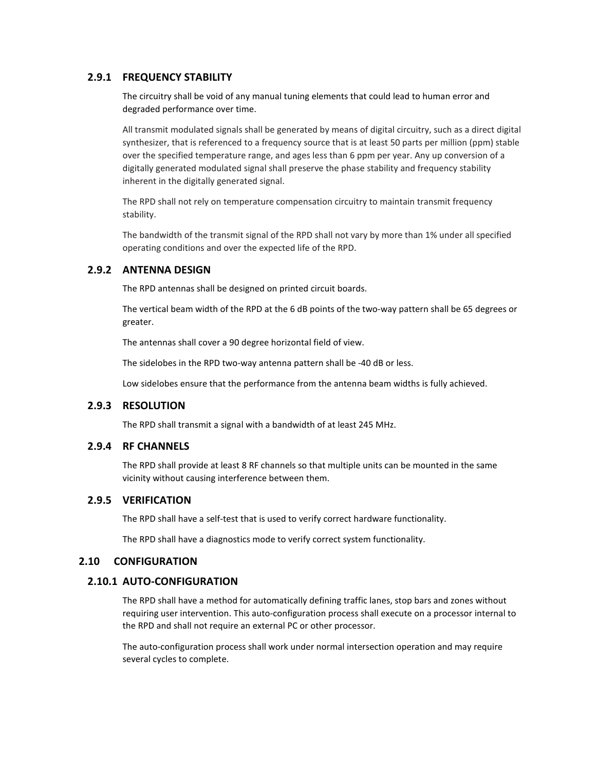### 2.9.1 FREQUENCY STABILITY

The circuitry shall be void of any manual tuning elements that could lead to human error and degraded performance over time.

All transmit modulated signals shall be generated by means of digital circuitry, such as a direct digital synthesizer, that is referenced to a frequency source that is at least 50 parts per million (ppm) stable over the specified temperature range, and ages less than 6 ppm per year. Any up conversion of a digitally generated modulated signal shall preserve the phase stability and frequency stability inherent in the digitally generated signal.

The RPD shall not rely on temperature compensation circuitry to maintain transmit frequency stability.

The bandwidth of the transmit signal of the RPD shall not vary by more than 1% under all specified operating conditions and over the expected life of the RPD.

### 2.9.2 ANTENNA DESIGN

The RPD antennas shall be designed on printed circuit boards.

The vertical beam width of the RPD at the 6 dB points of the two-way pattern shall be 65 degrees or greater.

The antennas shall cover a 90 degree horizontal field of view.

The sidelobes in the RPD two-way antenna pattern shall be -40 dB or less.

Low sidelobes ensure that the performance from the antenna beam widths is fully achieved.

### 2.9.3 RESOLUTION

The RPD shall transmit a signal with a bandwidth of at least 245 MHz.

### 2.9.4 RF CHANNELS

The RPD shall provide at least 8 RF channels so that multiple units can be mounted in the same vicinity without causing interference between them.

### 2.9.5 VERIFICATION

The RPD shall have a self-test that is used to verify correct hardware functionality.

The RPD shall have a diagnostics mode to verify correct system functionality.

## 2.10 CONFIGURATION

### 2.10.1 AUTO-CONFIGURATION

The RPD shall have a method for automatically defining traffic lanes, stop bars and zones without requiring user intervention. This auto-configuration process shall execute on a processor internal to the RPD and shall not require an external PC or other processor.

The auto-configuration process shall work under normal intersection operation and may require several cycles to complete.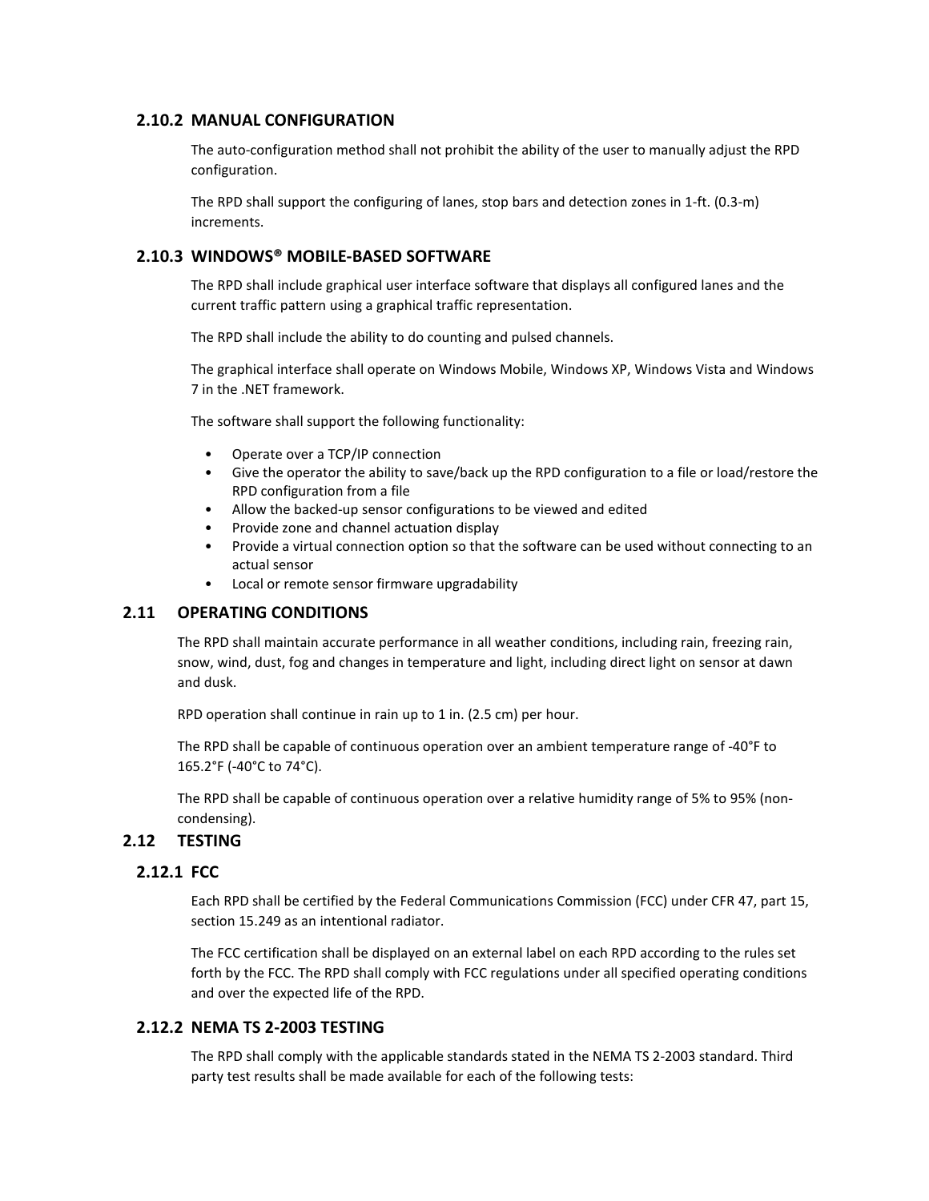### 2.10.2 MANUAL CONFIGURATION

The auto-configuration method shall not prohibit the ability of the user to manually adjust the RPD configuration.

The RPD shall support the configuring of lanes, stop bars and detection zones in 1-ft. (0.3-m) increments.

### 2.10.3 WINDOWS® MOBILE-BASED SOFTWARE

The RPD shall include graphical user interface software that displays all configured lanes and the current traffic pattern using a graphical traffic representation.

The RPD shall include the ability to do counting and pulsed channels.

The graphical interface shall operate on Windows Mobile, Windows XP, Windows Vista and Windows 7 in the .NET framework.

The software shall support the following functionality:

- Operate over a TCP/IP connection
- Give the operator the ability to save/back up the RPD configuration to a file or load/restore the RPD configuration from a file
- Allow the backed-up sensor configurations to be viewed and edited
- Provide zone and channel actuation display
- Provide a virtual connection option so that the software can be used without connecting to an actual sensor
- Local or remote sensor firmware upgradability

## 2.11 OPERATING CONDITIONS

The RPD shall maintain accurate performance in all weather conditions, including rain, freezing rain, snow, wind, dust, fog and changes in temperature and light, including direct light on sensor at dawn and dusk.

RPD operation shall continue in rain up to 1 in. (2.5 cm) per hour.

The RPD shall be capable of continuous operation over an ambient temperature range of -40°F to 165.2°F (-40°C to 74°C).

The RPD shall be capable of continuous operation over a relative humidity range of 5% to 95% (non-condensing).

## 2.12 TESTING

### 2.12.1 FCC

Each RPD shall be certified by the Federal Communications Commission (FCC) under CFR 47, part 15, section 15.249 as an intentional radiator.

The FCC certification shall be displayed on an external label on each RPD according to the rules set forth by the FCC. The RPD shall comply with FCC regulations under all specified operating conditions and over the expected life of the RPD.

### 2.12.2 NEMA TS 2-2003 TESTING

The RPD shall comply with the applicable standards stated in the NEMA TS 2-2003 standard. Third party test results shall be made available for each of the following tests: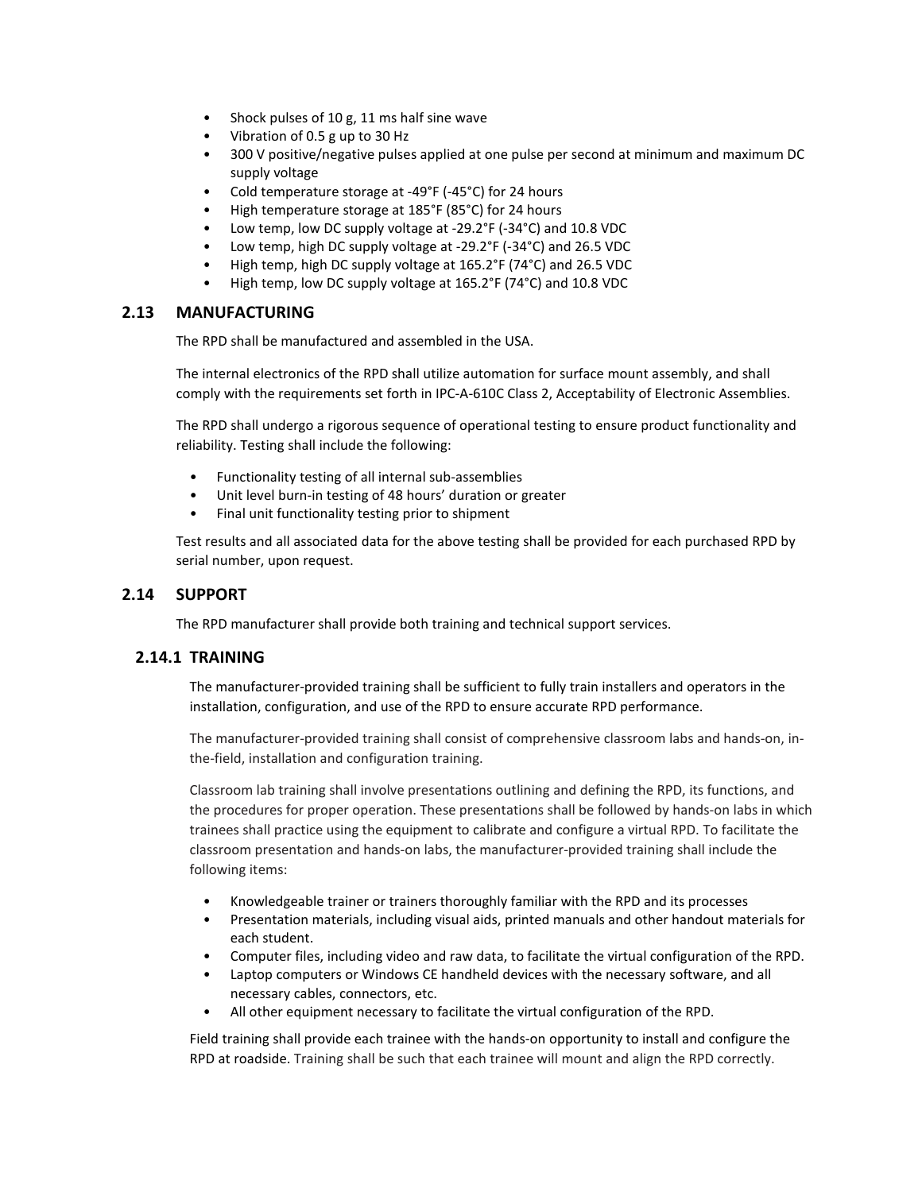- Shock pulses of 10 g, 11 ms half sine wave
- Vibration of 0.5 g up to 30 Hz
- 300 V positive/negative pulses applied at one pulse per second at minimum and maximum DC supply voltage
- Cold temperature storage at -49°F (-45°C) for 24 hours
- High temperature storage at 185°F (85°C) for 24 hours
- Low temp, low DC supply voltage at -29.2°F (-34°C) and 10.8 VDC
- Low temp, high DC supply voltage at -29.2°F (-34°C) and 26.5 VDC
- High temp, high DC supply voltage at 165.2°F (74°C) and 26.5 VDC
- High temp, low DC supply voltage at 165.2°F (74°C) and 10.8 VDC

## 2.13 MANUFACTURING

The RPD shall be manufactured and assembled in the USA.

The internal electronics of the RPD shall utilize automation for surface mount assembly, and shall comply with the requirements set forth in IPC-A-610C Class 2, Acceptability of Electronic Assemblies.

The RPD shall undergo a rigorous sequence of operational testing to ensure product functionality and reliability. Testing shall include the following:

- Functionality testing of all internal sub-assemblies
- Unit level burn-in testing of 48 hours' duration or greater
- Final unit functionality testing prior to shipment

Test results and all associated data for the above testing shall be provided for each purchased RPD by serial number, upon request.

## 2.14 SUPPORT

The RPD manufacturer shall provide both training and technical support services.

### 2.14.1 TRAINING

The manufacturer-provided training shall be sufficient to fully train installers and operators in the installation, configuration, and use of the RPD to ensure accurate RPD performance.

The manufacturer-provided training shall consist of comprehensive classroom labs and hands-on, in-the-field, installation and configuration training.

Classroom lab training shall involve presentations outlining and defining the RPD, its functions, and the procedures for proper operation. These presentations shall be followed by hands-on labs in which trainees shall practice using the equipment to calibrate and configure a virtual RPD. To facilitate the classroom presentation and hands-on labs, the manufacturer-provided training shall include the following items:

- Knowledgeable trainer or trainers thoroughly familiar with the RPD and its processes
- Presentation materials, including visual aids, printed manuals and other handout materials for each student.
- Computer files, including video and raw data, to facilitate the virtual configuration of the RPD.
- Laptop computers or Windows CE handheld devices with the necessary software, and all necessary cables, connectors, etc.
- All other equipment necessary to facilitate the virtual configuration of the RPD.

Field training shall provide each trainee with the hands-on opportunity to install and configure the RPD at roadside. Training shall be such that each trainee will mount and align the RPD correctly.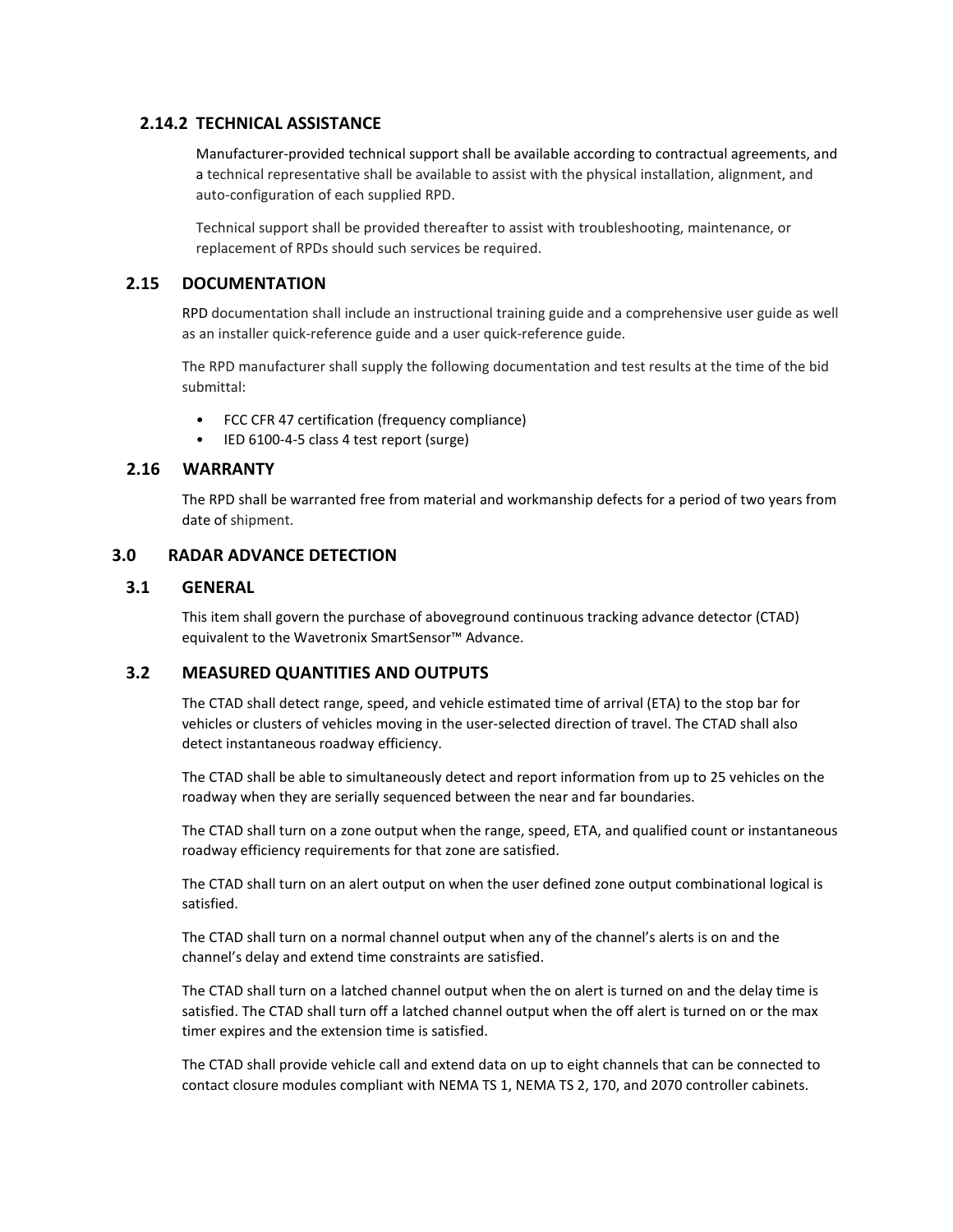### 2.14.2 TECHNICAL ASSISTANCE

Manufacturer-provided technical support shall be available according to contractual agreements, and a technical representative shall be available to assist with the physical installation, alignment, and auto-configuration of each supplied RPD.

Technical support shall be provided thereafter to assist with troubleshooting, maintenance, or replacement of RPDs should such services be required.

## 2.15 DOCUMENTATION

RPD documentation shall include an instructional training guide and a comprehensive user guide as well as an installer quick-reference guide and a user quick-reference guide.

The RPD manufacturer shall supply the following documentation and test results at the time of the bid submittal:

- FCC CFR 47 certification (frequency compliance)
- IED 6100-4-5 class 4 test report (surge)

## 2.16 WARRANTY

The RPD shall be warranted free from material and workmanship defects for a period of two years from date of shipment.

# 3.0 RADAR ADVANCE DETECTION

## 3.1 GENERAL

This item shall govern the purchase of aboveground continuous tracking advance detector (CTAD) equivalent to the Wavetronix SmartSensor™ Advance.

## 3.2 MEASURED QUANTITIES AND OUTPUTS

The CTAD shall detect range, speed, and vehicle estimated time of arrival (ETA) to the stop bar for vehicles or clusters of vehicles moving in the user-selected direction of travel. The CTAD shall also detect instantaneous roadway efficiency.

The CTAD shall be able to simultaneously detect and report information from up to 25 vehicles on the roadway when they are serially sequenced between the near and far boundaries.

The CTAD shall turn on a zone output when the range, speed, ETA, and qualified count or instantaneous roadway efficiency requirements for that zone are satisfied.

The CTAD shall turn on an alert output on when the user defined zone output combinational logical is satisfied.

The CTAD shall turn on a normal channel output when any of the channel's alerts is on and the channel's delay and extend time constraints are satisfied.

The CTAD shall turn on a latched channel output when the on alert is turned on and the delay time is satisfied. The CTAD shall turn off a latched channel output when the off alert is turned on or the max timer expires and the extension time is satisfied.

The CTAD shall provide vehicle call and extend data on up to eight channels that can be connected to contact closure modules compliant with NEMA TS 1, NEMA TS 2, 170, and 2070 controller cabinets.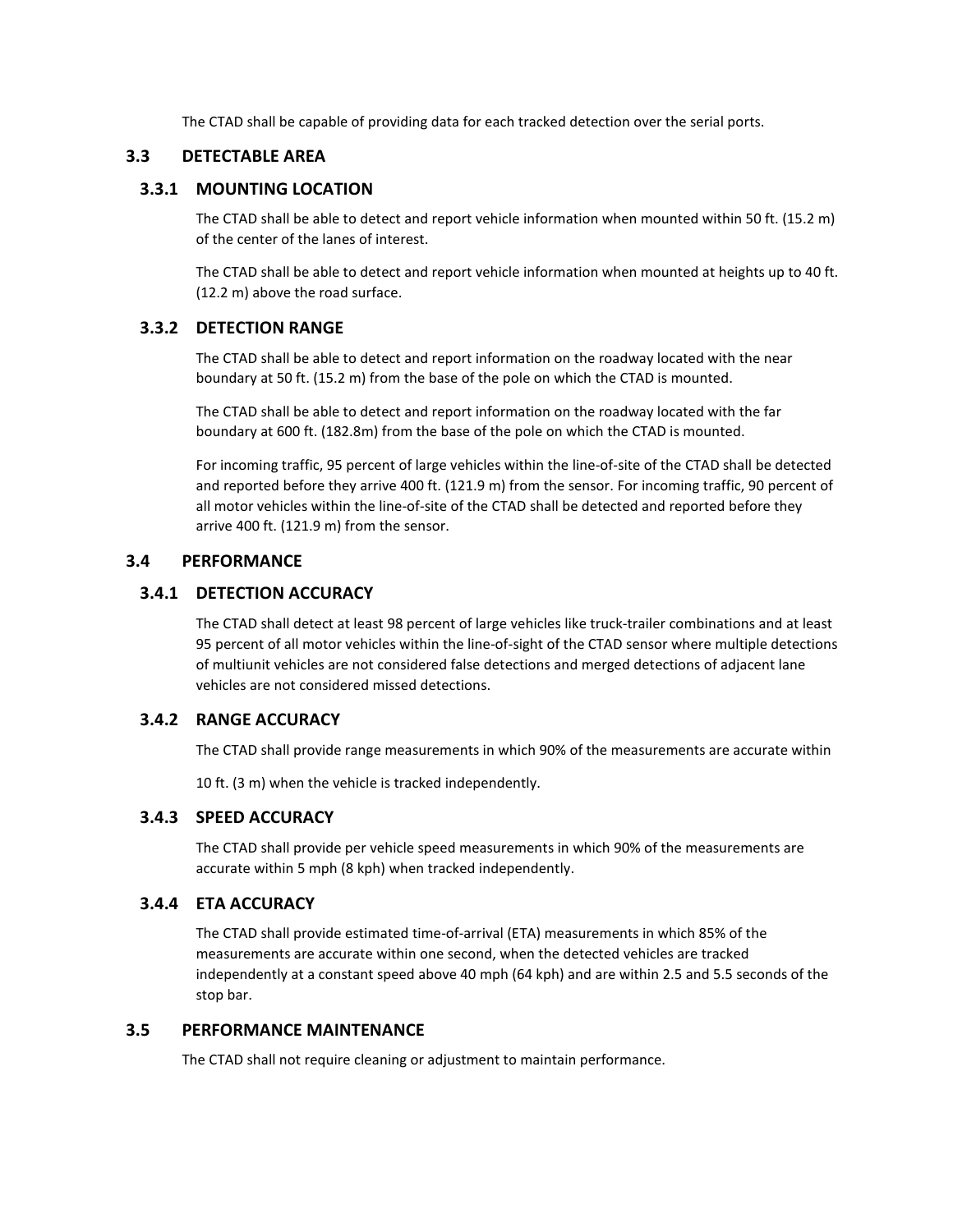The CTAD shall be capable of providing data for each tracked detection over the serial ports.

## 3.3 DETECTABLE AREA

### 3.3.1 MOUNTING LOCATION

The CTAD shall be able to detect and report vehicle information when mounted within 50 ft. (15.2 m) of the center of the lanes of interest.

The CTAD shall be able to detect and report vehicle information when mounted at heights up to 40 ft. (12.2 m) above the road surface.

### 3.3.2 DETECTION RANGE

The CTAD shall be able to detect and report information on the roadway located with the near boundary at 50 ft. (15.2 m) from the base of the pole on which the CTAD is mounted.

The CTAD shall be able to detect and report information on the roadway located with the far boundary at 600 ft. (182.8m) from the base of the pole on which the CTAD is mounted.

For incoming traffic, 95 percent of large vehicles within the line-of-site of the CTAD shall be detected and reported before they arrive 400 ft. (121.9 m) from the sensor. For incoming traffic, 90 percent of all motor vehicles within the line-of-site of the CTAD shall be detected and reported before they arrive 400 ft. (121.9 m) from the sensor.

## 3.4 PERFORMANCE

### 3.4.1 DETECTION ACCURACY

The CTAD shall detect at least 98 percent of large vehicles like truck-trailer combinations and at least 95 percent of all motor vehicles within the line-of-sight of the CTAD sensor where multiple detections of multiunit vehicles are not considered false detections and merged detections of adjacent lane vehicles are not considered missed detections.

### 3.4.2 RANGE ACCURACY

The CTAD shall provide range measurements in which 90% of the measurements are accurate within

10 ft. (3 m) when the vehicle is tracked independently.

### 3.4.3 SPEED ACCURACY

The CTAD shall provide per vehicle speed measurements in which 90% of the measurements are accurate within 5 mph (8 kph) when tracked independently.

### 3.4.4 ETA ACCURACY

The CTAD shall provide estimated time-of-arrival (ETA) measurements in which 85% of the measurements are accurate within one second, when the detected vehicles are tracked independently at a constant speed above 40 mph (64 kph) and are within 2.5 and 5.5 seconds of the stop bar.

## 3.5 PERFORMANCE MAINTENANCE

The CTAD shall not require cleaning or adjustment to maintain performance.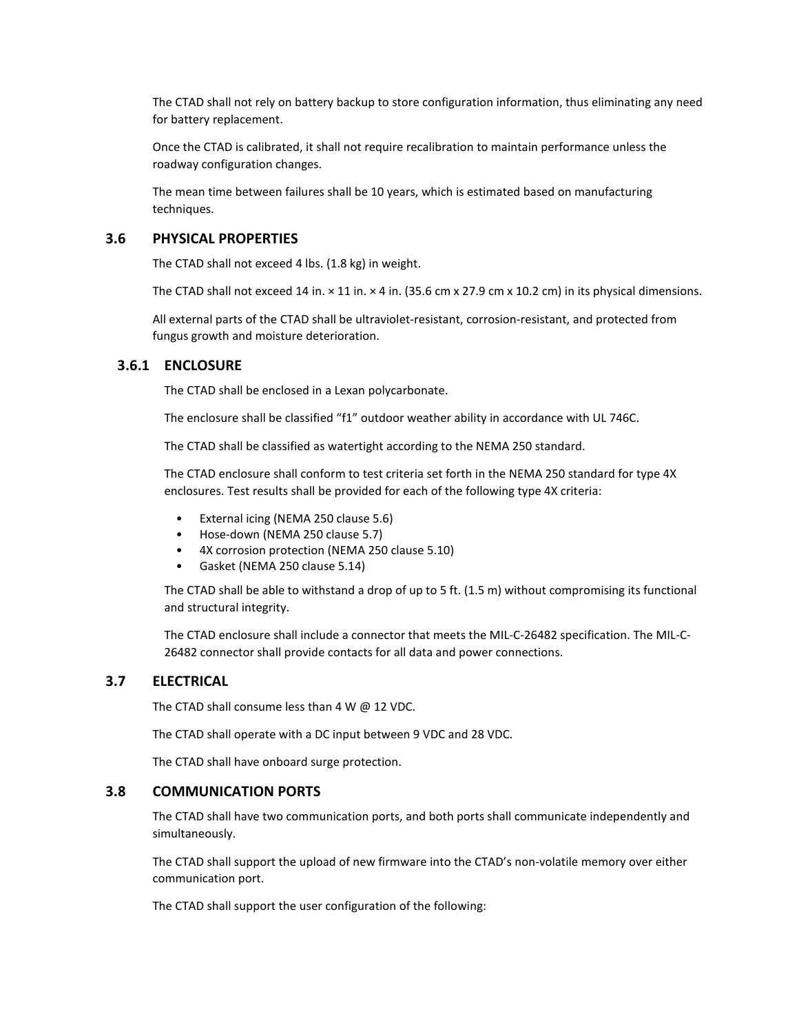The CTAD shall not rely on battery backup to store configuration information, thus eliminating any need for battery replacement.

Once the CTAD is calibrated, it shall not require recalibration to maintain performance unless the roadway configuration changes.

The mean time between failures shall be 10 years, which is estimated based on manufacturing techniques.

## 3.6 PHYSICAL PROPERTIES

The CTAD shall not exceed 4 lbs. (1.8 kg) in weight.

The CTAD shall not exceed 14 in. × 11 in. × 4 in. (35.6 cm x 27.9 cm x 10.2 cm) in its physical dimensions.

All external parts of the CTAD shall be ultraviolet-resistant, corrosion-resistant, and protected from fungus growth and moisture deterioration.

### 3.6.1 ENCLOSURE

The CTAD shall be enclosed in a Lexan polycarbonate.

The enclosure shall be classified “f1” outdoor weather ability in accordance with UL 746C.

The CTAD shall be classified as watertight according to the NEMA 250 standard.

The CTAD enclosure shall conform to test criteria set forth in the NEMA 250 standard for type 4X enclosures. Test results shall be provided for each of the following type 4X criteria:

- External icing (NEMA 250 clause 5.6)
- Hose-down (NEMA 250 clause 5.7)
- 4X corrosion protection (NEMA 250 clause 5.10)
- Gasket (NEMA 250 clause 5.14)

The CTAD shall be able to withstand a drop of up to 5 ft. (1.5 m) without compromising its functional and structural integrity.

The CTAD enclosure shall include a connector that meets the MIL-C-26482 specification. The MIL-C-26482 connector shall provide contacts for all data and power connections.

## 3.7 ELECTRICAL

The CTAD shall consume less than 4 W @ 12 VDC.

The CTAD shall operate with a DC input between 9 VDC and 28 VDC.

The CTAD shall have onboard surge protection.

## 3.8 COMMUNICATION PORTS

The CTAD shall have two communication ports, and both ports shall communicate independently and simultaneously.

The CTAD shall support the upload of new firmware into the CTAD’s non-volatile memory over either communication port.

The CTAD shall support the user configuration of the following: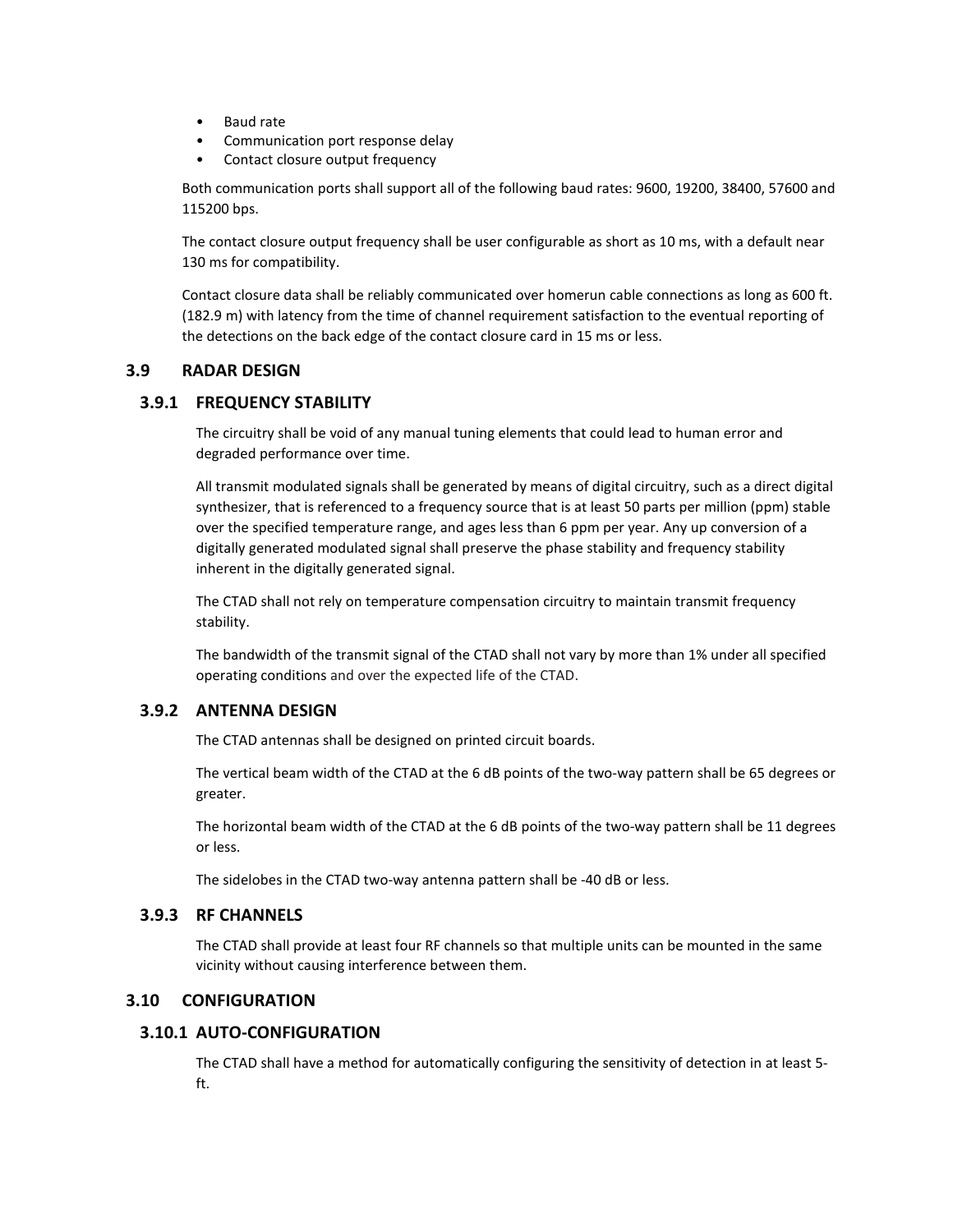- Baud rate
- Communication port response delay
- Contact closure output frequency

Both communication ports shall support all of the following baud rates: 9600, 19200, 38400, 57600 and 115200 bps.

The contact closure output frequency shall be user configurable as short as 10 ms, with a default near 130 ms for compatibility.

Contact closure data shall be reliably communicated over homerun cable connections as long as 600 ft. (182.9 m) with latency from the time of channel requirement satisfaction to the eventual reporting of the detections on the back edge of the contact closure card in 15 ms or less.

## 3.9 RADAR DESIGN

### 3.9.1 FREQUENCY STABILITY

The circuitry shall be void of any manual tuning elements that could lead to human error and degraded performance over time.

All transmit modulated signals shall be generated by means of digital circuitry, such as a direct digital synthesizer, that is referenced to a frequency source that is at least 50 parts per million (ppm) stable over the specified temperature range, and ages less than 6 ppm per year. Any up conversion of a digitally generated modulated signal shall preserve the phase stability and frequency stability inherent in the digitally generated signal.

The CTAD shall not rely on temperature compensation circuitry to maintain transmit frequency stability.

The bandwidth of the transmit signal of the CTAD shall not vary by more than 1% under all specified operating conditions and over the expected life of the CTAD.

### 3.9.2 ANTENNA DESIGN

The CTAD antennas shall be designed on printed circuit boards.

The vertical beam width of the CTAD at the 6 dB points of the two-way pattern shall be 65 degrees or greater.

The horizontal beam width of the CTAD at the 6 dB points of the two-way pattern shall be 11 degrees or less.

The sidelobes in the CTAD two-way antenna pattern shall be -40 dB or less.

### 3.9.3 RF CHANNELS

The CTAD shall provide at least four RF channels so that multiple units can be mounted in the same vicinity without causing interference between them.

## 3.10 CONFIGURATION

### 3.10.1 AUTO-CONFIGURATION

The CTAD shall have a method for automatically configuring the sensitivity of detection in at least 5-ft.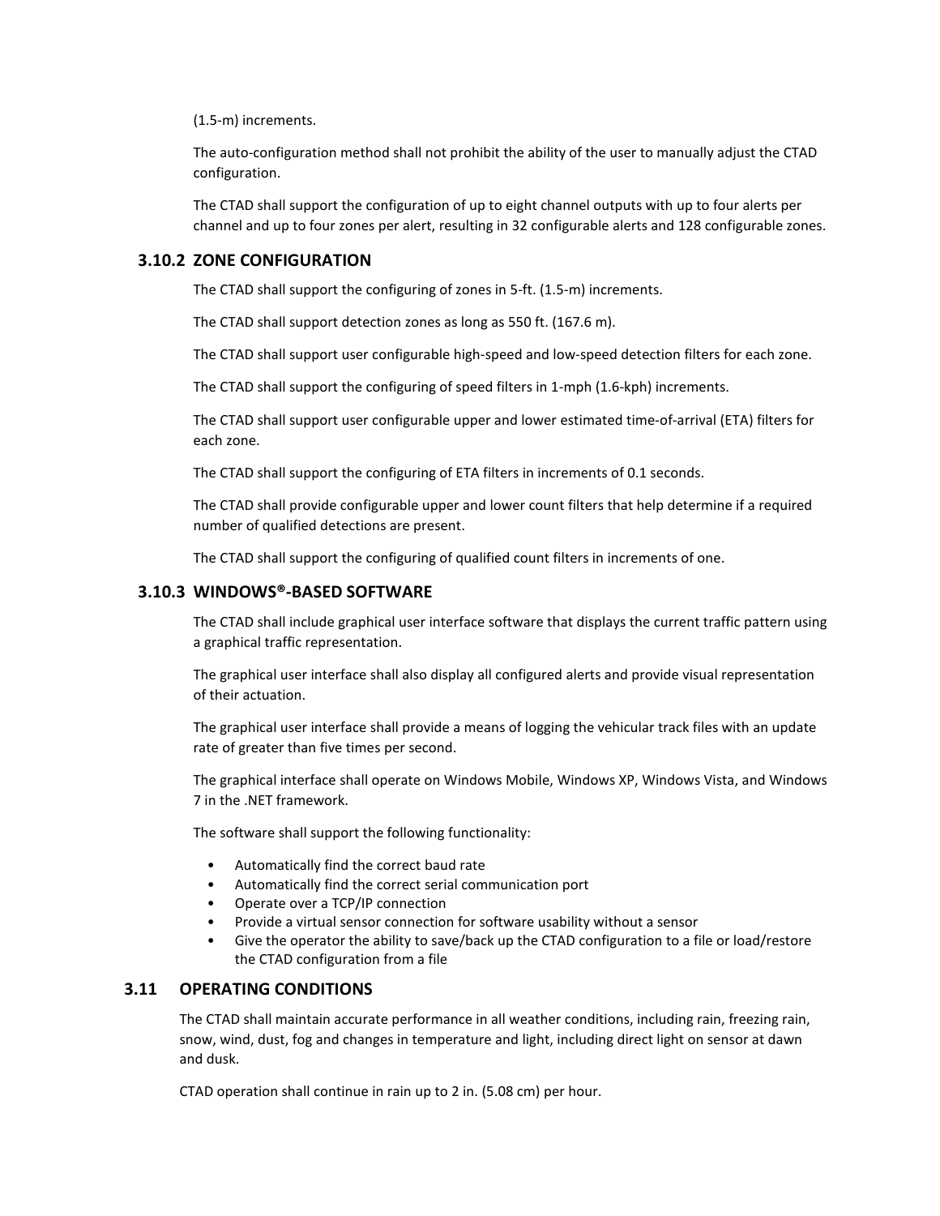(1.5-m) increments.

The auto-configuration method shall not prohibit the ability of the user to manually adjust the CTAD configuration.

The CTAD shall support the configuration of up to eight channel outputs with up to four alerts per channel and up to four zones per alert, resulting in 32 configurable alerts and 128 configurable zones.

### 3.10.2 ZONE CONFIGURATION

The CTAD shall support the configuring of zones in 5-ft. (1.5-m) increments.

The CTAD shall support detection zones as long as 550 ft. (167.6 m).

The CTAD shall support user configurable high-speed and low-speed detection filters for each zone.

The CTAD shall support the configuring of speed filters in 1-mph (1.6-kph) increments.

The CTAD shall support user configurable upper and lower estimated time-of-arrival (ETA) filters for each zone.

The CTAD shall support the configuring of ETA filters in increments of 0.1 seconds.

The CTAD shall provide configurable upper and lower count filters that help determine if a required number of qualified detections are present.

The CTAD shall support the configuring of qualified count filters in increments of one.

### 3.10.3 WINDOWS®-BASED SOFTWARE

The CTAD shall include graphical user interface software that displays the current traffic pattern using a graphical traffic representation.

The graphical user interface shall also display all configured alerts and provide visual representation of their actuation.

The graphical user interface shall provide a means of logging the vehicular track files with an update rate of greater than five times per second.

The graphical interface shall operate on Windows Mobile, Windows XP, Windows Vista, and Windows 7 in the .NET framework.

The software shall support the following functionality:

- Automatically find the correct baud rate
- Automatically find the correct serial communication port
- Operate over a TCP/IP connection
- Provide a virtual sensor connection for software usability without a sensor
- Give the operator the ability to save/back up the CTAD configuration to a file or load/restore the CTAD configuration from a file

## 3.11 OPERATING CONDITIONS

The CTAD shall maintain accurate performance in all weather conditions, including rain, freezing rain, snow, wind, dust, fog and changes in temperature and light, including direct light on sensor at dawn and dusk.

CTAD operation shall continue in rain up to 2 in. (5.08 cm) per hour.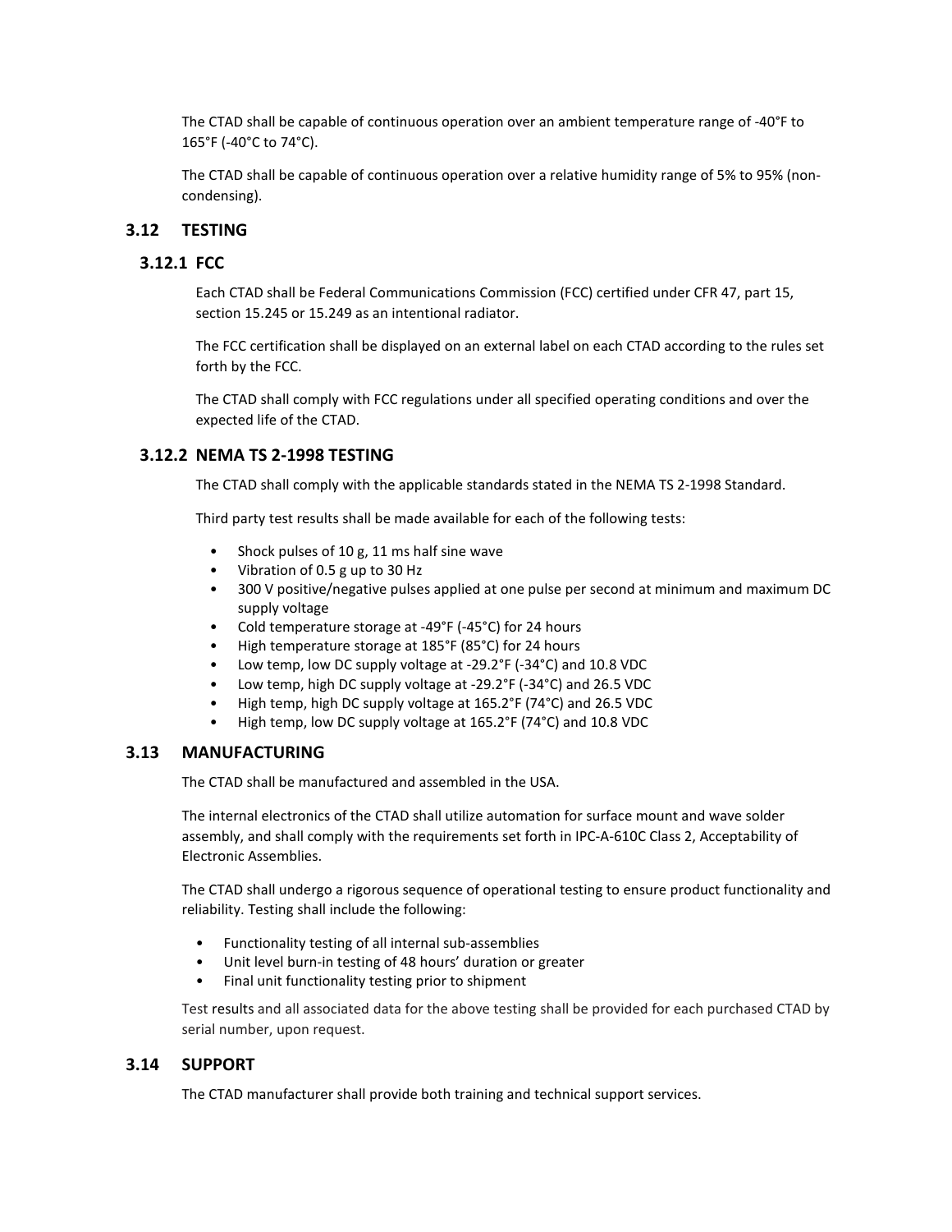The CTAD shall be capable of continuous operation over an ambient temperature range of -40°F to 165°F (-40°C to 74°C).

The CTAD shall be capable of continuous operation over a relative humidity range of 5% to 95% (non-condensing).

## 3.12 TESTING

### 3.12.1 FCC

Each CTAD shall be Federal Communications Commission (FCC) certified under CFR 47, part 15, section 15.245 or 15.249 as an intentional radiator.

The FCC certification shall be displayed on an external label on each CTAD according to the rules set forth by the FCC.

The CTAD shall comply with FCC regulations under all specified operating conditions and over the expected life of the CTAD.

### 3.12.2 NEMA TS 2-1998 TESTING

The CTAD shall comply with the applicable standards stated in the NEMA TS 2-1998 Standard.

Third party test results shall be made available for each of the following tests:

- Shock pulses of 10 g, 11 ms half sine wave
- Vibration of 0.5 g up to 30 Hz
- 300 V positive/negative pulses applied at one pulse per second at minimum and maximum DC supply voltage
- Cold temperature storage at -49°F (-45°C) for 24 hours
- High temperature storage at 185°F (85°C) for 24 hours
- Low temp, low DC supply voltage at -29.2°F (-34°C) and 10.8 VDC
- Low temp, high DC supply voltage at -29.2°F (-34°C) and 26.5 VDC
- High temp, high DC supply voltage at 165.2°F (74°C) and 26.5 VDC
- High temp, low DC supply voltage at 165.2°F (74°C) and 10.8 VDC

## 3.13 MANUFACTURING

The CTAD shall be manufactured and assembled in the USA.

The internal electronics of the CTAD shall utilize automation for surface mount and wave solder assembly, and shall comply with the requirements set forth in IPC-A-610C Class 2, Acceptability of Electronic Assemblies.

The CTAD shall undergo a rigorous sequence of operational testing to ensure product functionality and reliability. Testing shall include the following:

- Functionality testing of all internal sub-assemblies
- Unit level burn-in testing of 48 hours' duration or greater
- Final unit functionality testing prior to shipment

Test results and all associated data for the above testing shall be provided for each purchased CTAD by serial number, upon request.

## 3.14 SUPPORT

The CTAD manufacturer shall provide both training and technical support services.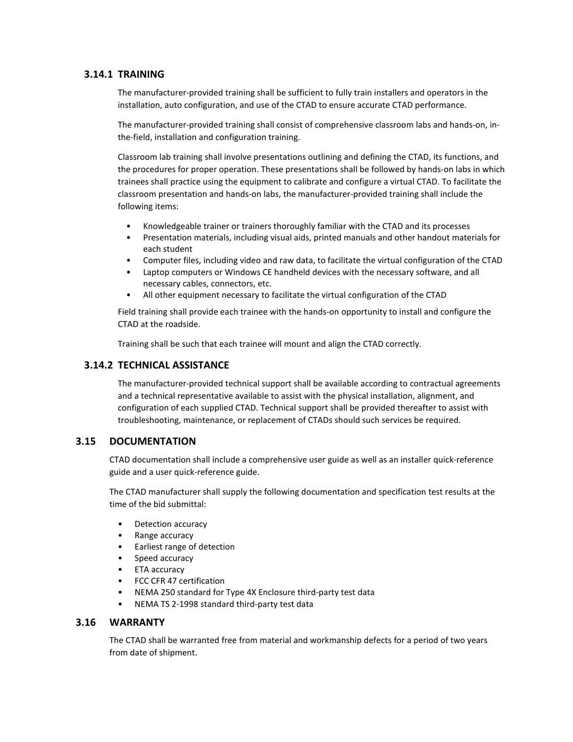### 3.14.1 TRAINING

The manufacturer-provided training shall be sufficient to fully train installers and operators in the installation, auto configuration, and use of the CTAD to ensure accurate CTAD performance.

The manufacturer-provided training shall consist of comprehensive classroom labs and hands-on, in-the-field, installation and configuration training.

Classroom lab training shall involve presentations outlining and defining the CTAD, its functions, and the procedures for proper operation. These presentations shall be followed by hands-on labs in which trainees shall practice using the equipment to calibrate and configure a virtual CTAD. To facilitate the classroom presentation and hands-on labs, the manufacturer-provided training shall include the following items:

- Knowledgeable trainer or trainers thoroughly familiar with the CTAD and its processes
- Presentation materials, including visual aids, printed manuals and other handout materials for each student
- Computer files, including video and raw data, to facilitate the virtual configuration of the CTAD
- Laptop computers or Windows CE handheld devices with the necessary software, and all necessary cables, connectors, etc.
- All other equipment necessary to facilitate the virtual configuration of the CTAD

Field training shall provide each trainee with the hands-on opportunity to install and configure the CTAD at the roadside.

Training shall be such that each trainee will mount and align the CTAD correctly.

### 3.14.2 TECHNICAL ASSISTANCE

The manufacturer-provided technical support shall be available according to contractual agreements and a technical representative available to assist with the physical installation, alignment, and configuration of each supplied CTAD. Technical support shall be provided thereafter to assist with troubleshooting, maintenance, or replacement of CTADs should such services be required.

## 3.15 DOCUMENTATION

CTAD documentation shall include a comprehensive user guide as well as an installer quick-reference guide and a user quick-reference guide.

The CTAD manufacturer shall supply the following documentation and specification test results at the time of the bid submittal:

- Detection accuracy
- Range accuracy
- Earliest range of detection
- Speed accuracy
- ETA accuracy
- FCC CFR 47 certification
- NEMA 250 standard for Type 4X Enclosure third-party test data
- NEMA TS 2-1998 standard third-party test data

## 3.16 WARRANTY

The CTAD shall be warranted free from material and workmanship defects for a period of two years from date of shipment.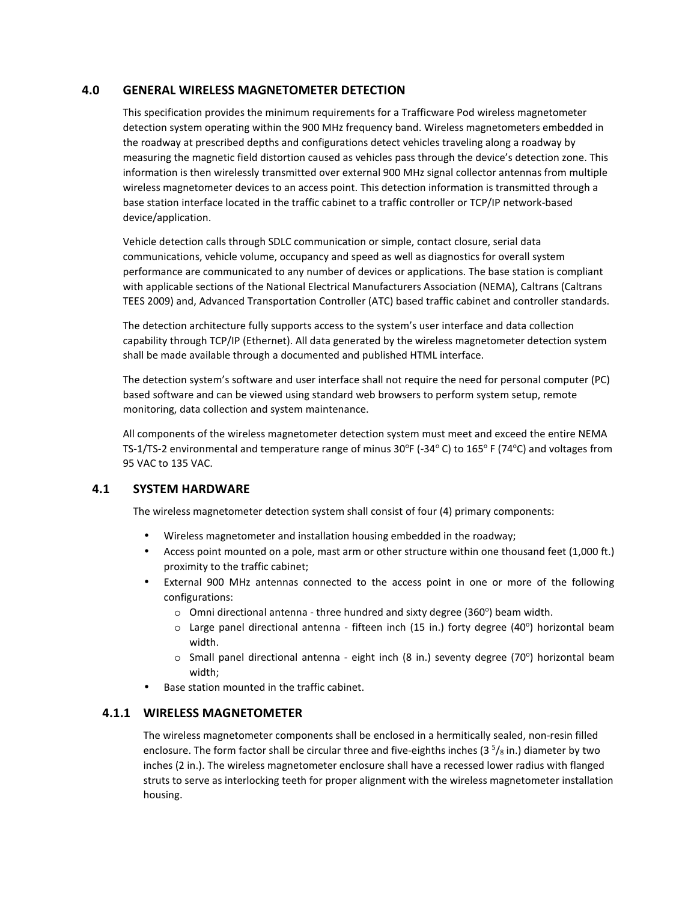## 4.0 GENERAL WIRELESS MAGNETOMETER DETECTION

This specification provides the minimum requirements for a Trafficware Pod wireless magnetometer detection system operating within the 900 MHz frequency band. Wireless magnetometers embedded in the roadway at prescribed depths and configurations detect vehicles traveling along a roadway by measuring the magnetic field distortion caused as vehicles pass through the device's detection zone. This information is then wirelessly transmitted over external 900 MHz signal collector antennas from multiple wireless magnetometer devices to an access point. This detection information is transmitted through a base station interface located in the traffic cabinet to a traffic controller or TCP/IP network-based device/application.

Vehicle detection calls through SDLC communication or simple, contact closure, serial data communications, vehicle volume, occupancy and speed as well as diagnostics for overall system performance are communicated to any number of devices or applications. The base station is compliant with applicable sections of the National Electrical Manufacturers Association (NEMA), Caltrans (Caltrans TEES 2009) and, Advanced Transportation Controller (ATC) based traffic cabinet and controller standards.

The detection architecture fully supports access to the system's user interface and data collection capability through TCP/IP (Ethernet). All data generated by the wireless magnetometer detection system shall be made available through a documented and published HTML interface.

The detection system's software and user interface shall not require the need for personal computer (PC) based software and can be viewed using standard web browsers to perform system setup, remote monitoring, data collection and system maintenance.

All components of the wireless magnetometer detection system must meet and exceed the entire NEMA TS-1/TS-2 environmental and temperature range of minus 30°F (-34° C) to 165° F (74°C) and voltages from 95 VAC to 135 VAC.

### 4.1 SYSTEM HARDWARE

The wireless magnetometer detection system shall consist of four (4) primary components:

- Wireless magnetometer and installation housing embedded in the roadway;
- Access point mounted on a pole, mast arm or other structure within one thousand feet (1,000 ft.) proximity to the traffic cabinet;
- External 900 MHz antennas connected to the access point in one or more of the following configurations:
  - Omni directional antenna - three hundred and sixty degree (360°) beam width.
  - Large panel directional antenna - fifteen inch (15 in.) forty degree (40°) horizontal beam width.
  - Small panel directional antenna - eight inch (8 in.) seventy degree (70°) horizontal beam width;
- Base station mounted in the traffic cabinet.

#### 4.1.1 WIRELESS MAGNETOMETER

The wireless magnetometer components shall be enclosed in a hermitically sealed, non-resin filled enclosure. The form factor shall be circular three and five-eighths inches (3 5/8 in.) diameter by two inches (2 in.). The wireless magnetometer enclosure shall have a recessed lower radius with flanged struts to serve as interlocking teeth for proper alignment with the wireless magnetometer installation housing.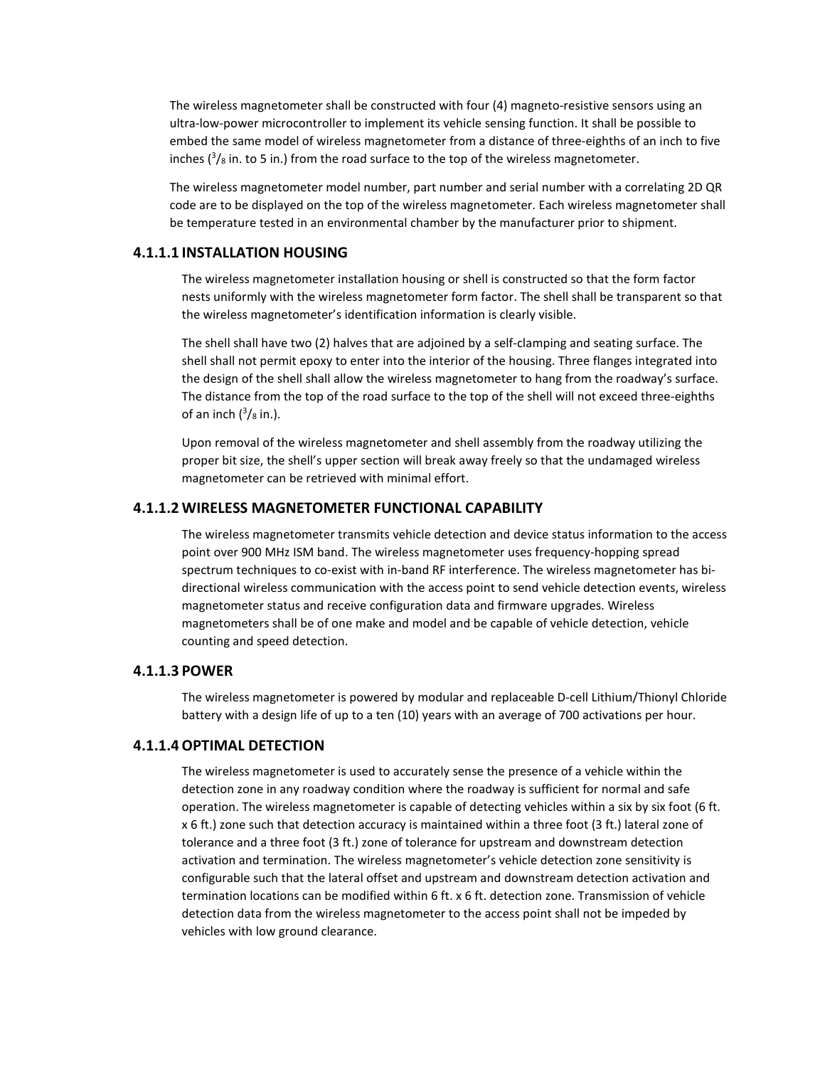The wireless magnetometer shall be constructed with four (4) magneto-resistive sensors using an ultra-low-power microcontroller to implement its vehicle sensing function. It shall be possible to embed the same model of wireless magnetometer from a distance of three-eighths of an inch to five inches ($^3/_8$ in. to 5 in.) from the road surface to the top of the wireless magnetometer.

The wireless magnetometer model number, part number and serial number with a correlating 2D QR code are to be displayed on the top of the wireless magnetometer. Each wireless magnetometer shall be temperature tested in an environmental chamber by the manufacturer prior to shipment.

#### 4.1.1.1 INSTALLATION HOUSING

The wireless magnetometer installation housing or shell is constructed so that the form factor nests uniformly with the wireless magnetometer form factor. The shell shall be transparent so that the wireless magnetometer's identification information is clearly visible.

The shell shall have two (2) halves that are adjoined by a self-clamping and seating surface. The shell shall not permit epoxy to enter into the interior of the housing. Three flanges integrated into the design of the shell shall allow the wireless magnetometer to hang from the roadway's surface. The distance from the top of the road surface to the top of the shell will not exceed three-eighths of an inch ($^3/_8$ in.).

Upon removal of the wireless magnetometer and shell assembly from the roadway utilizing the proper bit size, the shell's upper section will break away freely so that the undamaged wireless magnetometer can be retrieved with minimal effort.

#### 4.1.1.2 WIRELESS MAGNETOMETER FUNCTIONAL CAPABILITY

The wireless magnetometer transmits vehicle detection and device status information to the access point over 900 MHz ISM band. The wireless magnetometer uses frequency-hopping spread spectrum techniques to co-exist with in-band RF interference. The wireless magnetometer has bi-directional wireless communication with the access point to send vehicle detection events, wireless magnetometer status and receive configuration data and firmware upgrades. Wireless magnetometers shall be of one make and model and be capable of vehicle detection, vehicle counting and speed detection.

#### 4.1.1.3 POWER

The wireless magnetometer is powered by modular and replaceable D-cell Lithium/Thionyl Chloride battery with a design life of up to a ten (10) years with an average of 700 activations per hour.

#### 4.1.1.4 OPTIMAL DETECTION

The wireless magnetometer is used to accurately sense the presence of a vehicle within the detection zone in any roadway condition where the roadway is sufficient for normal and safe operation. The wireless magnetometer is capable of detecting vehicles within a six by six foot (6 ft. x 6 ft.) zone such that detection accuracy is maintained within a three foot (3 ft.) lateral zone of tolerance and a three foot (3 ft.) zone of tolerance for upstream and downstream detection activation and termination. The wireless magnetometer's vehicle detection zone sensitivity is configurable such that the lateral offset and upstream and downstream detection activation and termination locations can be modified within 6 ft. x 6 ft. detection zone. Transmission of vehicle detection data from the wireless magnetometer to the access point shall not be impeded by vehicles with low ground clearance.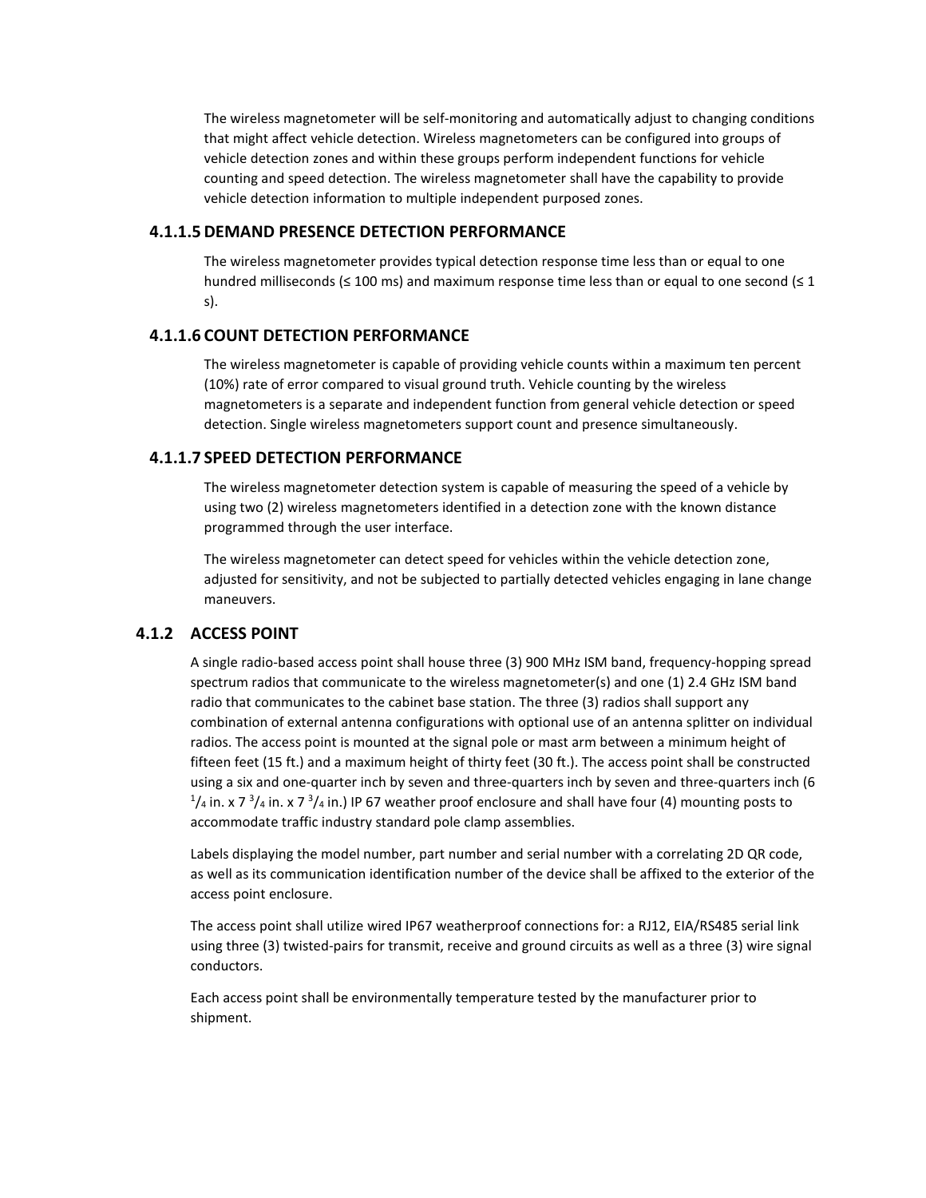The wireless magnetometer will be self-monitoring and automatically adjust to changing conditions that might affect vehicle detection. Wireless magnetometers can be configured into groups of vehicle detection zones and within these groups perform independent functions for vehicle counting and speed detection. The wireless magnetometer shall have the capability to provide vehicle detection information to multiple independent purposed zones.

#### 4.1.1.5 DEMAND PRESENCE DETECTION PERFORMANCE

The wireless magnetometer provides typical detection response time less than or equal to one hundred milliseconds (≤ 100 ms) and maximum response time less than or equal to one second (≤ 1 s).

#### 4.1.1.6 COUNT DETECTION PERFORMANCE

The wireless magnetometer is capable of providing vehicle counts within a maximum ten percent (10%) rate of error compared to visual ground truth. Vehicle counting by the wireless magnetometers is a separate and independent function from general vehicle detection or speed detection. Single wireless magnetometers support count and presence simultaneously.

#### 4.1.1.7 SPEED DETECTION PERFORMANCE

The wireless magnetometer detection system is capable of measuring the speed of a vehicle by using two (2) wireless magnetometers identified in a detection zone with the known distance programmed through the user interface.

The wireless magnetometer can detect speed for vehicles within the vehicle detection zone, adjusted for sensitivity, and not be subjected to partially detected vehicles engaging in lane change maneuvers.

### 4.1.2 ACCESS POINT

A single radio-based access point shall house three (3) 900 MHz ISM band, frequency-hopping spread spectrum radios that communicate to the wireless magnetometer(s) and one (1) 2.4 GHz ISM band radio that communicates to the cabinet base station. The three (3) radios shall support any combination of external antenna configurations with optional use of an antenna splitter on individual radios. The access point is mounted at the signal pole or mast arm between a minimum height of fifteen feet (15 ft.) and a maximum height of thirty feet (30 ft.). The access point shall be constructed using a six and one-quarter inch by seven and three-quarters inch by seven and three-quarters inch (6 $^1/_4$ in. x 7 $^3/_4$ in. x 7 $^3/_4$ in.) IP 67 weather proof enclosure and shall have four (4) mounting posts to accommodate traffic industry standard pole clamp assemblies.

Labels displaying the model number, part number and serial number with a correlating 2D QR code, as well as its communication identification number of the device shall be affixed to the exterior of the access point enclosure.

The access point shall utilize wired IP67 weatherproof connections for: a RJ12, EIA/RS485 serial link using three (3) twisted-pairs for transmit, receive and ground circuits as well as a three (3) wire signal conductors.

Each access point shall be environmentally temperature tested by the manufacturer prior to shipment.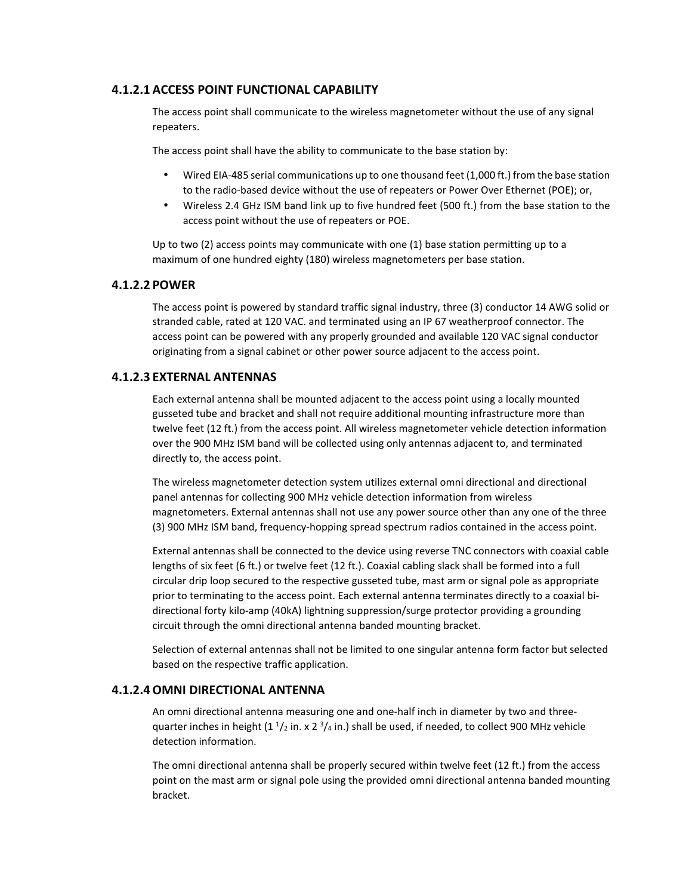#### 4.1.2.1 ACCESS POINT FUNCTIONAL CAPABILITY

The access point shall communicate to the wireless magnetometer without the use of any signal repeaters.

The access point shall have the ability to communicate to the base station by:

- Wired EIA-485 serial communications up to one thousand feet (1,000 ft.) from the base station to the radio-based device without the use of repeaters or Power Over Ethernet (POE); or,
- Wireless 2.4 GHz ISM band link up to five hundred feet (500 ft.) from the base station to the access point without the use of repeaters or POE.

Up to two (2) access points may communicate with one (1) base station permitting up to a maximum of one hundred eighty (180) wireless magnetometers per base station.

#### 4.1.2.2 POWER

The access point is powered by standard traffic signal industry, three (3) conductor 14 AWG solid or stranded cable, rated at 120 VAC. and terminated using an IP 67 weatherproof connector. The access point can be powered with any properly grounded and available 120 VAC signal conductor originating from a signal cabinet or other power source adjacent to the access point.

#### 4.1.2.3 EXTERNAL ANTENNAS

Each external antenna shall be mounted adjacent to the access point using a locally mounted gusseted tube and bracket and shall not require additional mounting infrastructure more than twelve feet (12 ft.) from the access point. All wireless magnetometer vehicle detection information over the 900 MHz ISM band will be collected using only antennas adjacent to, and terminated directly to, the access point.

The wireless magnetometer detection system utilizes external omni directional and directional panel antennas for collecting 900 MHz vehicle detection information from wireless magnetometers. External antennas shall not use any power source other than any one of the three (3) 900 MHz ISM band, frequency-hopping spread spectrum radios contained in the access point.

External antennas shall be connected to the device using reverse TNC connectors with coaxial cable lengths of six feet (6 ft.) or twelve feet (12 ft.). Coaxial cabling slack shall be formed into a full circular drip loop secured to the respective gusseted tube, mast arm or signal pole as appropriate prior to terminating to the access point. Each external antenna terminates directly to a coaxial bi-directional forty kilo-amp (40kA) lightning suppression/surge protector providing a grounding circuit through the omni directional antenna banded mounting bracket.

Selection of external antennas shall not be limited to one singular antenna form factor but selected based on the respective traffic application.

#### 4.1.2.4 OMNI DIRECTIONAL ANTENNA

An omni directional antenna measuring one and one-half inch in diameter by two and three-quarter inches in height (1 $^{1}/_{2}$ in. x 2 $^{3}/_{4}$ in.) shall be used, if needed, to collect 900 MHz vehicle detection information.

The omni directional antenna shall be properly secured within twelve feet (12 ft.) from the access point on the mast arm or signal pole using the provided omni directional antenna banded mounting bracket.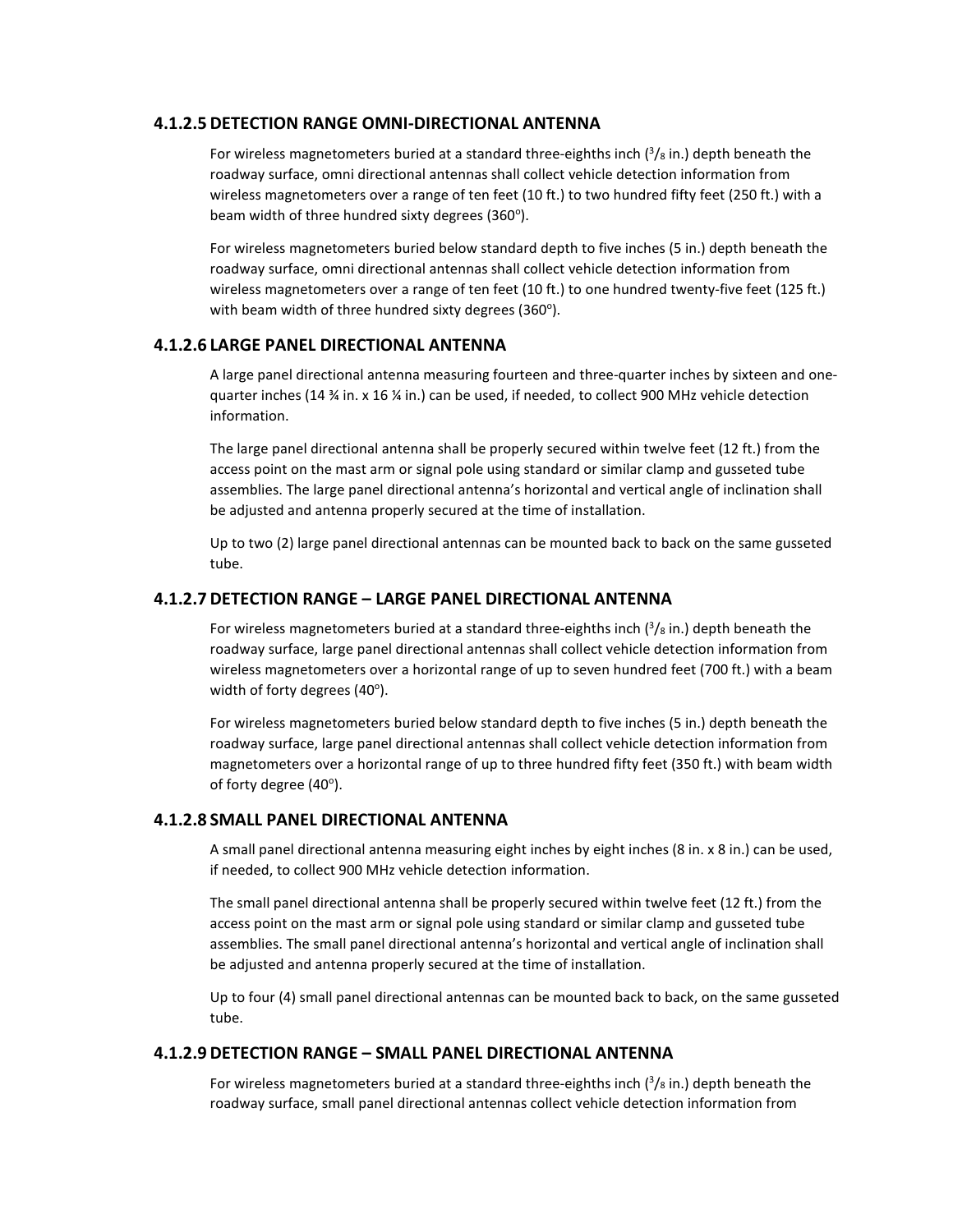#### 4.1.2.5 DETECTION RANGE OMNI-DIRECTIONAL ANTENNA

For wireless magnetometers buried at a standard three-eighths inch ($^3/_8$ in.) depth beneath the roadway surface, omni directional antennas shall collect vehicle detection information from wireless magnetometers over a range of ten feet (10 ft.) to two hundred fifty feet (250 ft.) with a beam width of three hundred sixty degrees (360$^o$).

For wireless magnetometers buried below standard depth to five inches (5 in.) depth beneath the roadway surface, omni directional antennas shall collect vehicle detection information from wireless magnetometers over a range of ten feet (10 ft.) to one hundred twenty-five feet (125 ft.) with beam width of three hundred sixty degrees (360$^o$).

#### 4.1.2.6 LARGE PANEL DIRECTIONAL ANTENNA

A large panel directional antenna measuring fourteen and three-quarter inches by sixteen and one-quarter inches (14 ¾ in. x 16 ¼ in.) can be used, if needed, to collect 900 MHz vehicle detection information.

The large panel directional antenna shall be properly secured within twelve feet (12 ft.) from the access point on the mast arm or signal pole using standard or similar clamp and gusseted tube assemblies. The large panel directional antenna's horizontal and vertical angle of inclination shall be adjusted and antenna properly secured at the time of installation.

Up to two (2) large panel directional antennas can be mounted back to back on the same gusseted tube.

#### 4.1.2.7 DETECTION RANGE – LARGE PANEL DIRECTIONAL ANTENNA

For wireless magnetometers buried at a standard three-eighths inch ($^3/_8$ in.) depth beneath the roadway surface, large panel directional antennas shall collect vehicle detection information from wireless magnetometers over a horizontal range of up to seven hundred feet (700 ft.) with a beam width of forty degrees (40$^o$).

For wireless magnetometers buried below standard depth to five inches (5 in.) depth beneath the roadway surface, large panel directional antennas shall collect vehicle detection information from magnetometers over a horizontal range of up to three hundred fifty feet (350 ft.) with beam width of forty degree (40$^o$).

#### 4.1.2.8 SMALL PANEL DIRECTIONAL ANTENNA

A small panel directional antenna measuring eight inches by eight inches (8 in. x 8 in.) can be used, if needed, to collect 900 MHz vehicle detection information.

The small panel directional antenna shall be properly secured within twelve feet (12 ft.) from the access point on the mast arm or signal pole using standard or similar clamp and gusseted tube assemblies. The small panel directional antenna's horizontal and vertical angle of inclination shall be adjusted and antenna properly secured at the time of installation.

Up to four (4) small panel directional antennas can be mounted back to back, on the same gusseted tube.

#### 4.1.2.9 DETECTION RANGE – SMALL PANEL DIRECTIONAL ANTENNA

For wireless magnetometers buried at a standard three-eighths inch ($^3/_8$ in.) depth beneath the roadway surface, small panel directional antennas collect vehicle detection information from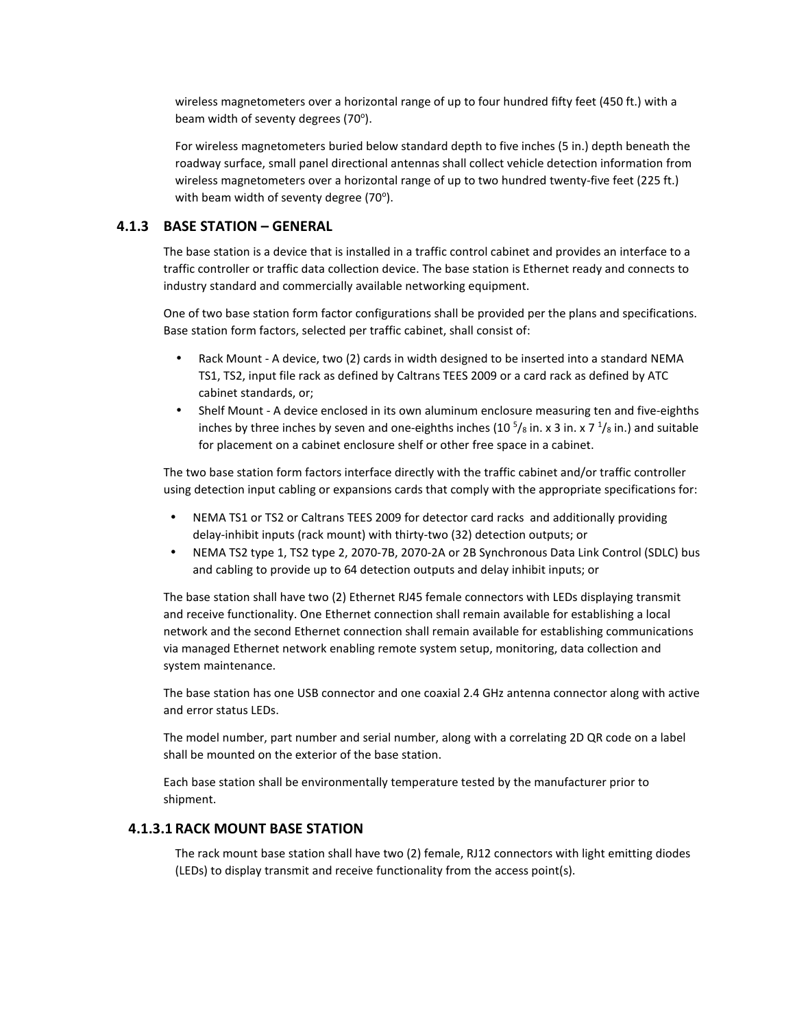wireless magnetometers over a horizontal range of up to four hundred fifty feet (450 ft.) with a beam width of seventy degrees (70°).

For wireless magnetometers buried below standard depth to five inches (5 in.) depth beneath the roadway surface, small panel directional antennas shall collect vehicle detection information from wireless magnetometers over a horizontal range of up to two hundred twenty-five feet (225 ft.) with beam width of seventy degree (70°).

### 4.1.3 BASE STATION – GENERAL

The base station is a device that is installed in a traffic control cabinet and provides an interface to a traffic controller or traffic data collection device. The base station is Ethernet ready and connects to industry standard and commercially available networking equipment.

One of two base station form factor configurations shall be provided per the plans and specifications. Base station form factors, selected per traffic cabinet, shall consist of:

- Rack Mount - A device, two (2) cards in width designed to be inserted into a standard NEMA TS1, TS2, input file rack as defined by Caltrans TEES 2009 or a card rack as defined by ATC cabinet standards, or;
- Shelf Mount - A device enclosed in its own aluminum enclosure measuring ten and five-eighths inches by three inches by seven and one-eighths inches (10 $^{5}/_{8}$ in. x 3 in. x 7 $^{1}/_{8}$ in.) and suitable for placement on a cabinet enclosure shelf or other free space in a cabinet.

The two base station form factors interface directly with the traffic cabinet and/or traffic controller using detection input cabling or expansions cards that comply with the appropriate specifications for:

- NEMA TS1 or TS2 or Caltrans TEES 2009 for detector card racks and additionally providing delay-inhibit inputs (rack mount) with thirty-two (32) detection outputs; or
- NEMA TS2 type 1, TS2 type 2, 2070-7B, 2070-2A or 2B Synchronous Data Link Control (SDLC) bus and cabling to provide up to 64 detection outputs and delay inhibit inputs; or

The base station shall have two (2) Ethernet RJ45 female connectors with LEDs displaying transmit and receive functionality. One Ethernet connection shall remain available for establishing a local network and the second Ethernet connection shall remain available for establishing communications via managed Ethernet network enabling remote system setup, monitoring, data collection and system maintenance.

The base station has one USB connector and one coaxial 2.4 GHz antenna connector along with active and error status LEDs.

The model number, part number and serial number, along with a correlating 2D QR code on a label shall be mounted on the exterior of the base station.

Each base station shall be environmentally temperature tested by the manufacturer prior to shipment.

#### 4.1.3.1 RACK MOUNT BASE STATION

The rack mount base station shall have two (2) female, RJ12 connectors with light emitting diodes (LEDs) to display transmit and receive functionality from the access point(s).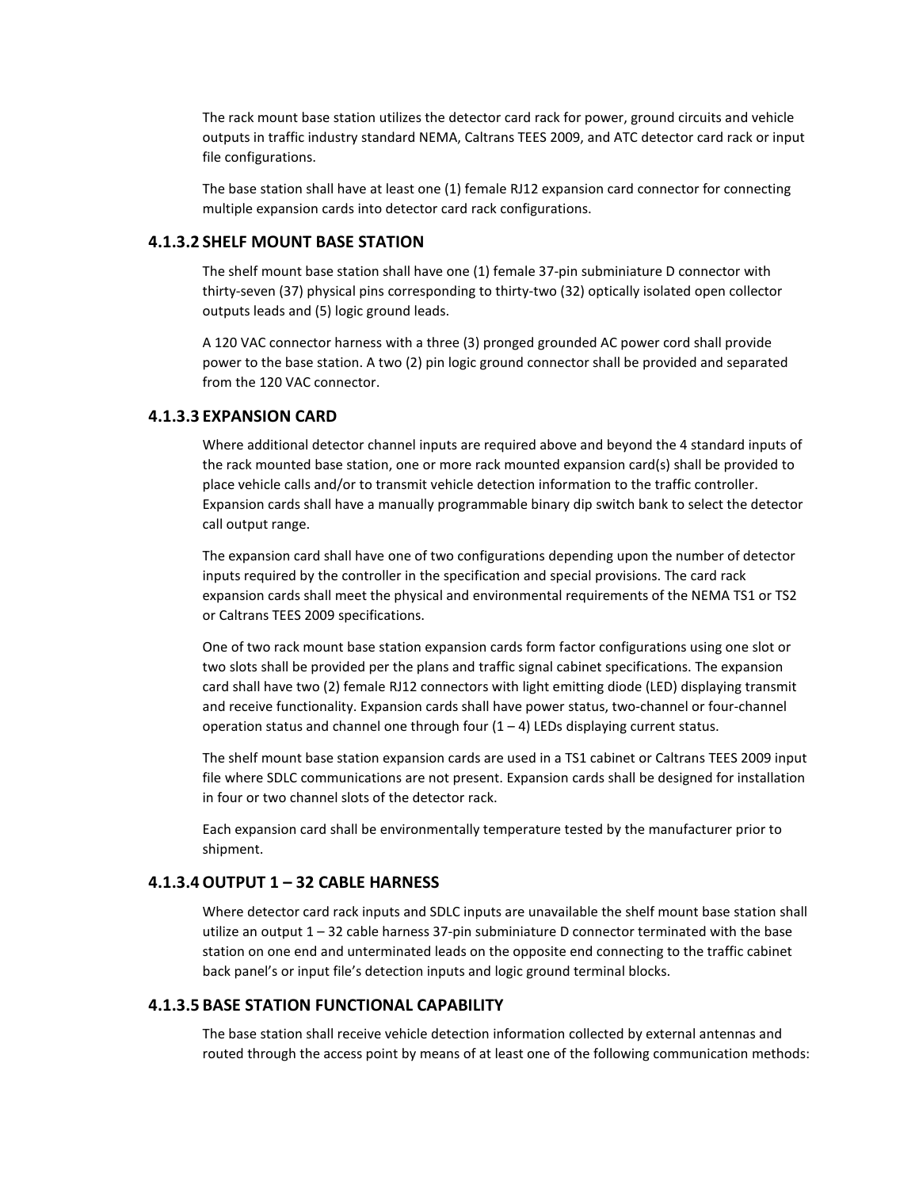The rack mount base station utilizes the detector card rack for power, ground circuits and vehicle outputs in traffic industry standard NEMA, Caltrans TEES 2009, and ATC detector card rack or input file configurations.

The base station shall have at least one (1) female RJ12 expansion card connector for connecting multiple expansion cards into detector card rack configurations.

#### 4.1.3.2 SHELF MOUNT BASE STATION

The shelf mount base station shall have one (1) female 37-pin subminiature D connector with thirty-seven (37) physical pins corresponding to thirty-two (32) optically isolated open collector outputs leads and (5) logic ground leads.

A 120 VAC connector harness with a three (3) pronged grounded AC power cord shall provide power to the base station. A two (2) pin logic ground connector shall be provided and separated from the 120 VAC connector.

#### 4.1.3.3 EXPANSION CARD

Where additional detector channel inputs are required above and beyond the 4 standard inputs of the rack mounted base station, one or more rack mounted expansion card(s) shall be provided to place vehicle calls and/or to transmit vehicle detection information to the traffic controller. Expansion cards shall have a manually programmable binary dip switch bank to select the detector call output range.

The expansion card shall have one of two configurations depending upon the number of detector inputs required by the controller in the specification and special provisions. The card rack expansion cards shall meet the physical and environmental requirements of the NEMA TS1 or TS2 or Caltrans TEES 2009 specifications.

One of two rack mount base station expansion cards form factor configurations using one slot or two slots shall be provided per the plans and traffic signal cabinet specifications. The expansion card shall have two (2) female RJ12 connectors with light emitting diode (LED) displaying transmit and receive functionality. Expansion cards shall have power status, two-channel or four-channel operation status and channel one through four (1 – 4) LEDs displaying current status.

The shelf mount base station expansion cards are used in a TS1 cabinet or Caltrans TEES 2009 input file where SDLC communications are not present. Expansion cards shall be designed for installation in four or two channel slots of the detector rack.

Each expansion card shall be environmentally temperature tested by the manufacturer prior to shipment.

#### 4.1.3.4 OUTPUT 1 – 32 CABLE HARNESS

Where detector card rack inputs and SDLC inputs are unavailable the shelf mount base station shall utilize an output 1 – 32 cable harness 37-pin subminiature D connector terminated with the base station on one end and unterminated leads on the opposite end connecting to the traffic cabinet back panel's or input file's detection inputs and logic ground terminal blocks.

#### 4.1.3.5 BASE STATION FUNCTIONAL CAPABILITY

The base station shall receive vehicle detection information collected by external antennas and routed through the access point by means of at least one of the following communication methods: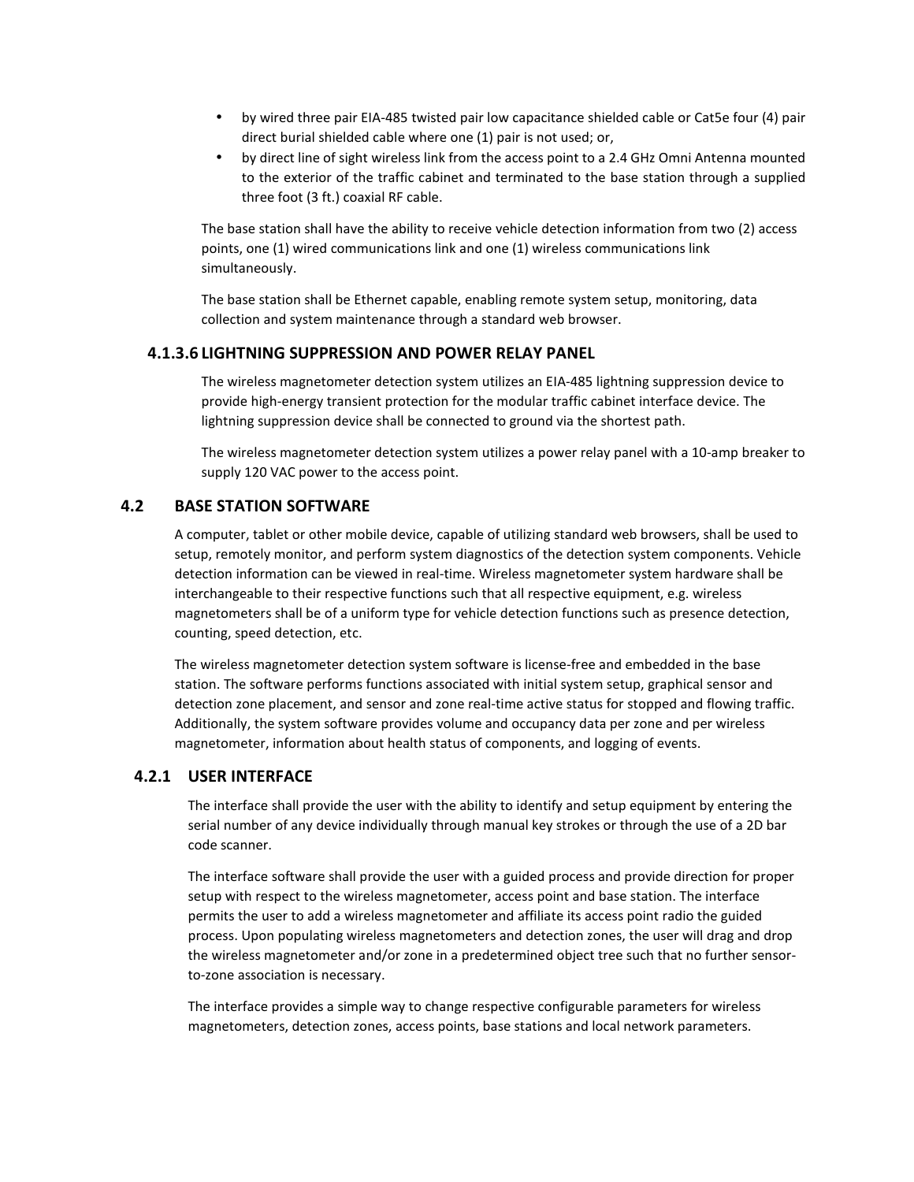- by wired three pair EIA-485 twisted pair low capacitance shielded cable or Cat5e four (4) pair direct burial shielded cable where one (1) pair is not used; or,
- by direct line of sight wireless link from the access point to a 2.4 GHz Omni Antenna mounted to the exterior of the traffic cabinet and terminated to the base station through a supplied three foot (3 ft.) coaxial RF cable.

The base station shall have the ability to receive vehicle detection information from two (2) access points, one (1) wired communications link and one (1) wireless communications link simultaneously.

The base station shall be Ethernet capable, enabling remote system setup, monitoring, data collection and system maintenance through a standard web browser.

#### 4.1.3.6 LIGHTNING SUPPRESSION AND POWER RELAY PANEL

The wireless magnetometer detection system utilizes an EIA-485 lightning suppression device to provide high-energy transient protection for the modular traffic cabinet interface device. The lightning suppression device shall be connected to ground via the shortest path.

The wireless magnetometer detection system utilizes a power relay panel with a 10-amp breaker to supply 120 VAC power to the access point.

## 4.2 BASE STATION SOFTWARE

A computer, tablet or other mobile device, capable of utilizing standard web browsers, shall be used to setup, remotely monitor, and perform system diagnostics of the detection system components. Vehicle detection information can be viewed in real-time. Wireless magnetometer system hardware shall be interchangeable to their respective functions such that all respective equipment, e.g. wireless magnetometers shall be of a uniform type for vehicle detection functions such as presence detection, counting, speed detection, etc.

The wireless magnetometer detection system software is license-free and embedded in the base station. The software performs functions associated with initial system setup, graphical sensor and detection zone placement, and sensor and zone real-time active status for stopped and flowing traffic. Additionally, the system software provides volume and occupancy data per zone and per wireless magnetometer, information about health status of components, and logging of events.

### 4.2.1 USER INTERFACE

The interface shall provide the user with the ability to identify and setup equipment by entering the serial number of any device individually through manual key strokes or through the use of a 2D bar code scanner.

The interface software shall provide the user with a guided process and provide direction for proper setup with respect to the wireless magnetometer, access point and base station. The interface permits the user to add a wireless magnetometer and affiliate its access point radio the guided process. Upon populating wireless magnetometers and detection zones, the user will drag and drop the wireless magnetometer and/or zone in a predetermined object tree such that no further sensor-to-zone association is necessary.

The interface provides a simple way to change respective configurable parameters for wireless magnetometers, detection zones, access points, base stations and local network parameters.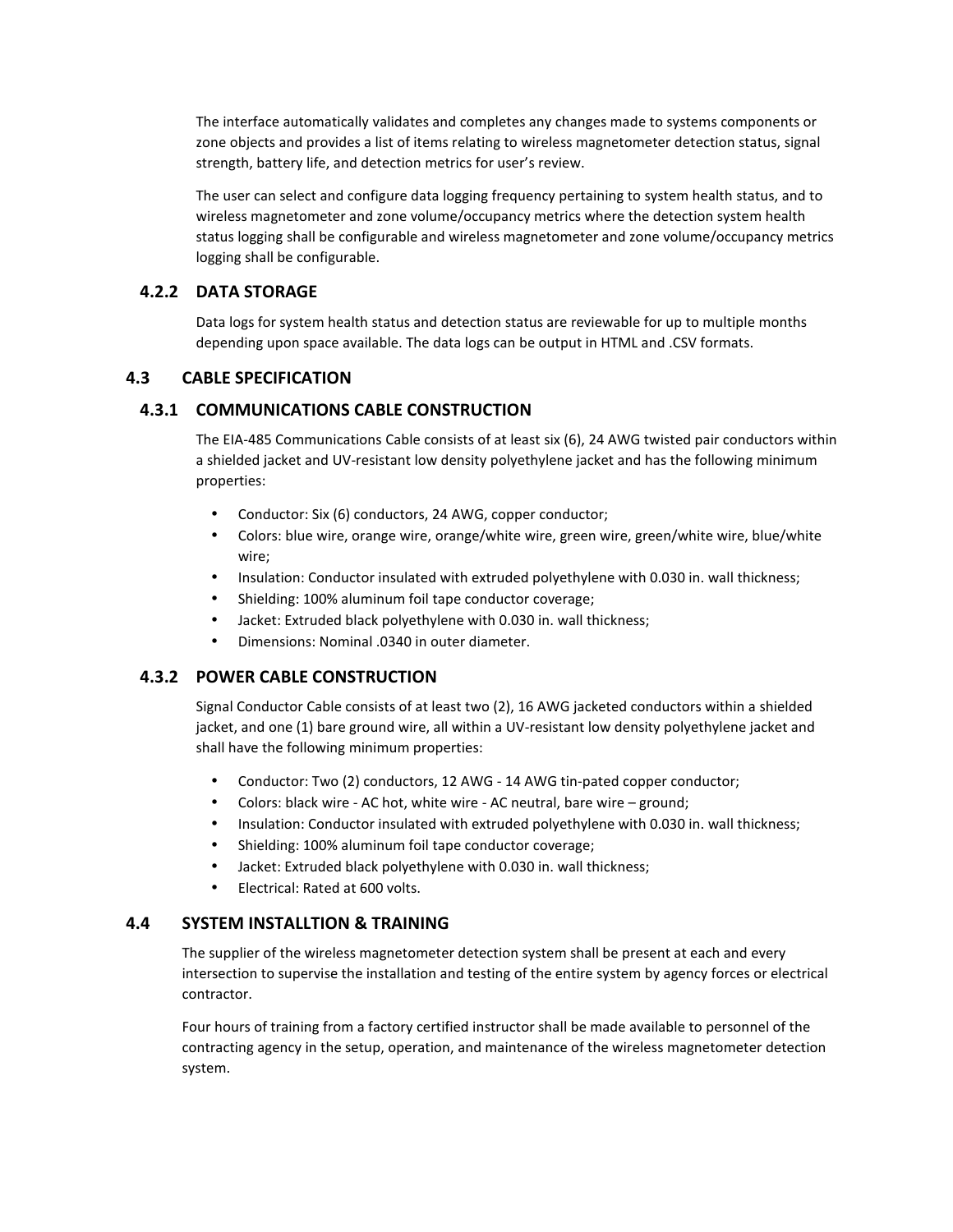The interface automatically validates and completes any changes made to systems components or zone objects and provides a list of items relating to wireless magnetometer detection status, signal strength, battery life, and detection metrics for user's review.

The user can select and configure data logging frequency pertaining to system health status, and to wireless magnetometer and zone volume/occupancy metrics where the detection system health status logging shall be configurable and wireless magnetometer and zone volume/occupancy metrics logging shall be configurable.

### 4.2.2 DATA STORAGE

Data logs for system health status and detection status are reviewable for up to multiple months depending upon space available. The data logs can be output in HTML and .CSV formats.

## 4.3 CABLE SPECIFICATION

### 4.3.1 COMMUNICATIONS CABLE CONSTRUCTION

The EIA-485 Communications Cable consists of at least six (6), 24 AWG twisted pair conductors within a shielded jacket and UV-resistant low density polyethylene jacket and has the following minimum properties:

- Conductor: Six (6) conductors, 24 AWG, copper conductor;
- Colors: blue wire, orange wire, orange/white wire, green wire, green/white wire, blue/white wire;
- Insulation: Conductor insulated with extruded polyethylene with 0.030 in. wall thickness;
- Shielding: 100% aluminum foil tape conductor coverage;
- Jacket: Extruded black polyethylene with 0.030 in. wall thickness;
- Dimensions: Nominal .0340 in outer diameter.

### 4.3.2 POWER CABLE CONSTRUCTION

Signal Conductor Cable consists of at least two (2), 16 AWG jacketed conductors within a shielded jacket, and one (1) bare ground wire, all within a UV-resistant low density polyethylene jacket and shall have the following minimum properties:

- Conductor: Two (2) conductors, 12 AWG - 14 AWG tin-pated copper conductor;
- Colors: black wire - AC hot, white wire - AC neutral, bare wire – ground;
- Insulation: Conductor insulated with extruded polyethylene with 0.030 in. wall thickness;
- Shielding: 100% aluminum foil tape conductor coverage;
- Jacket: Extruded black polyethylene with 0.030 in. wall thickness;
- Electrical: Rated at 600 volts.

## 4.4 SYSTEM INSTALLTION & TRAINING

The supplier of the wireless magnetometer detection system shall be present at each and every intersection to supervise the installation and testing of the entire system by agency forces or electrical contractor.

Four hours of training from a factory certified instructor shall be made available to personnel of the contracting agency in the setup, operation, and maintenance of the wireless magnetometer detection system.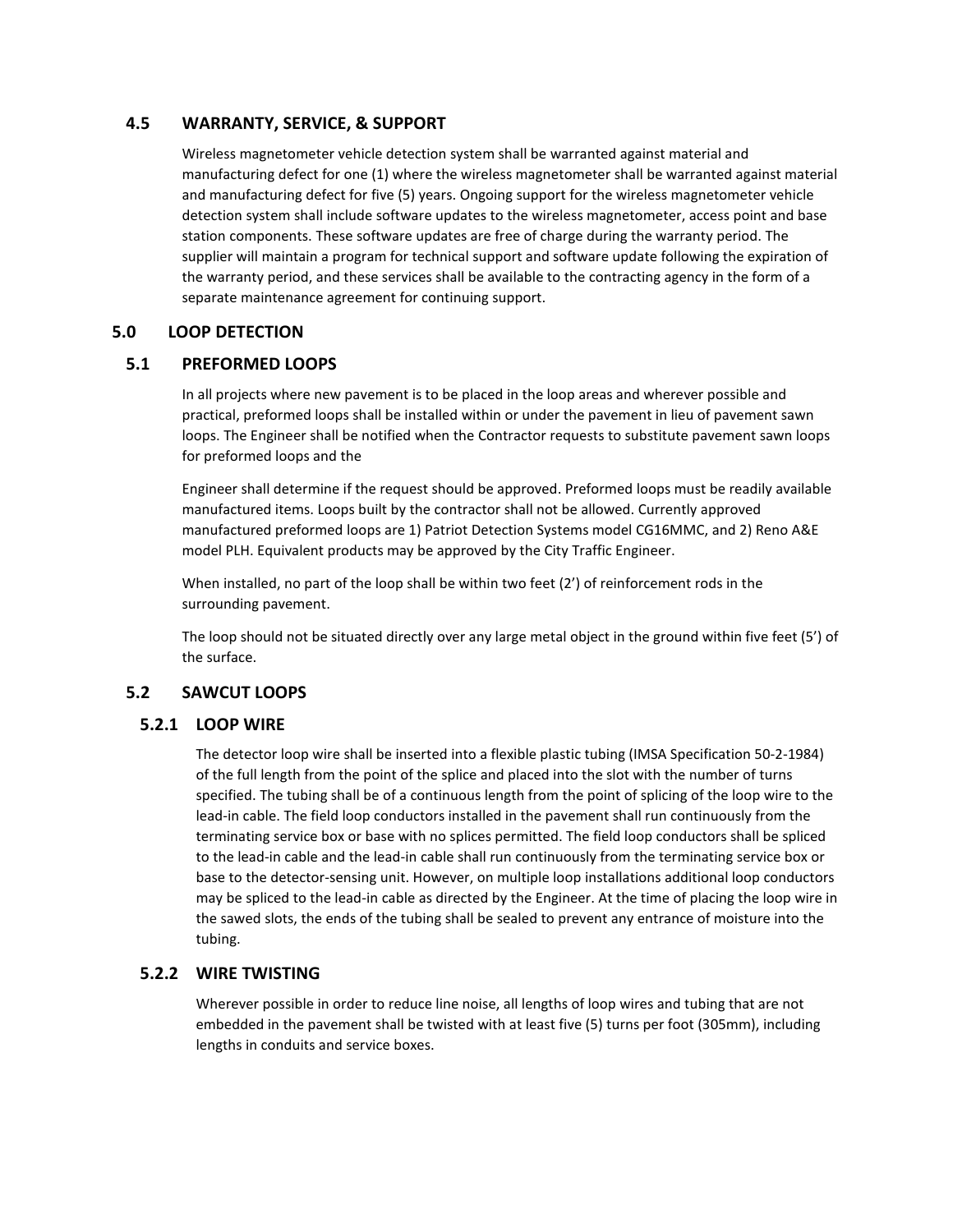### 4.5 WARRANTY, SERVICE, & SUPPORT

Wireless magnetometer vehicle detection system shall be warranted against material and manufacturing defect for one (1) where the wireless magnetometer shall be warranted against material and manufacturing defect for five (5) years. Ongoing support for the wireless magnetometer vehicle detection system shall include software updates to the wireless magnetometer, access point and base station components. These software updates are free of charge during the warranty period. The supplier will maintain a program for technical support and software update following the expiration of the warranty period, and these services shall be available to the contracting agency in the form of a separate maintenance agreement for continuing support.

## 5.0 LOOP DETECTION

### 5.1 PREFORMED LOOPS

In all projects where new pavement is to be placed in the loop areas and wherever possible and practical, preformed loops shall be installed within or under the pavement in lieu of pavement sawn loops. The Engineer shall be notified when the Contractor requests to substitute pavement sawn loops for preformed loops and the

Engineer shall determine if the request should be approved. Preformed loops must be readily available manufactured items. Loops built by the contractor shall not be allowed. Currently approved manufactured preformed loops are 1) Patriot Detection Systems model CG16MMC, and 2) Reno A&E model PLH. Equivalent products may be approved by the City Traffic Engineer.

When installed, no part of the loop shall be within two feet (2') of reinforcement rods in the surrounding pavement.

The loop should not be situated directly over any large metal object in the ground within five feet (5') of the surface.

### 5.2 SAWCUT LOOPS

#### 5.2.1 LOOP WIRE

The detector loop wire shall be inserted into a flexible plastic tubing (IMSA Specification 50-2-1984) of the full length from the point of the splice and placed into the slot with the number of turns specified. The tubing shall be of a continuous length from the point of splicing of the loop wire to the lead-in cable. The field loop conductors installed in the pavement shall run continuously from the terminating service box or base with no splices permitted. The field loop conductors shall be spliced to the lead-in cable and the lead-in cable shall run continuously from the terminating service box or base to the detector-sensing unit. However, on multiple loop installations additional loop conductors may be spliced to the lead-in cable as directed by the Engineer. At the time of placing the loop wire in the sawed slots, the ends of the tubing shall be sealed to prevent any entrance of moisture into the tubing.

#### 5.2.2 WIRE TWISTING

Wherever possible in order to reduce line noise, all lengths of loop wires and tubing that are not embedded in the pavement shall be twisted with at least five (5) turns per foot (305mm), including lengths in conduits and service boxes.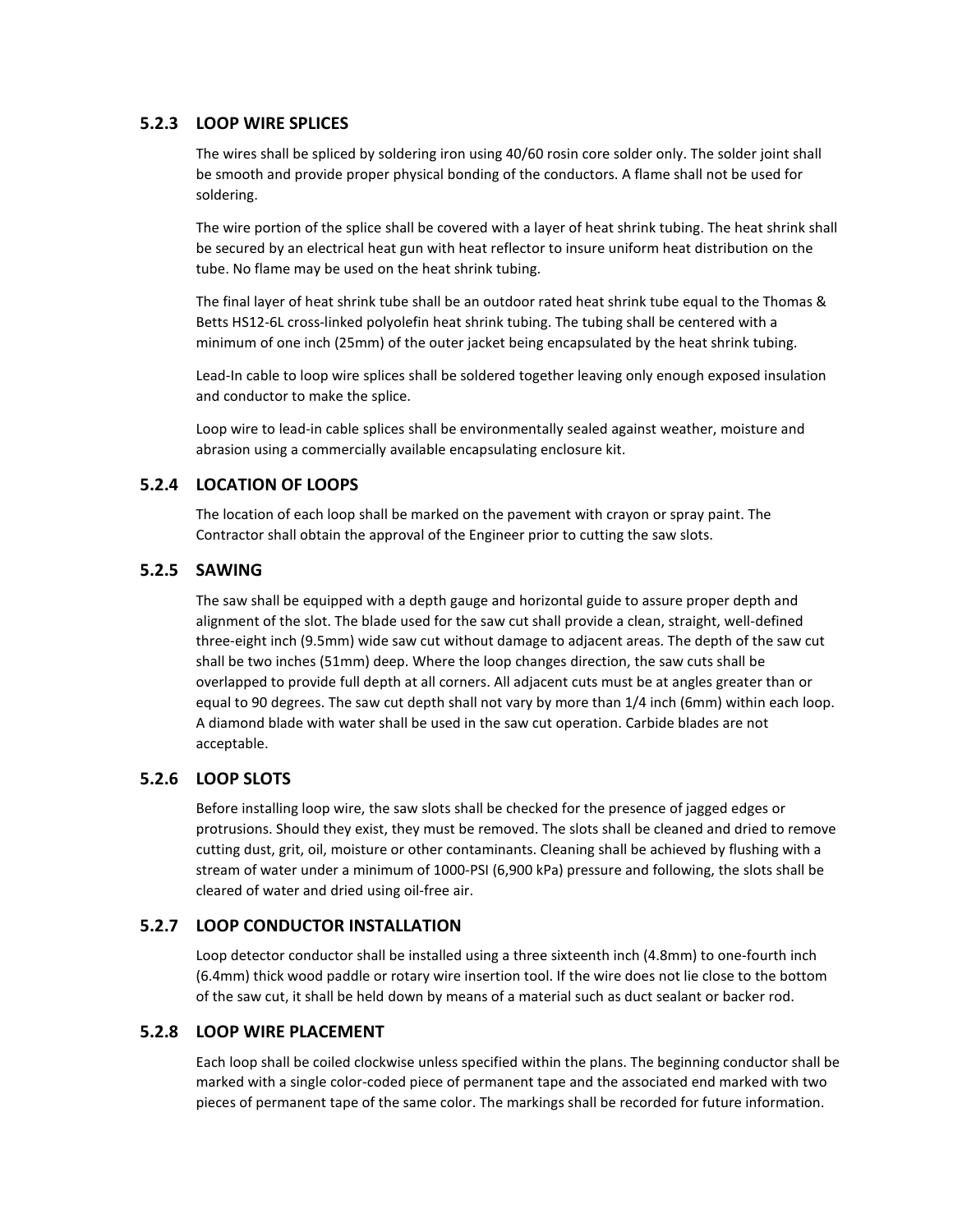### 5.2.3 LOOP WIRE SPLICES

The wires shall be spliced by soldering iron using 40/60 rosin core solder only. The solder joint shall be smooth and provide proper physical bonding of the conductors. A flame shall not be used for soldering.

The wire portion of the splice shall be covered with a layer of heat shrink tubing. The heat shrink shall be secured by an electrical heat gun with heat reflector to insure uniform heat distribution on the tube. No flame may be used on the heat shrink tubing.

The final layer of heat shrink tube shall be an outdoor rated heat shrink tube equal to the Thomas & Betts HS12-6L cross-linked polyolefin heat shrink tubing. The tubing shall be centered with a minimum of one inch (25mm) of the outer jacket being encapsulated by the heat shrink tubing.

Lead-In cable to loop wire splices shall be soldered together leaving only enough exposed insulation and conductor to make the splice.

Loop wire to lead-in cable splices shall be environmentally sealed against weather, moisture and abrasion using a commercially available encapsulating enclosure kit.

### 5.2.4 LOCATION OF LOOPS

The location of each loop shall be marked on the pavement with crayon or spray paint. The Contractor shall obtain the approval of the Engineer prior to cutting the saw slots.

### 5.2.5 SAWING

The saw shall be equipped with a depth gauge and horizontal guide to assure proper depth and alignment of the slot. The blade used for the saw cut shall provide a clean, straight, well-defined three-eight inch (9.5mm) wide saw cut without damage to adjacent areas. The depth of the saw cut shall be two inches (51mm) deep. Where the loop changes direction, the saw cuts shall be overlapped to provide full depth at all corners. All adjacent cuts must be at angles greater than or equal to 90 degrees. The saw cut depth shall not vary by more than 1/4 inch (6mm) within each loop. A diamond blade with water shall be used in the saw cut operation. Carbide blades are not acceptable.

### 5.2.6 LOOP SLOTS

Before installing loop wire, the saw slots shall be checked for the presence of jagged edges or protrusions. Should they exist, they must be removed. The slots shall be cleaned and dried to remove cutting dust, grit, oil, moisture or other contaminants. Cleaning shall be achieved by flushing with a stream of water under a minimum of 1000-PSI (6,900 kPa) pressure and following, the slots shall be cleared of water and dried using oil-free air.

### 5.2.7 LOOP CONDUCTOR INSTALLATION

Loop detector conductor shall be installed using a three sixteenth inch (4.8mm) to one-fourth inch (6.4mm) thick wood paddle or rotary wire insertion tool. If the wire does not lie close to the bottom of the saw cut, it shall be held down by means of a material such as duct sealant or backer rod.

### 5.2.8 LOOP WIRE PLACEMENT

Each loop shall be coiled clockwise unless specified within the plans. The beginning conductor shall be marked with a single color-coded piece of permanent tape and the associated end marked with two pieces of permanent tape of the same color. The markings shall be recorded for future information.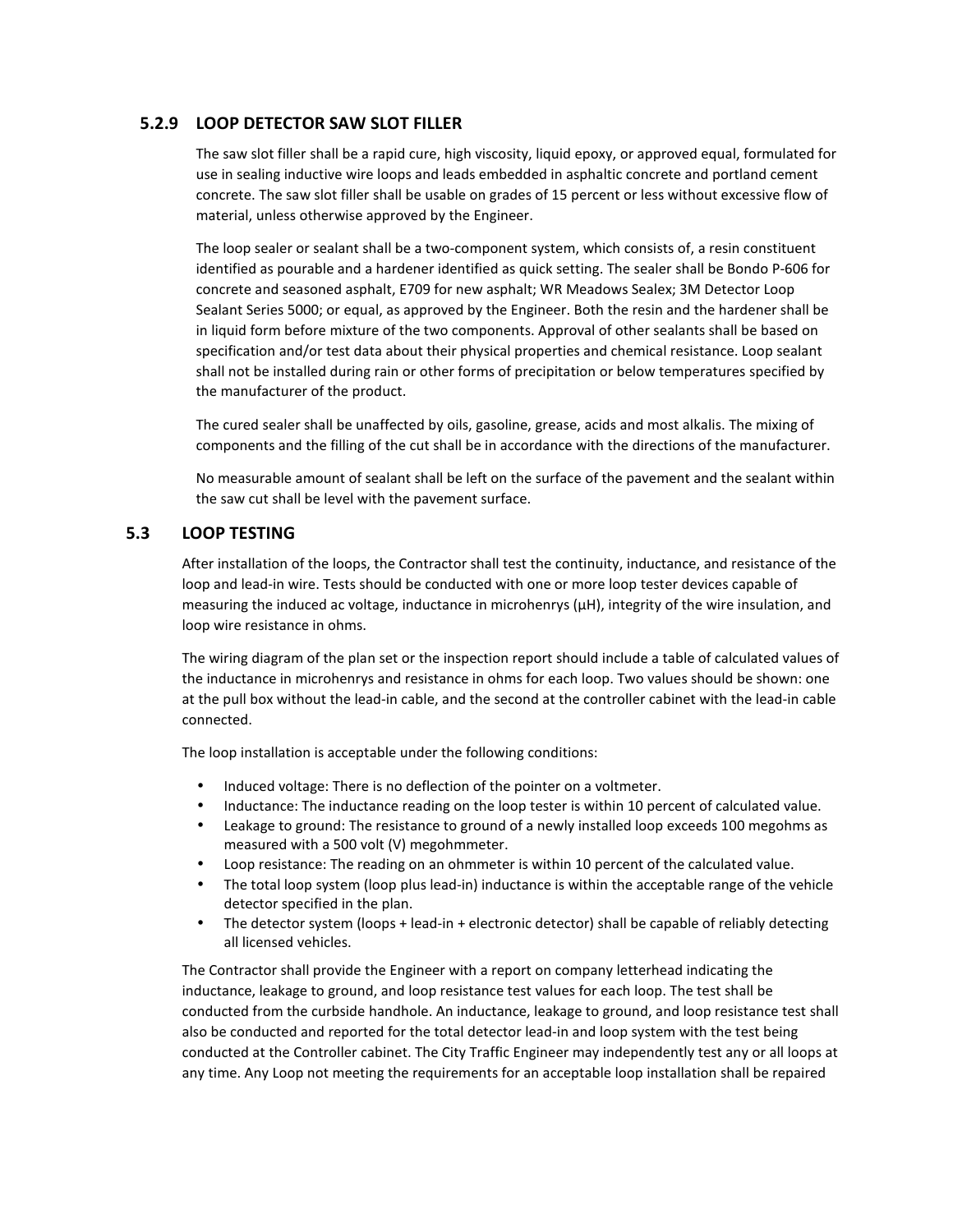### 5.2.9 LOOP DETECTOR SAW SLOT FILLER

The saw slot filler shall be a rapid cure, high viscosity, liquid epoxy, or approved equal, formulated for use in sealing inductive wire loops and leads embedded in asphaltic concrete and portland cement concrete. The saw slot filler shall be usable on grades of 15 percent or less without excessive flow of material, unless otherwise approved by the Engineer.

The loop sealer or sealant shall be a two-component system, which consists of, a resin constituent identified as pourable and a hardener identified as quick setting. The sealer shall be Bondo P-606 for concrete and seasoned asphalt, E709 for new asphalt; WR Meadows Sealex; 3M Detector Loop Sealant Series 5000; or equal, as approved by the Engineer. Both the resin and the hardener shall be in liquid form before mixture of the two components. Approval of other sealants shall be based on specification and/or test data about their physical properties and chemical resistance. Loop sealant shall not be installed during rain or other forms of precipitation or below temperatures specified by the manufacturer of the product.

The cured sealer shall be unaffected by oils, gasoline, grease, acids and most alkalis. The mixing of components and the filling of the cut shall be in accordance with the directions of the manufacturer.

No measurable amount of sealant shall be left on the surface of the pavement and the sealant within the saw cut shall be level with the pavement surface.

## 5.3 LOOP TESTING

After installation of the loops, the Contractor shall test the continuity, inductance, and resistance of the loop and lead-in wire. Tests should be conducted with one or more loop tester devices capable of measuring the induced ac voltage, inductance in microhenrys (μH), integrity of the wire insulation, and loop wire resistance in ohms.

The wiring diagram of the plan set or the inspection report should include a table of calculated values of the inductance in microhenrys and resistance in ohms for each loop. Two values should be shown: one at the pull box without the lead-in cable, and the second at the controller cabinet with the lead-in cable connected.

The loop installation is acceptable under the following conditions:

- Induced voltage: There is no deflection of the pointer on a voltmeter.
- Inductance: The inductance reading on the loop tester is within 10 percent of calculated value.
- Leakage to ground: The resistance to ground of a newly installed loop exceeds 100 megohms as measured with a 500 volt (V) megohmmeter.
- Loop resistance: The reading on an ohmmeter is within 10 percent of the calculated value.
- The total loop system (loop plus lead-in) inductance is within the acceptable range of the vehicle detector specified in the plan.
- The detector system (loops + lead-in + electronic detector) shall be capable of reliably detecting all licensed vehicles.

The Contractor shall provide the Engineer with a report on company letterhead indicating the inductance, leakage to ground, and loop resistance test values for each loop. The test shall be conducted from the curbside handhole. An inductance, leakage to ground, and loop resistance test shall also be conducted and reported for the total detector lead-in and loop system with the test being conducted at the Controller cabinet. The City Traffic Engineer may independently test any or all loops at any time. Any Loop not meeting the requirements for an acceptable loop installation shall be repaired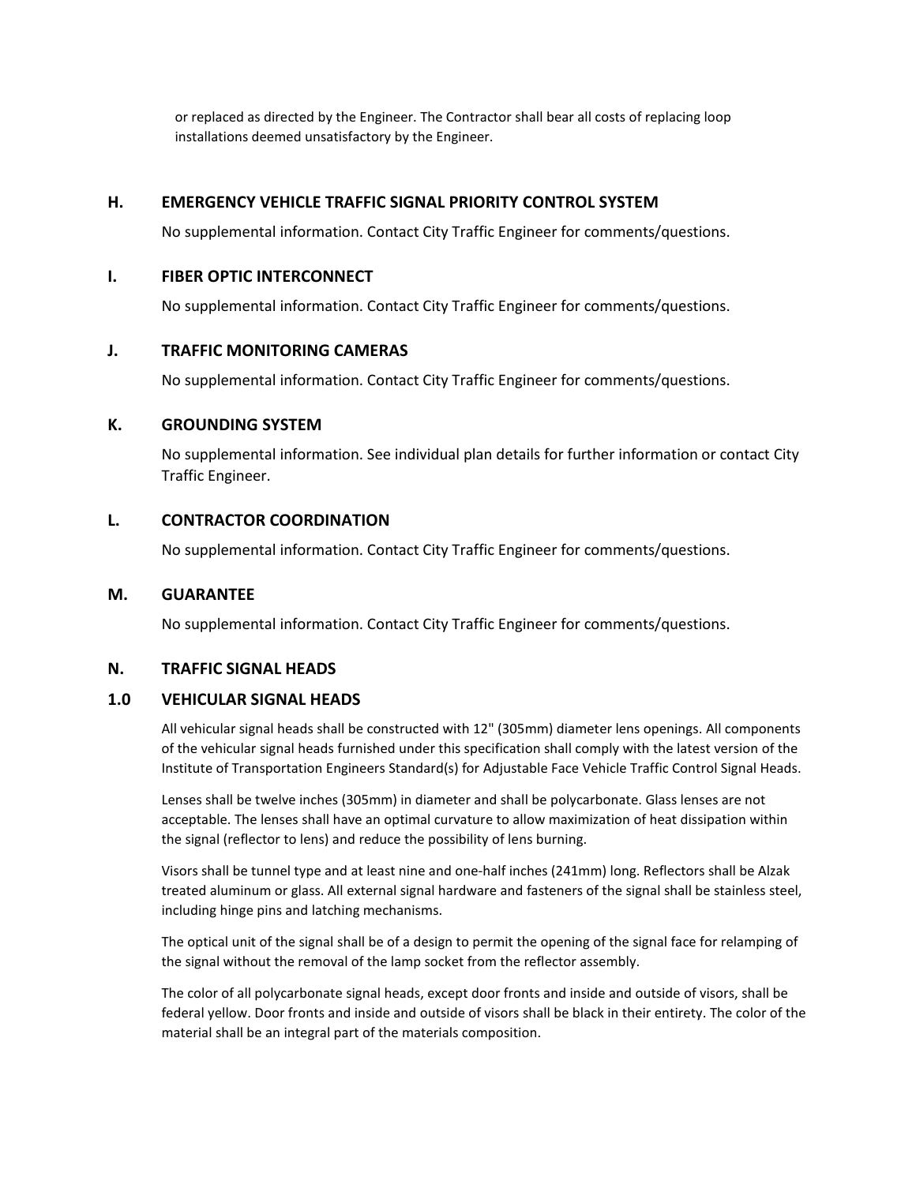or replaced as directed by the Engineer. The Contractor shall bear all costs of replacing loop installations deemed unsatisfactory by the Engineer.

## H. EMERGENCY VEHICLE TRAFFIC SIGNAL PRIORITY CONTROL SYSTEM

No supplemental information. Contact City Traffic Engineer for comments/questions.

## I. FIBER OPTIC INTERCONNECT

No supplemental information. Contact City Traffic Engineer for comments/questions.

## J. TRAFFIC MONITORING CAMERAS

No supplemental information. Contact City Traffic Engineer for comments/questions.

## K. GROUNDING SYSTEM

No supplemental information. See individual plan details for further information or contact City Traffic Engineer.

## L. CONTRACTOR COORDINATION

No supplemental information. Contact City Traffic Engineer for comments/questions.

## M. GUARANTEE

No supplemental information. Contact City Traffic Engineer for comments/questions.

## N. TRAFFIC SIGNAL HEADS

### 1.0 VEHICULAR SIGNAL HEADS

All vehicular signal heads shall be constructed with 12" (305mm) diameter lens openings. All components of the vehicular signal heads furnished under this specification shall comply with the latest version of the Institute of Transportation Engineers Standard(s) for Adjustable Face Vehicle Traffic Control Signal Heads.

Lenses shall be twelve inches (305mm) in diameter and shall be polycarbonate. Glass lenses are not acceptable. The lenses shall have an optimal curvature to allow maximization of heat dissipation within the signal (reflector to lens) and reduce the possibility of lens burning.

Visors shall be tunnel type and at least nine and one-half inches (241mm) long. Reflectors shall be Alzak treated aluminum or glass. All external signal hardware and fasteners of the signal shall be stainless steel, including hinge pins and latching mechanisms.

The optical unit of the signal shall be of a design to permit the opening of the signal face for relamping of the signal without the removal of the lamp socket from the reflector assembly.

The color of all polycarbonate signal heads, except door fronts and inside and outside of visors, shall be federal yellow. Door fronts and inside and outside of visors shall be black in their entirety. The color of the material shall be an integral part of the materials composition.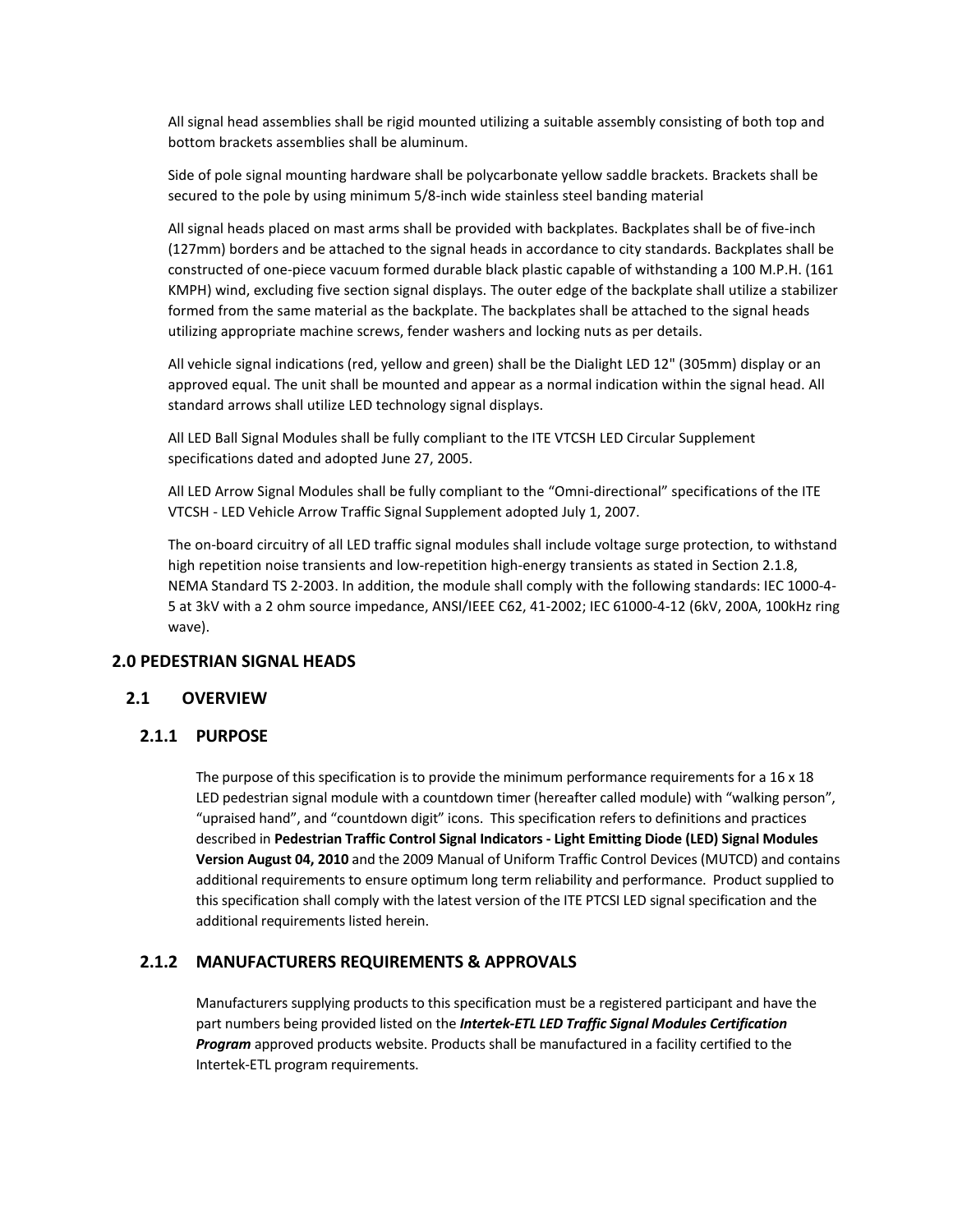All signal head assemblies shall be rigid mounted utilizing a suitable assembly consisting of both top and bottom brackets assemblies shall be aluminum.

Side of pole signal mounting hardware shall be polycarbonate yellow saddle brackets. Brackets shall be secured to the pole by using minimum 5/8-inch wide stainless steel banding material

All signal heads placed on mast arms shall be provided with backplates. Backplates shall be of five-inch (127mm) borders and be attached to the signal heads in accordance to city standards. Backplates shall be constructed of one-piece vacuum formed durable black plastic capable of withstanding a 100 M.P.H. (161 KMPH) wind, excluding five section signal displays. The outer edge of the backplate shall utilize a stabilizer formed from the same material as the backplate. The backplates shall be attached to the signal heads utilizing appropriate machine screws, fender washers and locking nuts as per details.

All vehicle signal indications (red, yellow and green) shall be the Dialight LED 12" (305mm) display or an approved equal. The unit shall be mounted and appear as a normal indication within the signal head. All standard arrows shall utilize LED technology signal displays.

All LED Ball Signal Modules shall be fully compliant to the ITE VTCSH LED Circular Supplement specifications dated and adopted June 27, 2005.

All LED Arrow Signal Modules shall be fully compliant to the "Omni-directional" specifications of the ITE VTCSH - LED Vehicle Arrow Traffic Signal Supplement adopted July 1, 2007.

The on-board circuitry of all LED traffic signal modules shall include voltage surge protection, to withstand high repetition noise transients and low-repetition high-energy transients as stated in Section 2.1.8, NEMA Standard TS 2-2003. In addition, the module shall comply with the following standards: IEC 1000-4-5 at 3kV with a 2 ohm source impedance, ANSI/IEEE C62, 41-2002; IEC 61000-4-12 (6kV, 200A, 100kHz ring wave).

## 2.0 PEDESTRIAN SIGNAL HEADS

### 2.1 OVERVIEW

#### 2.1.1 PURPOSE

The purpose of this specification is to provide the minimum performance requirements for a 16 x 18 LED pedestrian signal module with a countdown timer (hereafter called module) with "walking person", "upraised hand", and "countdown digit" icons. This specification refers to definitions and practices described in **Pedestrian Traffic Control Signal Indicators - Light Emitting Diode (LED) Signal Modules Version August 04, 2010** and the 2009 Manual of Uniform Traffic Control Devices (MUTCD) and contains additional requirements to ensure optimum long term reliability and performance. Product supplied to this specification shall comply with the latest version of the ITE PTCSI LED signal specification and the additional requirements listed herein.

#### 2.1.2 MANUFACTURERS REQUIREMENTS & APPROVALS

Manufacturers supplying products to this specification must be a registered participant and have the part numbers being provided listed on the ***Intertek-ETL LED Traffic Signal Modules Certification Program*** approved products website. Products shall be manufactured in a facility certified to the Intertek-ETL program requirements.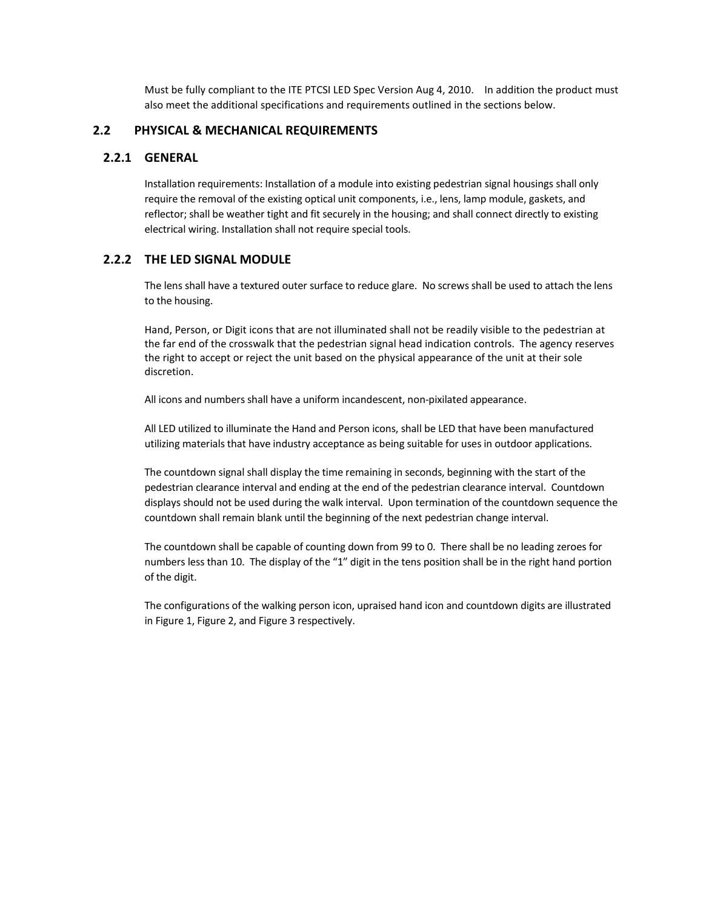Must be fully compliant to the ITE PTCSI LED Spec Version Aug 4, 2010. In addition the product must also meet the additional specifications and requirements outlined in the sections below.

## 2.2 PHYSICAL & MECHANICAL REQUIREMENTS

### 2.2.1 GENERAL

Installation requirements: Installation of a module into existing pedestrian signal housings shall only require the removal of the existing optical unit components, i.e., lens, lamp module, gaskets, and reflector; shall be weather tight and fit securely in the housing; and shall connect directly to existing electrical wiring. Installation shall not require special tools.

### 2.2.2 THE LED SIGNAL MODULE

The lens shall have a textured outer surface to reduce glare. No screws shall be used to attach the lens to the housing.

Hand, Person, or Digit icons that are not illuminated shall not be readily visible to the pedestrian at the far end of the crosswalk that the pedestrian signal head indication controls. The agency reserves the right to accept or reject the unit based on the physical appearance of the unit at their sole discretion.

All icons and numbers shall have a uniform incandescent, non-pixilated appearance.

All LED utilized to illuminate the Hand and Person icons, shall be LED that have been manufactured utilizing materials that have industry acceptance as being suitable for uses in outdoor applications.

The countdown signal shall display the time remaining in seconds, beginning with the start of the pedestrian clearance interval and ending at the end of the pedestrian clearance interval. Countdown displays should not be used during the walk interval. Upon termination of the countdown sequence the countdown shall remain blank until the beginning of the next pedestrian change interval.

The countdown shall be capable of counting down from 99 to 0. There shall be no leading zeroes for numbers less than 10. The display of the "1" digit in the tens position shall be in the right hand portion of the digit.

The configurations of the walking person icon, upraised hand icon and countdown digits are illustrated in Figure 1, Figure 2, and Figure 3 respectively.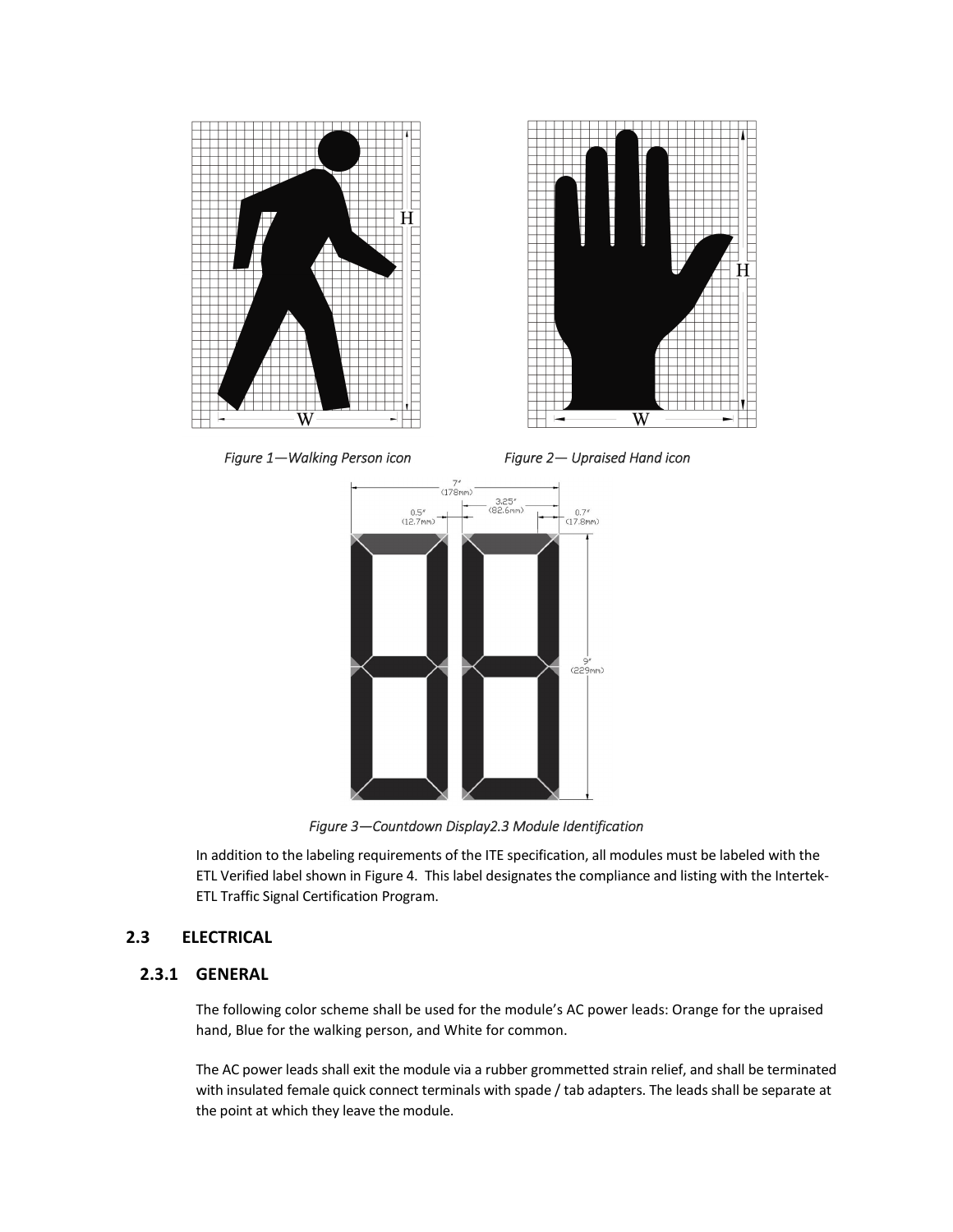*Figure 1—Walking Person icon*

*Figure 2— Upraised Hand icon*

*Figure 3—Countdown Display2.3 Module Identification*

In addition to the labeling requirements of the ITE specification, all modules must be labeled with the ETL Verified label shown in Figure 4. This label designates the compliance and listing with the Intertek-ETL Traffic Signal Certification Program.

## 2.3 ELECTRICAL

### 2.3.1 GENERAL

The following color scheme shall be used for the module's AC power leads: Orange for the upraised hand, Blue for the walking person, and White for common.

The AC power leads shall exit the module via a rubber grommetted strain relief, and shall be terminated with insulated female quick connect terminals with spade / tab adapters. The leads shall be separate at the point at which they leave the module.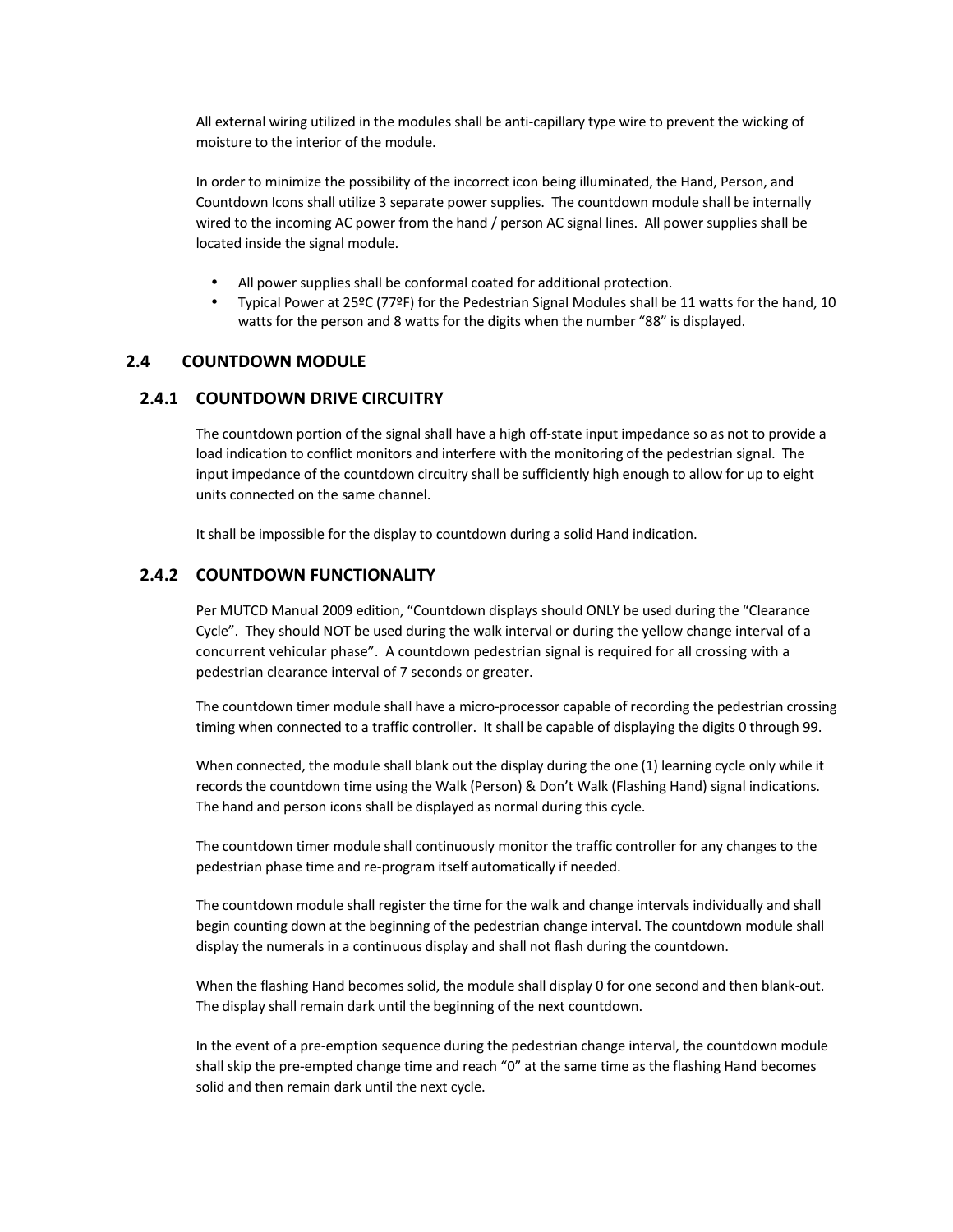All external wiring utilized in the modules shall be anti-capillary type wire to prevent the wicking of moisture to the interior of the module.

In order to minimize the possibility of the incorrect icon being illuminated, the Hand, Person, and Countdown Icons shall utilize 3 separate power supplies. The countdown module shall be internally wired to the incoming AC power from the hand / person AC signal lines. All power supplies shall be located inside the signal module.

- All power supplies shall be conformal coated for additional protection.
- Typical Power at 25ºC (77ºF) for the Pedestrian Signal Modules shall be 11 watts for the hand, 10 watts for the person and 8 watts for the digits when the number "88" is displayed.

## 2.4 COUNTDOWN MODULE

### 2.4.1 COUNTDOWN DRIVE CIRCUITRY

The countdown portion of the signal shall have a high off-state input impedance so as not to provide a load indication to conflict monitors and interfere with the monitoring of the pedestrian signal. The input impedance of the countdown circuitry shall be sufficiently high enough to allow for up to eight units connected on the same channel.

It shall be impossible for the display to countdown during a solid Hand indication.

### 2.4.2 COUNTDOWN FUNCTIONALITY

Per MUTCD Manual 2009 edition, "Countdown displays should ONLY be used during the "Clearance Cycle". They should NOT be used during the walk interval or during the yellow change interval of a concurrent vehicular phase". A countdown pedestrian signal is required for all crossing with a pedestrian clearance interval of 7 seconds or greater.

The countdown timer module shall have a micro-processor capable of recording the pedestrian crossing timing when connected to a traffic controller. It shall be capable of displaying the digits 0 through 99.

When connected, the module shall blank out the display during the one (1) learning cycle only while it records the countdown time using the Walk (Person) & Don't Walk (Flashing Hand) signal indications. The hand and person icons shall be displayed as normal during this cycle.

The countdown timer module shall continuously monitor the traffic controller for any changes to the pedestrian phase time and re-program itself automatically if needed.

The countdown module shall register the time for the walk and change intervals individually and shall begin counting down at the beginning of the pedestrian change interval. The countdown module shall display the numerals in a continuous display and shall not flash during the countdown.

When the flashing Hand becomes solid, the module shall display 0 for one second and then blank-out. The display shall remain dark until the beginning of the next countdown.

In the event of a pre-emption sequence during the pedestrian change interval, the countdown module shall skip the pre-empted change time and reach "0" at the same time as the flashing Hand becomes solid and then remain dark until the next cycle.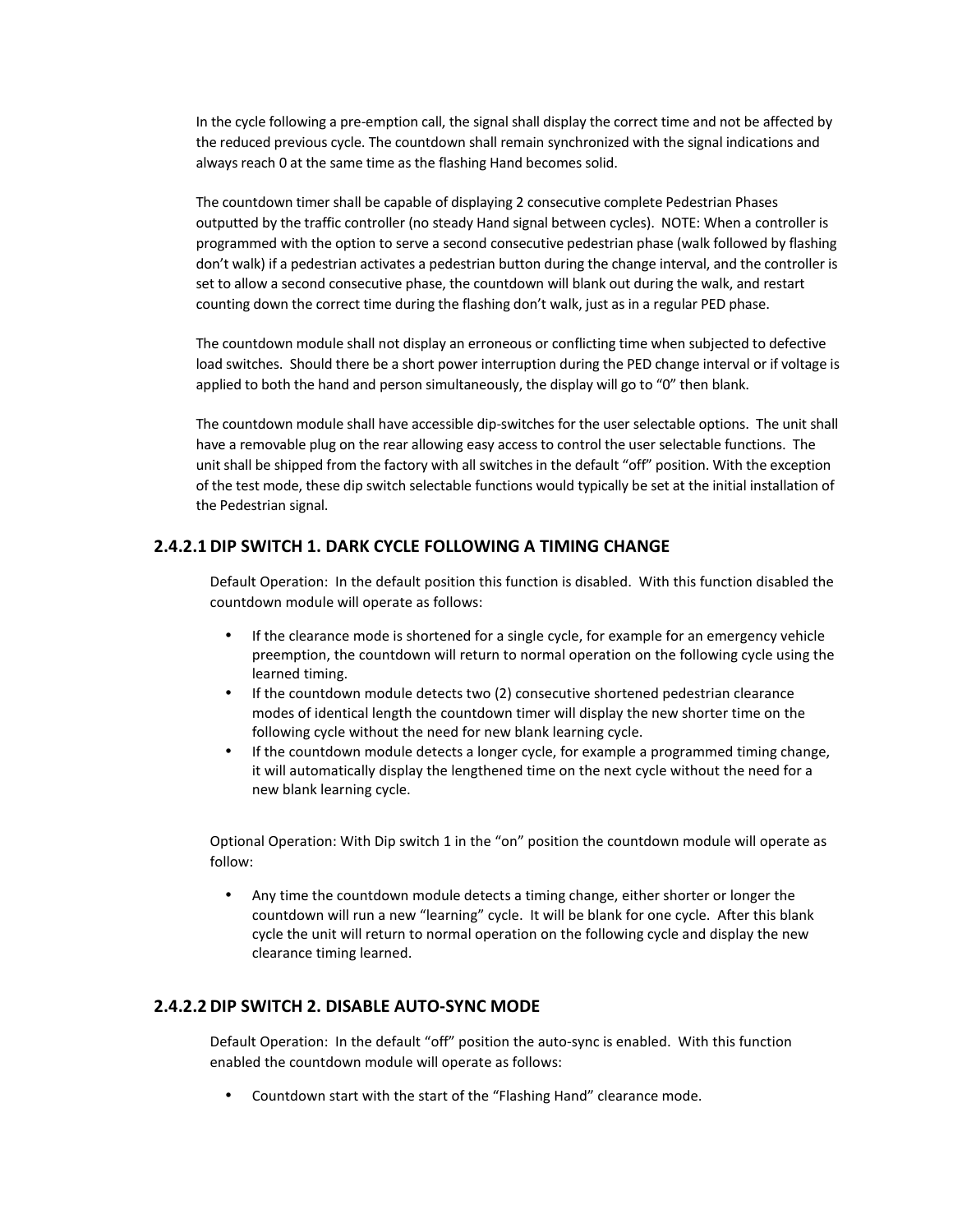In the cycle following a pre-emption call, the signal shall display the correct time and not be affected by the reduced previous cycle. The countdown shall remain synchronized with the signal indications and always reach 0 at the same time as the flashing Hand becomes solid.

The countdown timer shall be capable of displaying 2 consecutive complete Pedestrian Phases outputted by the traffic controller (no steady Hand signal between cycles). NOTE: When a controller is programmed with the option to serve a second consecutive pedestrian phase (walk followed by flashing don't walk) if a pedestrian activates a pedestrian button during the change interval, and the controller is set to allow a second consecutive phase, the countdown will blank out during the walk, and restart counting down the correct time during the flashing don't walk, just as in a regular PED phase.

The countdown module shall not display an erroneous or conflicting time when subjected to defective load switches. Should there be a short power interruption during the PED change interval or if voltage is applied to both the hand and person simultaneously, the display will go to "0" then blank.

The countdown module shall have accessible dip-switches for the user selectable options. The unit shall have a removable plug on the rear allowing easy access to control the user selectable functions. The unit shall be shipped from the factory with all switches in the default "off" position. With the exception of the test mode, these dip switch selectable functions would typically be set at the initial installation of the Pedestrian signal.

### 2.4.2.1 DIP SWITCH 1. DARK CYCLE FOLLOWING A TIMING CHANGE

Default Operation: In the default position this function is disabled. With this function disabled the countdown module will operate as follows:

- If the clearance mode is shortened for a single cycle, for example for an emergency vehicle preemption, the countdown will return to normal operation on the following cycle using the learned timing.
- If the countdown module detects two (2) consecutive shortened pedestrian clearance modes of identical length the countdown timer will display the new shorter time on the following cycle without the need for new blank learning cycle.
- If the countdown module detects a longer cycle, for example a programmed timing change, it will automatically display the lengthened time on the next cycle without the need for a new blank learning cycle.

Optional Operation: With Dip switch 1 in the "on" position the countdown module will operate as follow:

- Any time the countdown module detects a timing change, either shorter or longer the countdown will run a new "learning" cycle. It will be blank for one cycle. After this blank cycle the unit will return to normal operation on the following cycle and display the new clearance timing learned.

### 2.4.2.2 DIP SWITCH 2. DISABLE AUTO-SYNC MODE

Default Operation: In the default "off" position the auto-sync is enabled. With this function enabled the countdown module will operate as follows:

- Countdown start with the start of the "Flashing Hand" clearance mode.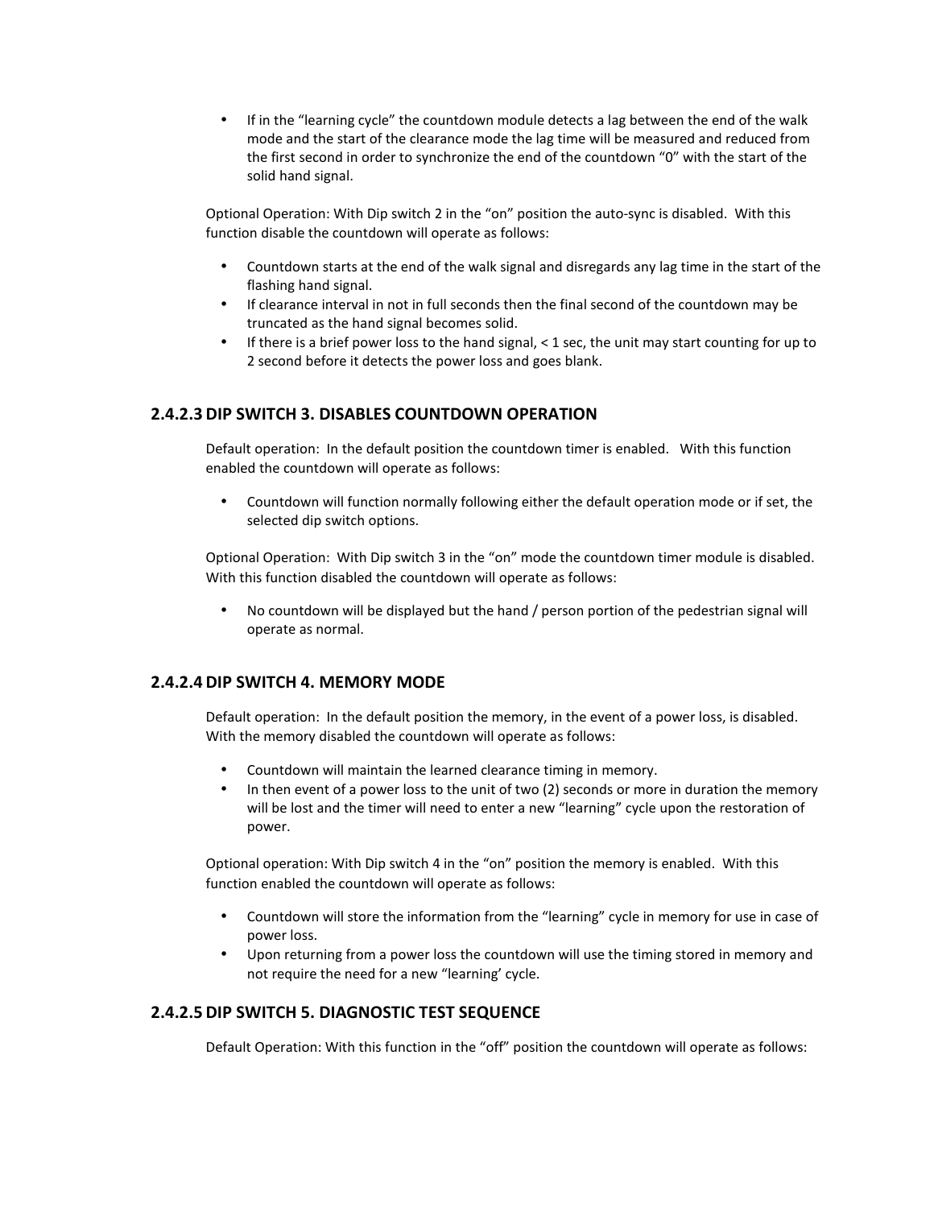- If in the "learning cycle" the countdown module detects a lag between the end of the walk mode and the start of the clearance mode the lag time will be measured and reduced from the first second in order to synchronize the end of the countdown "0" with the start of the solid hand signal.

Optional Operation: With Dip switch 2 in the "on" position the auto-sync is disabled. With this function disable the countdown will operate as follows:

- Countdown starts at the end of the walk signal and disregards any lag time in the start of the flashing hand signal.
- If clearance interval in not in full seconds then the final second of the countdown may be truncated as the hand signal becomes solid.
- If there is a brief power loss to the hand signal, < 1 sec, the unit may start counting for up to 2 second before it detects the power loss and goes blank.

### 2.4.2.3 DIP SWITCH 3. DISABLES COUNTDOWN OPERATION

Default operation: In the default position the countdown timer is enabled. With this function enabled the countdown will operate as follows:

- Countdown will function normally following either the default operation mode or if set, the selected dip switch options.

Optional Operation: With Dip switch 3 in the "on" mode the countdown timer module is disabled. With this function disabled the countdown will operate as follows:

- No countdown will be displayed but the hand / person portion of the pedestrian signal will operate as normal.

### 2.4.2.4 DIP SWITCH 4. MEMORY MODE

Default operation: In the default position the memory, in the event of a power loss, is disabled. With the memory disabled the countdown will operate as follows:

- Countdown will maintain the learned clearance timing in memory.
- In then event of a power loss to the unit of two (2) seconds or more in duration the memory will be lost and the timer will need to enter a new "learning" cycle upon the restoration of power.

Optional operation: With Dip switch 4 in the "on" position the memory is enabled. With this function enabled the countdown will operate as follows:

- Countdown will store the information from the "learning" cycle in memory for use in case of power loss.
- Upon returning from a power loss the countdown will use the timing stored in memory and not require the need for a new "learning' cycle.

### 2.4.2.5 DIP SWITCH 5. DIAGNOSTIC TEST SEQUENCE

Default Operation: With this function in the "off" position the countdown will operate as follows: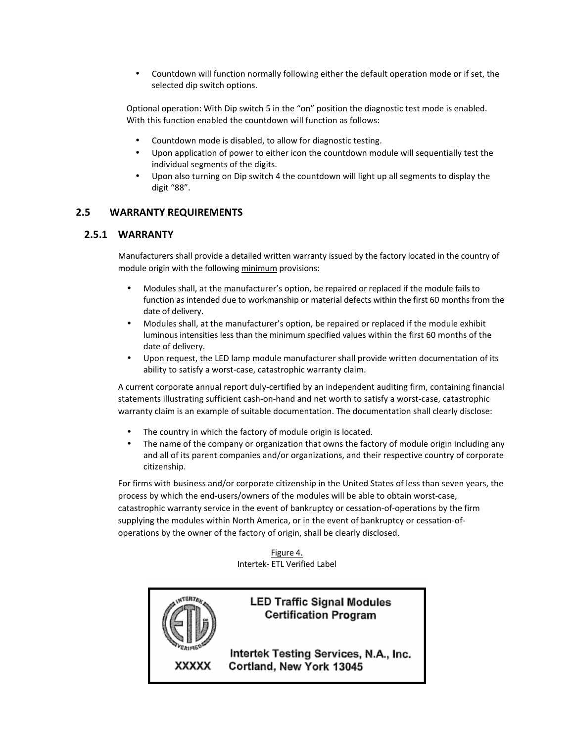- Countdown will function normally following either the default operation mode or if set, the selected dip switch options.

Optional operation: With Dip switch 5 in the "on" position the diagnostic test mode is enabled. With this function enabled the countdown will function as follows:

- Countdown mode is disabled, to allow for diagnostic testing.
- Upon application of power to either icon the countdown module will sequentially test the individual segments of the digits.
- Upon also turning on Dip switch 4 the countdown will light up all segments to display the digit "88".

## 2.5 WARRANTY REQUIREMENTS

### 2.5.1 WARRANTY

Manufacturers shall provide a detailed written warranty issued by the factory located in the country of module origin with the following minimum provisions:

- Modules shall, at the manufacturer's option, be repaired or replaced if the module fails to function as intended due to workmanship or material defects within the first 60 months from the date of delivery.
- Modules shall, at the manufacturer's option, be repaired or replaced if the module exhibit luminous intensities less than the minimum specified values within the first 60 months of the date of delivery.
- Upon request, the LED lamp module manufacturer shall provide written documentation of its ability to satisfy a worst-case, catastrophic warranty claim.

A current corporate annual report duly-certified by an independent auditing firm, containing financial statements illustrating sufficient cash-on-hand and net worth to satisfy a worst-case, catastrophic warranty claim is an example of suitable documentation. The documentation shall clearly disclose:

- The country in which the factory of module origin is located.
- The name of the company or organization that owns the factory of module origin including any and all of its parent companies and/or organizations, and their respective country of corporate citizenship.

For firms with business and/or corporate citizenship in the United States of less than seven years, the process by which the end-users/owners of the modules will be able to obtain worst-case, catastrophic warranty service in the event of bankruptcy or cessation-of-operations by the firm supplying the modules within North America, or in the event of bankruptcy or cessation-of-operations by the owner of the factory of origin, shall be clearly disclosed.

Figure 4.
Intertek- ETL Verified Label

INTERTEK ETL VERIFIED

XXXXX

**LED Traffic Signal Modules Certification Program**

**Intertek Testing Services, N.A., Inc.
Cortland, New York 13045**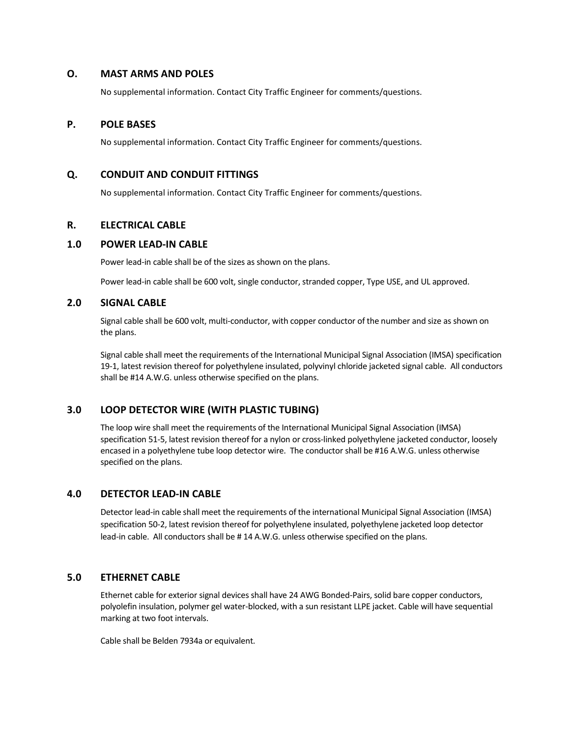## O. MAST ARMS AND POLES

No supplemental information. Contact City Traffic Engineer for comments/questions.

## P. POLE BASES

No supplemental information. Contact City Traffic Engineer for comments/questions.

## Q. CONDUIT AND CONDUIT FITTINGS

No supplemental information. Contact City Traffic Engineer for comments/questions.

## R. ELECTRICAL CABLE

### 1.0 POWER LEAD-IN CABLE

Power lead-in cable shall be of the sizes as shown on the plans.

Power lead-in cable shall be 600 volt, single conductor, stranded copper, Type USE, and UL approved.

### 2.0 SIGNAL CABLE

Signal cable shall be 600 volt, multi-conductor, with copper conductor of the number and size as shown on the plans.

Signal cable shall meet the requirements of the International Municipal Signal Association (IMSA) specification 19-1, latest revision thereof for polyethylene insulated, polyvinyl chloride jacketed signal cable. All conductors shall be #14 A.W.G. unless otherwise specified on the plans.

### 3.0 LOOP DETECTOR WIRE (WITH PLASTIC TUBING)

The loop wire shall meet the requirements of the International Municipal Signal Association (IMSA) specification 51-5, latest revision thereof for a nylon or cross-linked polyethylene jacketed conductor, loosely encased in a polyethylene tube loop detector wire. The conductor shall be #16 A.W.G. unless otherwise specified on the plans.

### 4.0 DETECTOR LEAD-IN CABLE

Detector lead-in cable shall meet the requirements of the international Municipal Signal Association (IMSA) specification 50-2, latest revision thereof for polyethylene insulated, polyethylene jacketed loop detector lead-in cable. All conductors shall be # 14 A.W.G. unless otherwise specified on the plans.

### 5.0 ETHERNET CABLE

Ethernet cable for exterior signal devices shall have 24 AWG Bonded-Pairs, solid bare copper conductors, polyolefin insulation, polymer gel water-blocked, with a sun resistant LLPE jacket. Cable will have sequential marking at two foot intervals.

Cable shall be Belden 7934a or equivalent.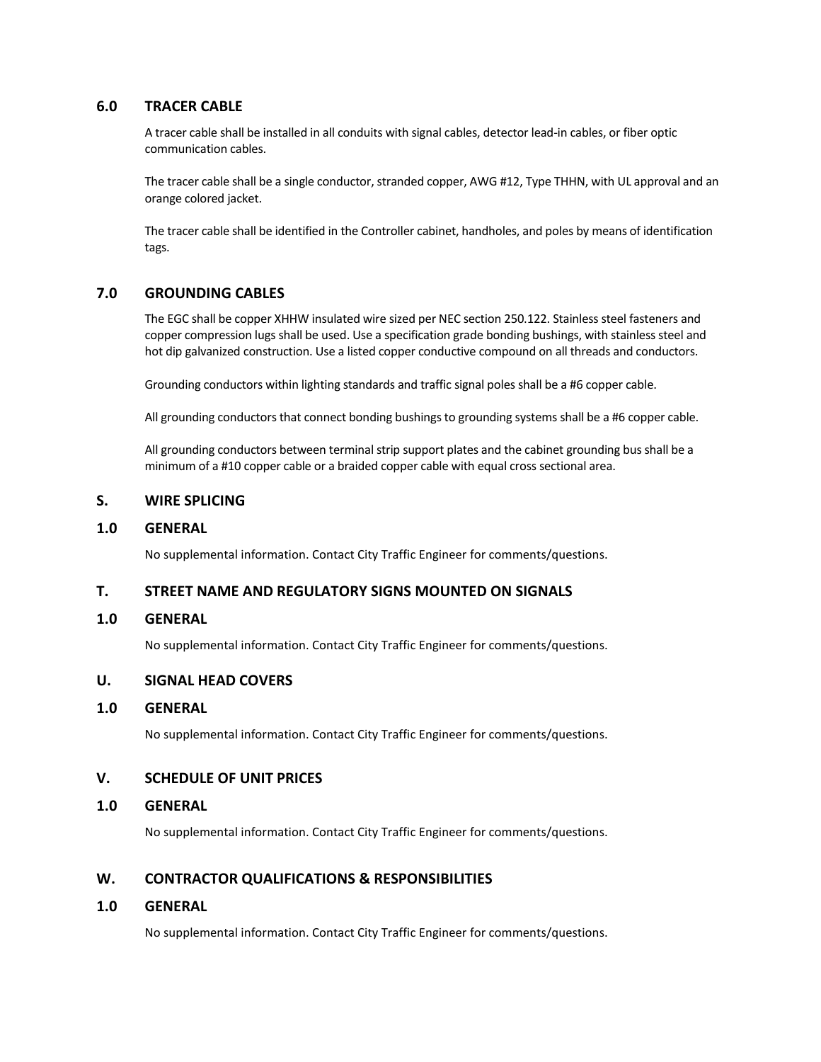### 6.0 TRACER CABLE

A tracer cable shall be installed in all conduits with signal cables, detector lead-in cables, or fiber optic communication cables.

The tracer cable shall be a single conductor, stranded copper, AWG #12, Type THHN, with UL approval and an orange colored jacket.

The tracer cable shall be identified in the Controller cabinet, handholes, and poles by means of identification tags.

### 7.0 GROUNDING CABLES

The EGC shall be copper XHHW insulated wire sized per NEC section 250.122. Stainless steel fasteners and copper compression lugs shall be used. Use a specification grade bonding bushings, with stainless steel and hot dip galvanized construction. Use a listed copper conductive compound on all threads and conductors.

Grounding conductors within lighting standards and traffic signal poles shall be a #6 copper cable.

All grounding conductors that connect bonding bushings to grounding systems shall be a #6 copper cable.

All grounding conductors between terminal strip support plates and the cabinet grounding bus shall be a minimum of a #10 copper cable or a braided copper cable with equal cross sectional area.

## S. WIRE SPLICING

### 1.0 GENERAL

No supplemental information. Contact City Traffic Engineer for comments/questions.

## T. STREET NAME AND REGULATORY SIGNS MOUNTED ON SIGNALS

### 1.0 GENERAL

No supplemental information. Contact City Traffic Engineer for comments/questions.

## U. SIGNAL HEAD COVERS

### 1.0 GENERAL

No supplemental information. Contact City Traffic Engineer for comments/questions.

## V. SCHEDULE OF UNIT PRICES

### 1.0 GENERAL

No supplemental information. Contact City Traffic Engineer for comments/questions.

## W. CONTRACTOR QUALIFICATIONS & RESPONSIBILITIES

### 1.0 GENERAL

No supplemental information. Contact City Traffic Engineer for comments/questions.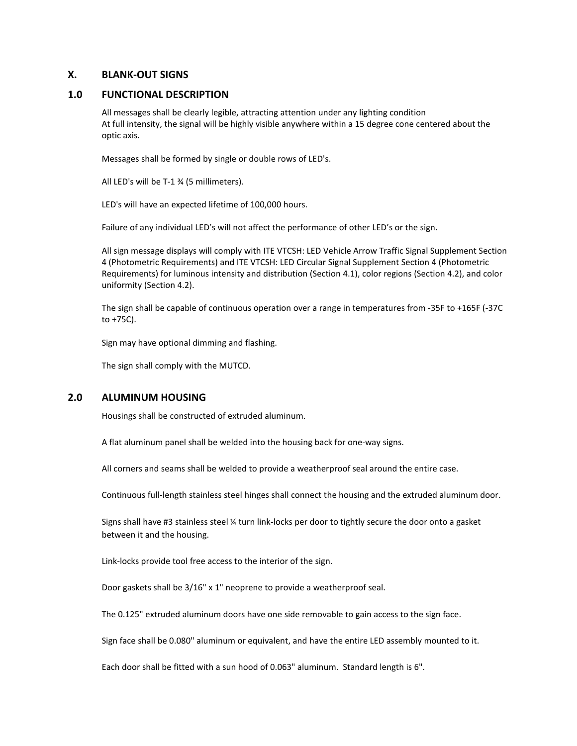## X. BLANK-OUT SIGNS

### 1.0 FUNCTIONAL DESCRIPTION

All messages shall be clearly legible, attracting attention under any lighting condition
At full intensity, the signal will be highly visible anywhere within a 15 degree cone centered about the optic axis.

Messages shall be formed by single or double rows of LED's.

All LED's will be T-1 ¾ (5 millimeters).

LED's will have an expected lifetime of 100,000 hours.

Failure of any individual LED's will not affect the performance of other LED's or the sign.

All sign message displays will comply with ITE VTCSH: LED Vehicle Arrow Traffic Signal Supplement Section 4 (Photometric Requirements) and ITE VTCSH: LED Circular Signal Supplement Section 4 (Photometric Requirements) for luminous intensity and distribution (Section 4.1), color regions (Section 4.2), and color uniformity (Section 4.2).

The sign shall be capable of continuous operation over a range in temperatures from -35F to +165F (-37C to +75C).

Sign may have optional dimming and flashing.

The sign shall comply with the MUTCD.

### 2.0 ALUMINUM HOUSING

Housings shall be constructed of extruded aluminum.

A flat aluminum panel shall be welded into the housing back for one-way signs.

All corners and seams shall be welded to provide a weatherproof seal around the entire case.

Continuous full-length stainless steel hinges shall connect the housing and the extruded aluminum door.

Signs shall have #3 stainless steel ¼ turn link-locks per door to tightly secure the door onto a gasket between it and the housing.

Link-locks provide tool free access to the interior of the sign.

Door gaskets shall be 3/16" x 1" neoprene to provide a weatherproof seal.

The 0.125" extruded aluminum doors have one side removable to gain access to the sign face.

Sign face shall be 0.080" aluminum or equivalent, and have the entire LED assembly mounted to it.

Each door shall be fitted with a sun hood of 0.063" aluminum. Standard length is 6".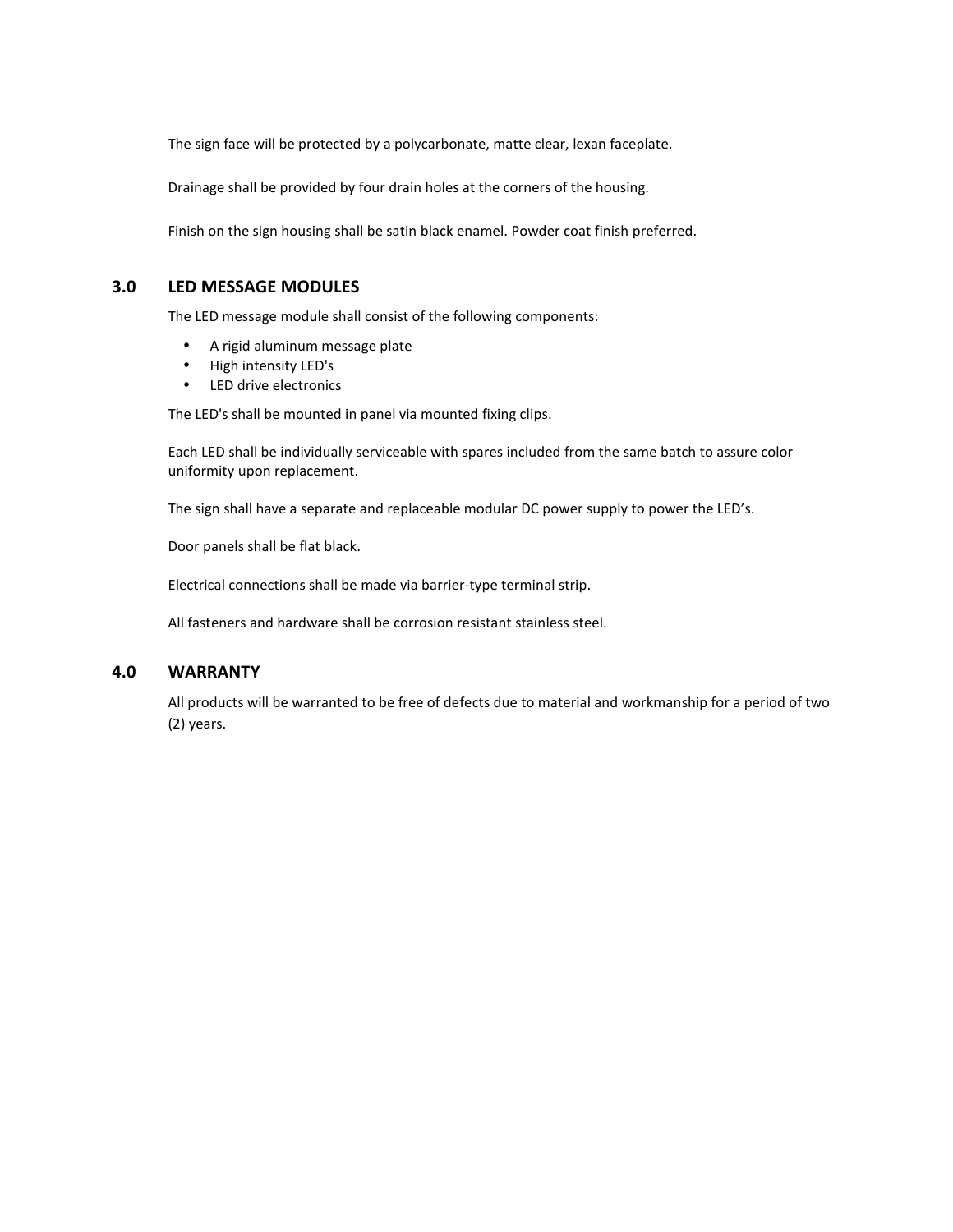The sign face will be protected by a polycarbonate, matte clear, lexan faceplate.

Drainage shall be provided by four drain holes at the corners of the housing.

Finish on the sign housing shall be satin black enamel. Powder coat finish preferred.

## 3.0 LED MESSAGE MODULES

The LED message module shall consist of the following components:

- A rigid aluminum message plate
- High intensity LED's
- LED drive electronics

The LED's shall be mounted in panel via mounted fixing clips.

Each LED shall be individually serviceable with spares included from the same batch to assure color uniformity upon replacement.

The sign shall have a separate and replaceable modular DC power supply to power the LED's.

Door panels shall be flat black.

Electrical connections shall be made via barrier-type terminal strip.

All fasteners and hardware shall be corrosion resistant stainless steel.

## 4.0 WARRANTY

All products will be warranted to be free of defects due to material and workmanship for a period of two (2) years.